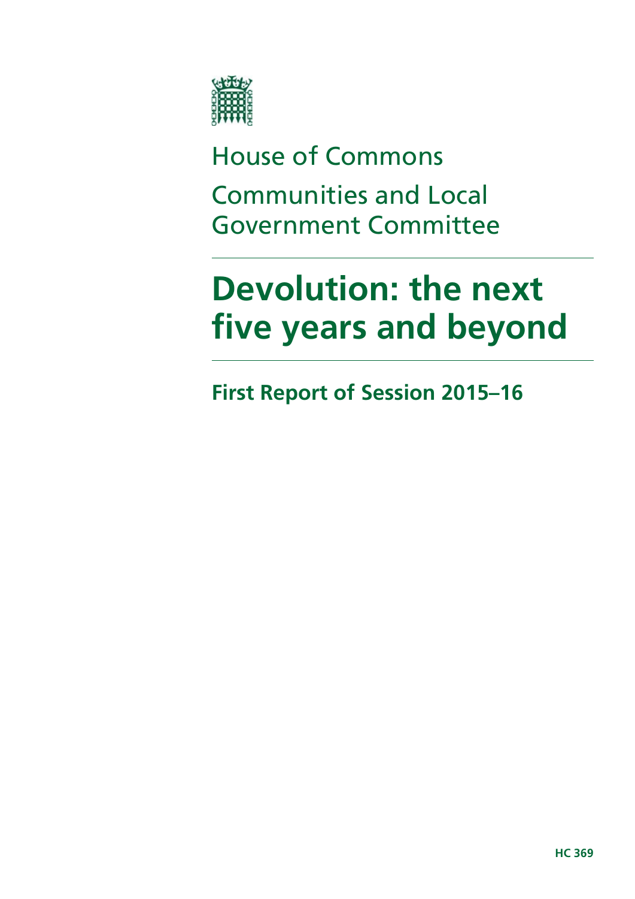House of Commons

Communities and Local Government Committee

# Devolution: the next five years and beyond

## First Report of Session 2015–16

HC 369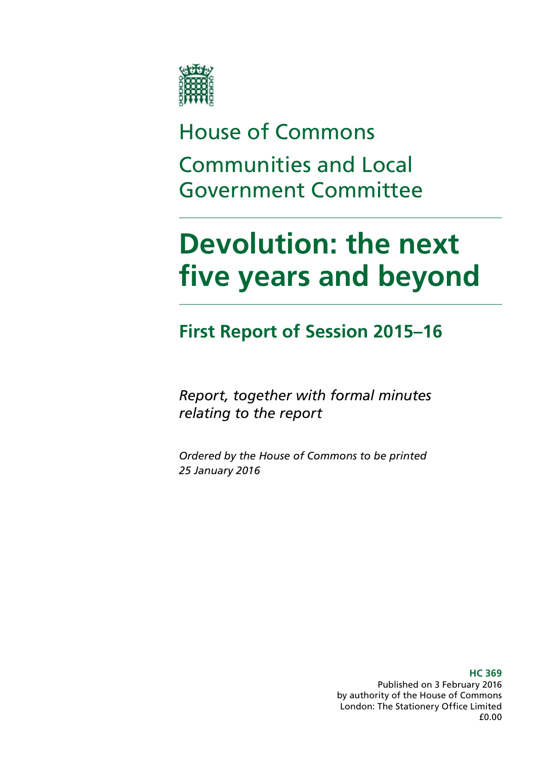House of Commons

Communities and Local Government Committee

# Devolution: the next five years and beyond

## First Report of Session 2015–16

*Report, together with formal minutes relating to the report*

*Ordered by the House of Commons to be printed 25 January 2016*

**HC 369**

Published on 3 February 2016
by authority of the House of Commons
London: The Stationery Office Limited
£0.00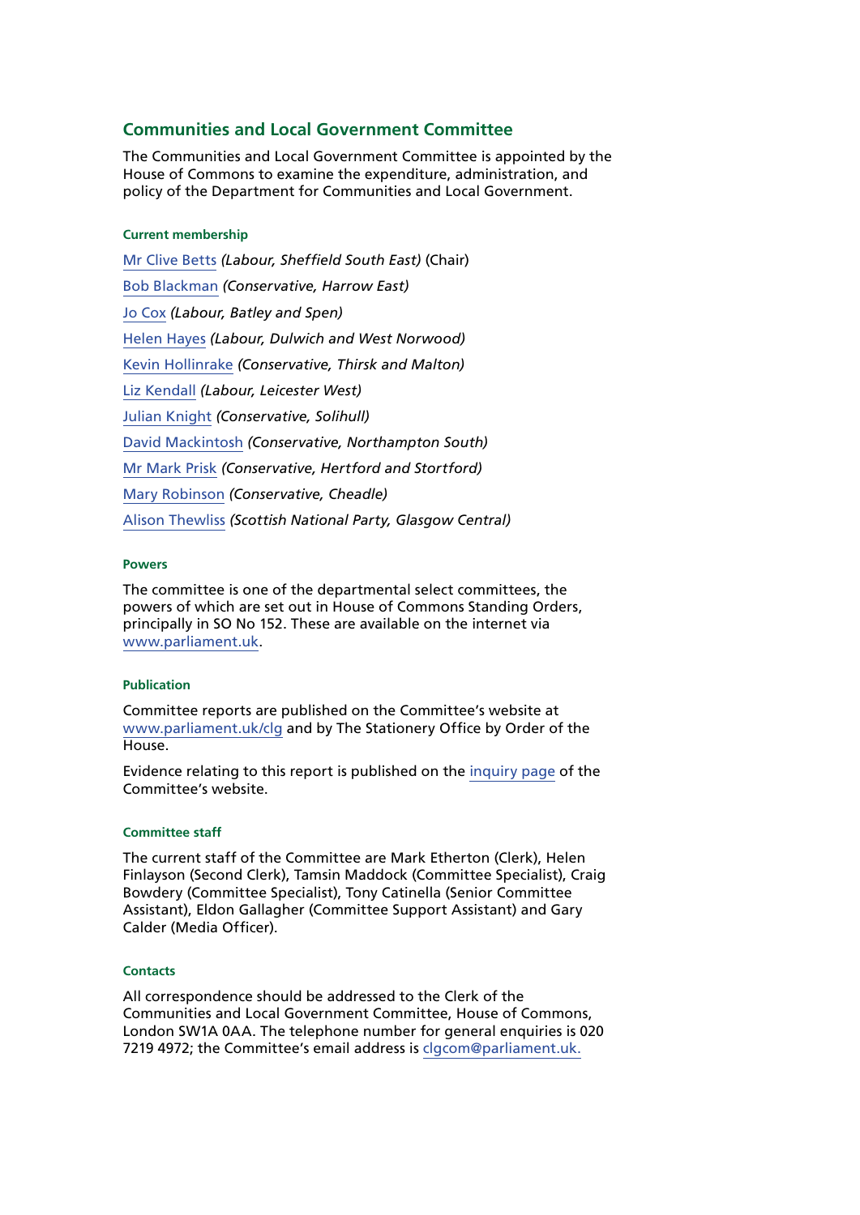## Communities and Local Government Committee

The Communities and Local Government Committee is appointed by the House of Commons to examine the expenditure, administration, and policy of the Department for Communities and Local Government.

#### Current membership

Mr Clive Betts *(Labour, Sheffield South East)* (Chair)

Bob Blackman *(Conservative, Harrow East)*

Jo Cox *(Labour, Batley and Spen)*

Helen Hayes *(Labour, Dulwich and West Norwood)*

Kevin Hollinrake *(Conservative, Thirsk and Malton)*

Liz Kendall *(Labour, Leicester West)*

Julian Knight *(Conservative, Solihull)*

David Mackintosh *(Conservative, Northampton South)*

Mr Mark Prisk *(Conservative, Hertford and Stortford)*

Mary Robinson *(Conservative, Cheadle)*

Alison Thewliss *(Scottish National Party, Glasgow Central)*

#### Powers

The committee is one of the departmental select committees, the powers of which are set out in House of Commons Standing Orders, principally in SO No 152. These are available on the internet via www.parliament.uk.

#### Publication

Committee reports are published on the Committee's website at www.parliament.uk/clg and by The Stationery Office by Order of the House.

Evidence relating to this report is published on the inquiry page of the Committee's website.

#### Committee staff

The current staff of the Committee are Mark Etherton (Clerk), Helen Finlayson (Second Clerk), Tamsin Maddock (Committee Specialist), Craig Bowdery (Committee Specialist), Tony Catinella (Senior Committee Assistant), Eldon Gallagher (Committee Support Assistant) and Gary Calder (Media Officer).

#### Contacts

All correspondence should be addressed to the Clerk of the Communities and Local Government Committee, House of Commons, London SW1A 0AA. The telephone number for general enquiries is 020 7219 4972; the Committee's email address is clgcom@parliament.uk.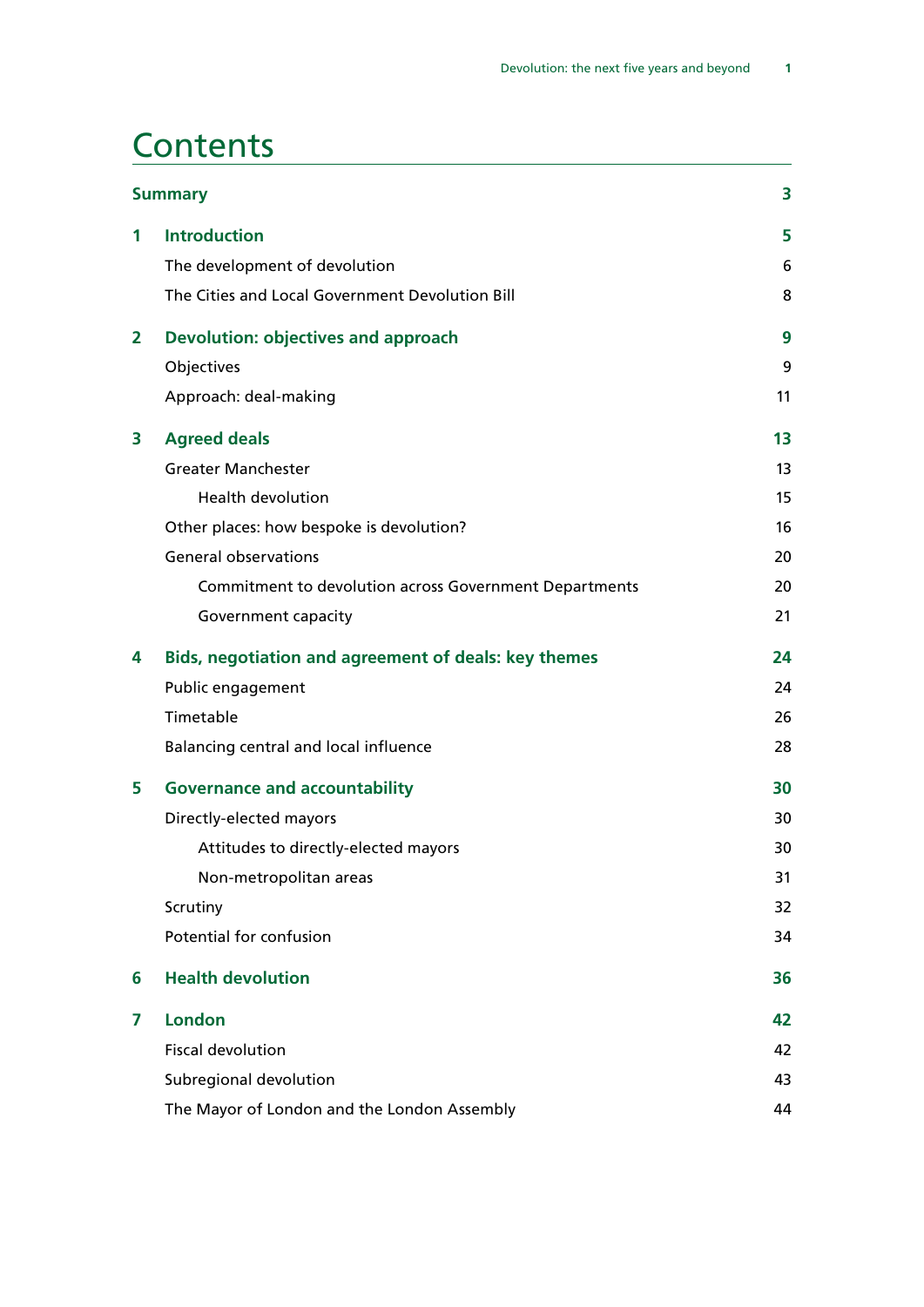# Contents

| | | |
|---|---|---|
| **Summary** | | **3** |
| **1** | **Introduction** | **5** |
| | The development of devolution | 6 |
| | The Cities and Local Government Devolution Bill | 8 |
| **2** | **Devolution: objectives and approach** | **9** |
| | Objectives | 9 |
| | Approach: deal-making | 11 |
| **3** | **Agreed deals** | **13** |
| | Greater Manchester | 13 |
| | Health devolution | 15 |
| | Other places: how bespoke is devolution? | 16 |
| | General observations | 20 |
| | Commitment to devolution across Government Departments | 20 |
| | Government capacity | 21 |
| **4** | **Bids, negotiation and agreement of deals: key themes** | **24** |
| | Public engagement | 24 |
| | Timetable | 26 |
| | Balancing central and local influence | 28 |
| **5** | **Governance and accountability** | **30** |
| | Directly-elected mayors | 30 |
| | Attitudes to directly-elected mayors | 30 |
| | Non-metropolitan areas | 31 |
| | Scrutiny | 32 |
| | Potential for confusion | 34 |
| **6** | **Health devolution** | **36** |
| **7** | **London** | **42** |
| | Fiscal devolution | 42 |
| | Subregional devolution | 43 |
| | The Mayor of London and the London Assembly | 44 |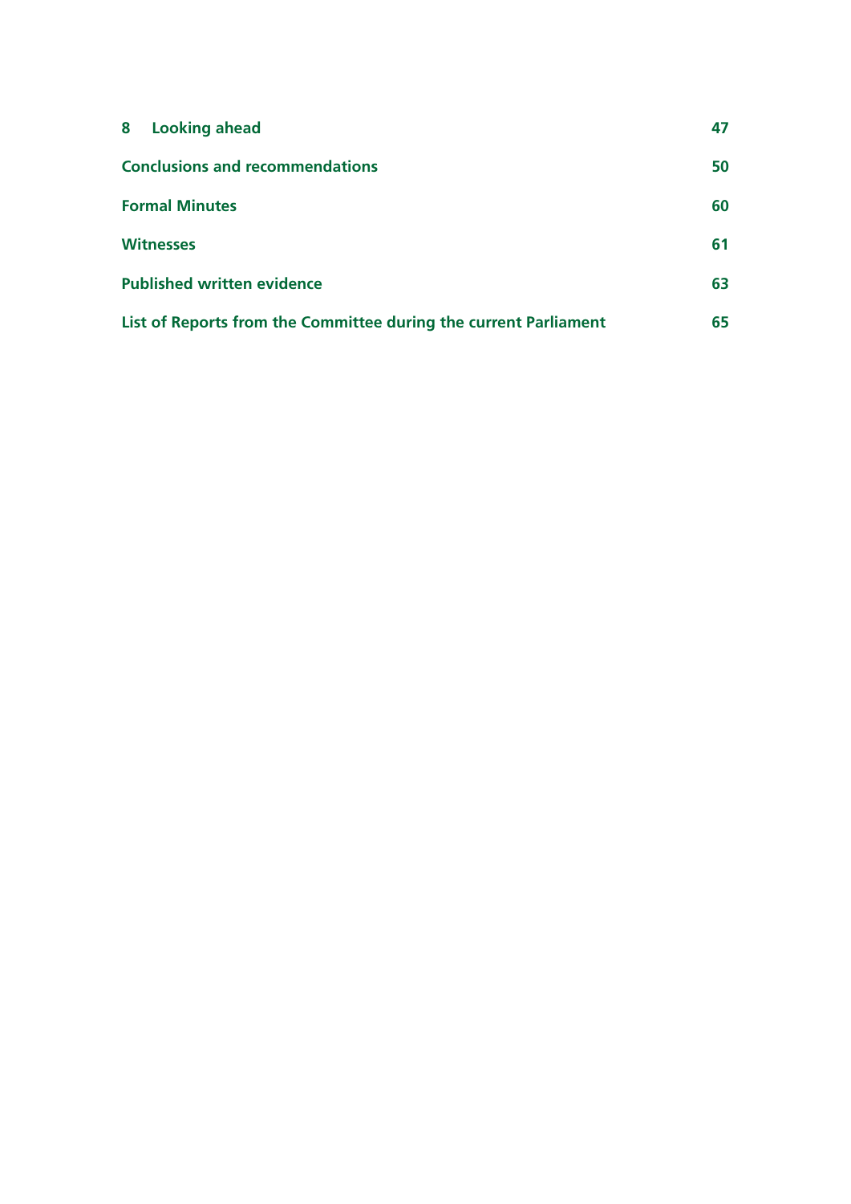**8 Looking ahead** 47

**Conclusions and recommendations** 50

**Formal Minutes** 60

**Witnesses** 61

**Published written evidence** 63

**List of Reports from the Committee during the current Parliament** 65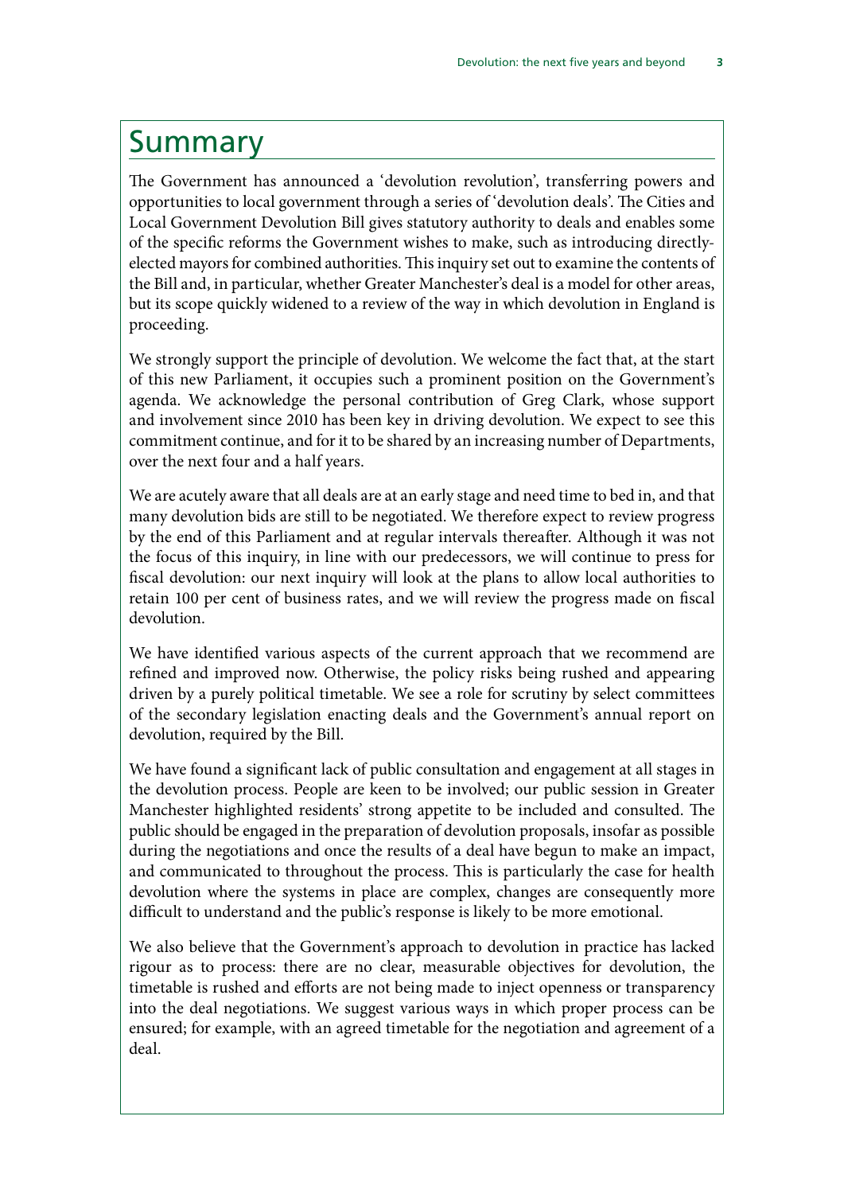# Summary

The Government has announced a 'devolution revolution', transferring powers and opportunities to local government through a series of 'devolution deals'. The Cities and Local Government Devolution Bill gives statutory authority to deals and enables some of the specific reforms the Government wishes to make, such as introducing directly-elected mayors for combined authorities. This inquiry set out to examine the contents of the Bill and, in particular, whether Greater Manchester's deal is a model for other areas, but its scope quickly widened to a review of the way in which devolution in England is proceeding.

We strongly support the principle of devolution. We welcome the fact that, at the start of this new Parliament, it occupies such a prominent position on the Government's agenda. We acknowledge the personal contribution of Greg Clark, whose support and involvement since 2010 has been key in driving devolution. We expect to see this commitment continue, and for it to be shared by an increasing number of Departments, over the next four and a half years.

We are acutely aware that all deals are at an early stage and need time to bed in, and that many devolution bids are still to be negotiated. We therefore expect to review progress by the end of this Parliament and at regular intervals thereafter. Although it was not the focus of this inquiry, in line with our predecessors, we will continue to press for fiscal devolution: our next inquiry will look at the plans to allow local authorities to retain 100 per cent of business rates, and we will review the progress made on fiscal devolution.

We have identified various aspects of the current approach that we recommend are refined and improved now. Otherwise, the policy risks being rushed and appearing driven by a purely political timetable. We see a role for scrutiny by select committees of the secondary legislation enacting deals and the Government's annual report on devolution, required by the Bill.

We have found a significant lack of public consultation and engagement at all stages in the devolution process. People are keen to be involved; our public session in Greater Manchester highlighted residents' strong appetite to be included and consulted. The public should be engaged in the preparation of devolution proposals, insofar as possible during the negotiations and once the results of a deal have begun to make an impact, and communicated to throughout the process. This is particularly the case for health devolution where the systems in place are complex, changes are consequently more difficult to understand and the public's response is likely to be more emotional.

We also believe that the Government's approach to devolution in practice has lacked rigour as to process: there are no clear, measurable objectives for devolution, the timetable is rushed and efforts are not being made to inject openness or transparency into the deal negotiations. We suggest various ways in which proper process can be ensured; for example, with an agreed timetable for the negotiation and agreement of a deal.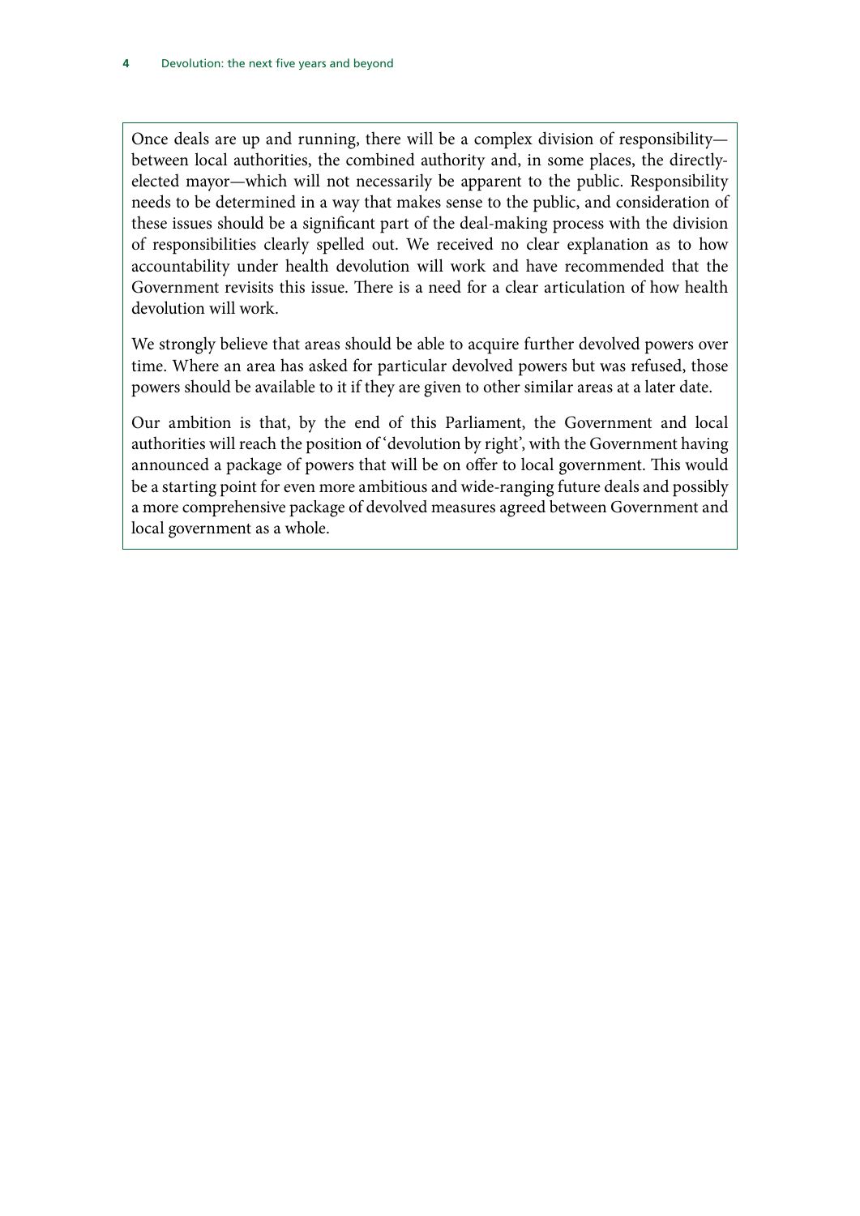Once deals are up and running, there will be a complex division of responsibility—between local authorities, the combined authority and, in some places, the directly-elected mayor—which will not necessarily be apparent to the public. Responsibility needs to be determined in a way that makes sense to the public, and consideration of these issues should be a significant part of the deal-making process with the division of responsibilities clearly spelled out. We received no clear explanation as to how accountability under health devolution will work and have recommended that the Government revisits this issue. There is a need for a clear articulation of how health devolution will work.

We strongly believe that areas should be able to acquire further devolved powers over time. Where an area has asked for particular devolved powers but was refused, those powers should be available to it if they are given to other similar areas at a later date.

Our ambition is that, by the end of this Parliament, the Government and local authorities will reach the position of 'devolution by right', with the Government having announced a package of powers that will be on offer to local government. This would be a starting point for even more ambitious and wide-ranging future deals and possibly a more comprehensive package of devolved measures agreed between Government and local government as a whole.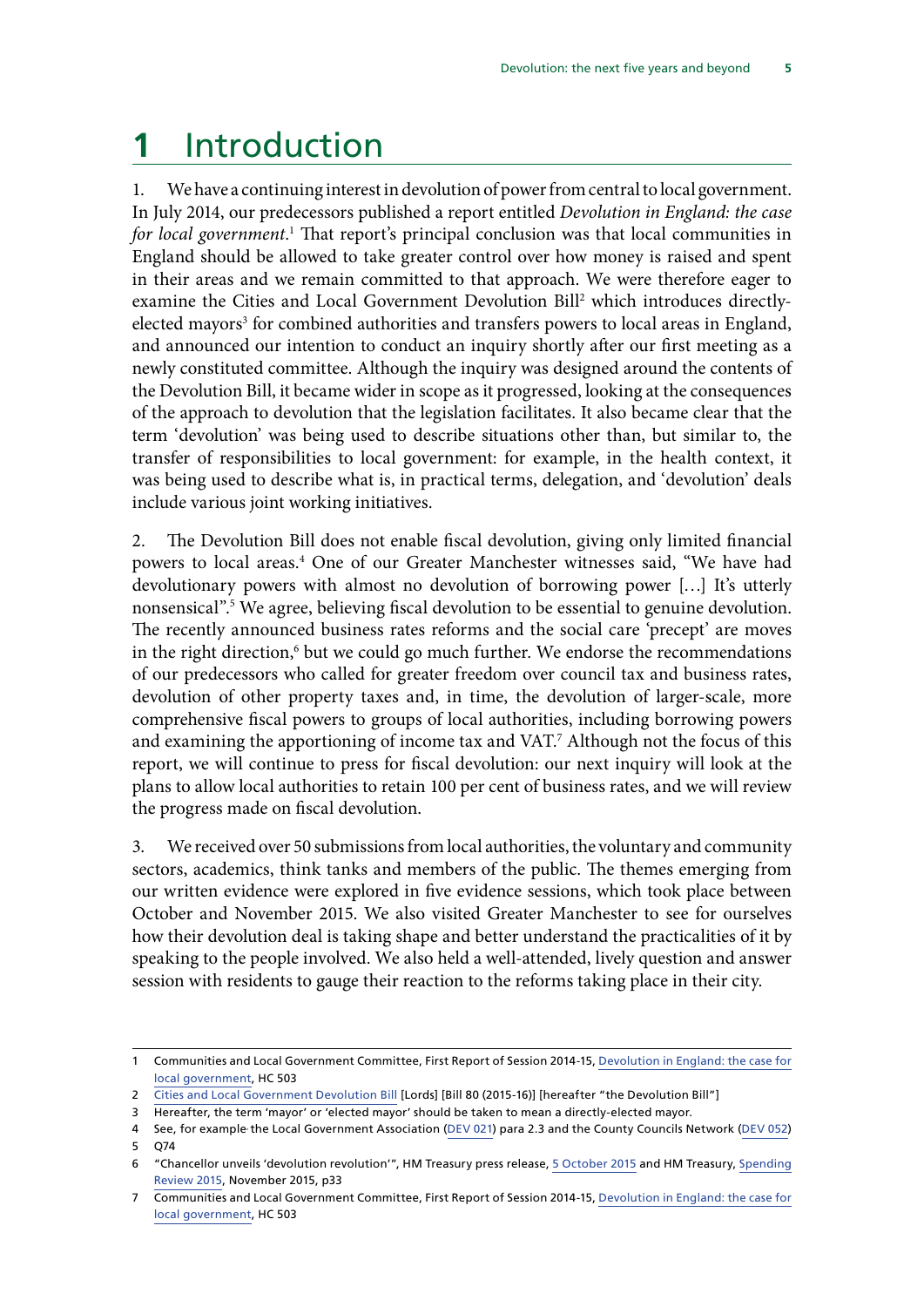# 1 Introduction

1. We have a continuing interest in devolution of power from central to local government. In July 2014, our predecessors published a report entitled *Devolution in England: the case for local government*.[1] That report's principal conclusion was that local communities in England should be allowed to take greater control over how money is raised and spent in their areas and we remain committed to that approach. We were therefore eager to examine the Cities and Local Government Devolution Bill[2] which introduces directly-elected mayors[3] for combined authorities and transfers powers to local areas in England, and announced our intention to conduct an inquiry shortly after our first meeting as a newly constituted committee. Although the inquiry was designed around the contents of the Devolution Bill, it became wider in scope as it progressed, looking at the consequences of the approach to devolution that the legislation facilitates. It also became clear that the term 'devolution' was being used to describe situations other than, but similar to, the transfer of responsibilities to local government: for example, in the health context, it was being used to describe what is, in practical terms, delegation, and 'devolution' deals include various joint working initiatives.

2. The Devolution Bill does not enable fiscal devolution, giving only limited financial powers to local areas.[4] One of our Greater Manchester witnesses said, "We have had devolutionary powers with almost no devolution of borrowing power […] It's utterly nonsensical".[5] We agree, believing fiscal devolution to be essential to genuine devolution. The recently announced business rates reforms and the social care 'precept' are moves in the right direction,[6] but we could go much further. We endorse the recommendations of our predecessors who called for greater freedom over council tax and business rates, devolution of other property taxes and, in time, the devolution of larger-scale, more comprehensive fiscal powers to groups of local authorities, including borrowing powers and examining the apportioning of income tax and VAT.[7] Although not the focus of this report, we will continue to press for fiscal devolution: our next inquiry will look at the plans to allow local authorities to retain 100 per cent of business rates, and we will review the progress made on fiscal devolution.

3. We received over 50 submissions from local authorities, the voluntary and community sectors, academics, think tanks and members of the public. The themes emerging from our written evidence were explored in five evidence sessions, which took place between October and November 2015. We also visited Greater Manchester to see for ourselves how their devolution deal is taking shape and better understand the practicalities of it by speaking to the people involved. We also held a well-attended, lively question and answer session with residents to gauge their reaction to the reforms taking place in their city.

---

1 Communities and Local Government Committee, First Report of Session 2014-15, Devolution in England: the case for local government, HC 503

2 Cities and Local Government Devolution Bill [Lords] [Bill 80 (2015-16)] [hereafter "the Devolution Bill"]

3 Hereafter, the term 'mayor' or 'elected mayor' should be taken to mean a directly-elected mayor.

4 See, for example the Local Government Association (DEV 021) para 2.3 and the County Councils Network (DEV 052)

5 Q74

6 "Chancellor unveils 'devolution revolution'", HM Treasury press release, 5 October 2015 and HM Treasury, Spending Review 2015, November 2015, p33

7 Communities and Local Government Committee, First Report of Session 2014-15, Devolution in England: the case for local government, HC 503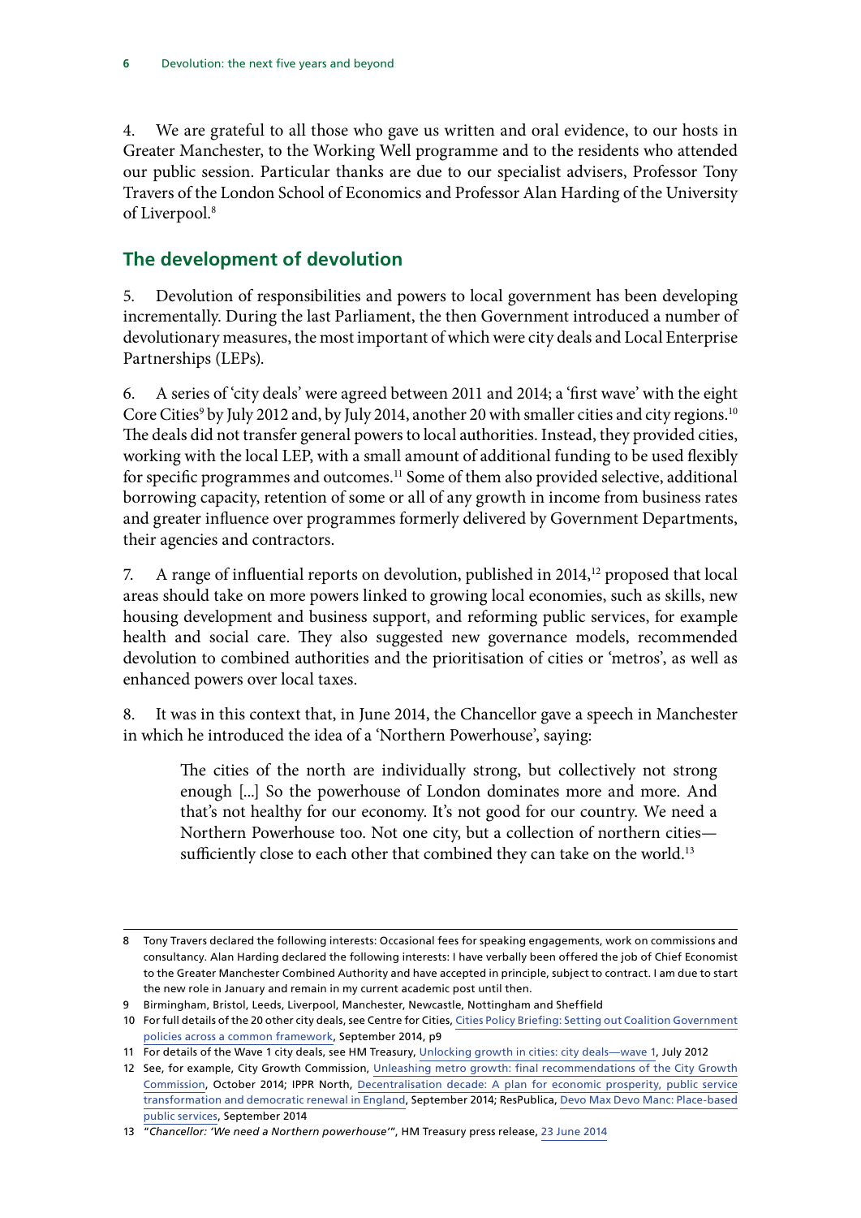4. We are grateful to all those who gave us written and oral evidence, to our hosts in Greater Manchester, to the Working Well programme and to the residents who attended our public session. Particular thanks are due to our specialist advisers, Professor Tony Travers of the London School of Economics and Professor Alan Harding of the University of Liverpool.[8]

## The development of devolution

5. Devolution of responsibilities and powers to local government has been developing incrementally. During the last Parliament, the then Government introduced a number of devolutionary measures, the most important of which were city deals and Local Enterprise Partnerships (LEPs).

6. A series of 'city deals' were agreed between 2011 and 2014; a 'first wave' with the eight Core Cities[9] by July 2012 and, by July 2014, another 20 with smaller cities and city regions.[10] The deals did not transfer general powers to local authorities. Instead, they provided cities, working with the local LEP, with a small amount of additional funding to be used flexibly for specific programmes and outcomes.[11] Some of them also provided selective, additional borrowing capacity, retention of some or all of any growth in income from business rates and greater influence over programmes formerly delivered by Government Departments, their agencies and contractors.

7. A range of influential reports on devolution, published in 2014,[12] proposed that local areas should take on more powers linked to growing local economies, such as skills, new housing development and business support, and reforming public services, for example health and social care. They also suggested new governance models, recommended devolution to combined authorities and the prioritisation of cities or 'metros', as well as enhanced powers over local taxes.

8. It was in this context that, in June 2014, the Chancellor gave a speech in Manchester in which he introduced the idea of a 'Northern Powerhouse', saying:

> The cities of the north are individually strong, but collectively not strong enough [...] So the powerhouse of London dominates more and more. And that's not healthy for our economy. It's not good for our country. We need a Northern Powerhouse too. Not one city, but a collection of northern cities—sufficiently close to each other that combined they can take on the world.[13]

---

8 Tony Travers declared the following interests: Occasional fees for speaking engagements, work on commissions and consultancy. Alan Harding declared the following interests: I have verbally been offered the job of Chief Economist to the Greater Manchester Combined Authority and have accepted in principle, subject to contract. I am due to start the new role in January and remain in my current academic post until then.

9 Birmingham, Bristol, Leeds, Liverpool, Manchester, Newcastle, Nottingham and Sheffield

10 For full details of the 20 other city deals, see Centre for Cities, Cities Policy Briefing: Setting out Coalition Government policies across a common framework, September 2014, p9

11 For details of the Wave 1 city deals, see HM Treasury, Unlocking growth in cities: city deals—wave 1, July 2012

12 See, for example, City Growth Commission, Unleashing metro growth: final recommendations of the City Growth Commission, October 2014; IPPR North, Decentralisation decade: A plan for economic prosperity, public service transformation and democratic renewal in England, September 2014; ResPublica, Devo Max Devo Manc: Place-based public services, September 2014

13 "*Chancellor: 'We need a Northern powerhouse'*", HM Treasury press release, 23 June 2014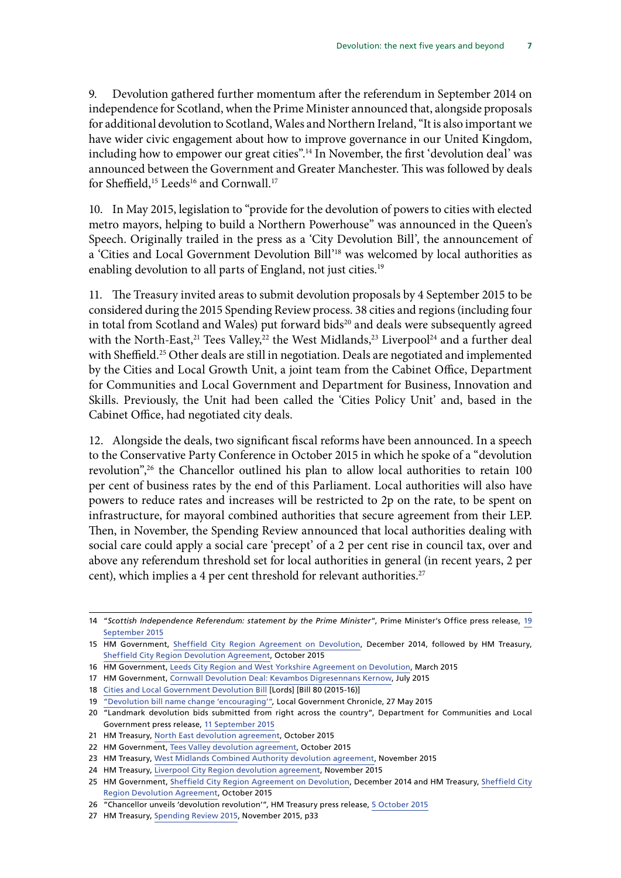9. Devolution gathered further momentum after the referendum in September 2014 on independence for Scotland, when the Prime Minister announced that, alongside proposals for additional devolution to Scotland, Wales and Northern Ireland, "It is also important we have wider civic engagement about how to improve governance in our United Kingdom, including how to empower our great cities".[14] In November, the first 'devolution deal' was announced between the Government and Greater Manchester. This was followed by deals for Sheffield,[15] Leeds[16] and Cornwall.[17]

10. In May 2015, legislation to "provide for the devolution of powers to cities with elected metro mayors, helping to build a Northern Powerhouse" was announced in the Queen's Speech. Originally trailed in the press as a 'City Devolution Bill', the announcement of a 'Cities and Local Government Devolution Bill'[18] was welcomed by local authorities as enabling devolution to all parts of England, not just cities.[19]

11. The Treasury invited areas to submit devolution proposals by 4 September 2015 to be considered during the 2015 Spending Review process. 38 cities and regions (including four in total from Scotland and Wales) put forward bids[20] and deals were subsequently agreed with the North-East,[21] Tees Valley,[22] the West Midlands,[23] Liverpool[24] and a further deal with Sheffield.[25] Other deals are still in negotiation. Deals are negotiated and implemented by the Cities and Local Growth Unit, a joint team from the Cabinet Office, Department for Communities and Local Government and Department for Business, Innovation and Skills. Previously, the Unit had been called the 'Cities Policy Unit' and, based in the Cabinet Office, had negotiated city deals.

12. Alongside the deals, two significant fiscal reforms have been announced. In a speech to the Conservative Party Conference in October 2015 in which he spoke of a "devolution revolution",[26] the Chancellor outlined his plan to allow local authorities to retain 100 per cent of business rates by the end of this Parliament. Local authorities will also have powers to reduce rates and increases will be restricted to 2p on the rate, to be spent on infrastructure, for mayoral combined authorities that secure agreement from their LEP. Then, in November, the Spending Review announced that local authorities dealing with social care could apply a social care 'precept' of a 2 per cent rise in council tax, over and above any referendum threshold set for local authorities in general (in recent years, 2 per cent), which implies a 4 per cent threshold for relevant authorities.[27]

---

14 "*Scottish Independence Referendum: statement by the Prime Minister*", Prime Minister's Office press release, 19 September 2015

15 HM Government, Sheffield City Region Agreement on Devolution, December 2014, followed by HM Treasury, Sheffield City Region Devolution Agreement, October 2015

16 HM Government, Leeds City Region and West Yorkshire Agreement on Devolution, March 2015

17 HM Government, Cornwall Devolution Deal: Kevambos Digresennans Kernow, July 2015

18 Cities and Local Government Devolution Bill [Lords] [Bill 80 (2015-16)]

19 "Devolution bill name change 'encouraging'", Local Government Chronicle, 27 May 2015

20 "Landmark devolution bids submitted from right across the country", Department for Communities and Local Government press release, 11 September 2015

21 HM Treasury, North East devolution agreement, October 2015

22 HM Government, Tees Valley devolution agreement, October 2015

23 HM Treasury, West Midlands Combined Authority devolution agreement, November 2015

24 HM Treasury, Liverpool City Region devolution agreement, November 2015

25 HM Government, Sheffield City Region Agreement on Devolution, December 2014 and HM Treasury, Sheffield City Region Devolution Agreement, October 2015

26 "Chancellor unveils 'devolution revolution'", HM Treasury press release, 5 October 2015

27 HM Treasury, Spending Review 2015, November 2015, p33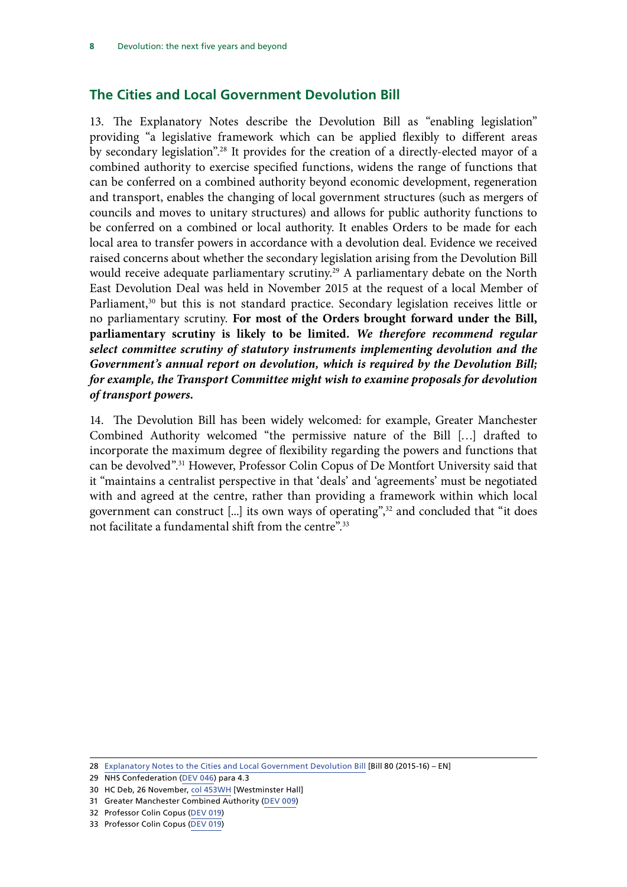## The Cities and Local Government Devolution Bill

13. The Explanatory Notes describe the Devolution Bill as "enabling legislation" providing "a legislative framework which can be applied flexibly to different areas by secondary legislation".[28] It provides for the creation of a directly-elected mayor of a combined authority to exercise specified functions, widens the range of functions that can be conferred on a combined authority beyond economic development, regeneration and transport, enables the changing of local government structures (such as mergers of councils and moves to unitary structures) and allows for public authority functions to be conferred on a combined or local authority. It enables Orders to be made for each local area to transfer powers in accordance with a devolution deal. Evidence we received raised concerns about whether the secondary legislation arising from the Devolution Bill would receive adequate parliamentary scrutiny.[29] A parliamentary debate on the North East Devolution Deal was held in November 2015 at the request of a local Member of Parliament,[30] but this is not standard practice. Secondary legislation receives little or no parliamentary scrutiny. **For most of the Orders brought forward under the Bill, parliamentary scrutiny is likely to be limited.** ***We therefore recommend regular select committee scrutiny of statutory instruments implementing devolution and the Government's annual report on devolution, which is required by the Devolution Bill; for example, the Transport Committee might wish to examine proposals for devolution of transport powers.***

14. The Devolution Bill has been widely welcomed: for example, Greater Manchester Combined Authority welcomed "the permissive nature of the Bill […] drafted to incorporate the maximum degree of flexibility regarding the powers and functions that can be devolved".[31] However, Professor Colin Copus of De Montfort University said that it "maintains a centralist perspective in that 'deals' and 'agreements' must be negotiated with and agreed at the centre, rather than providing a framework within which local government can construct [...] its own ways of operating",[32] and concluded that "it does not facilitate a fundamental shift from the centre".[33]

28 Explanatory Notes to the Cities and Local Government Devolution Bill [Bill 80 (2015-16) – EN]

29 NHS Confederation (DEV 046) para 4.3

30 HC Deb, 26 November, col 453WH [Westminster Hall]

31 Greater Manchester Combined Authority (DEV 009)

32 Professor Colin Copus (DEV 019)

33 Professor Colin Copus (DEV 019)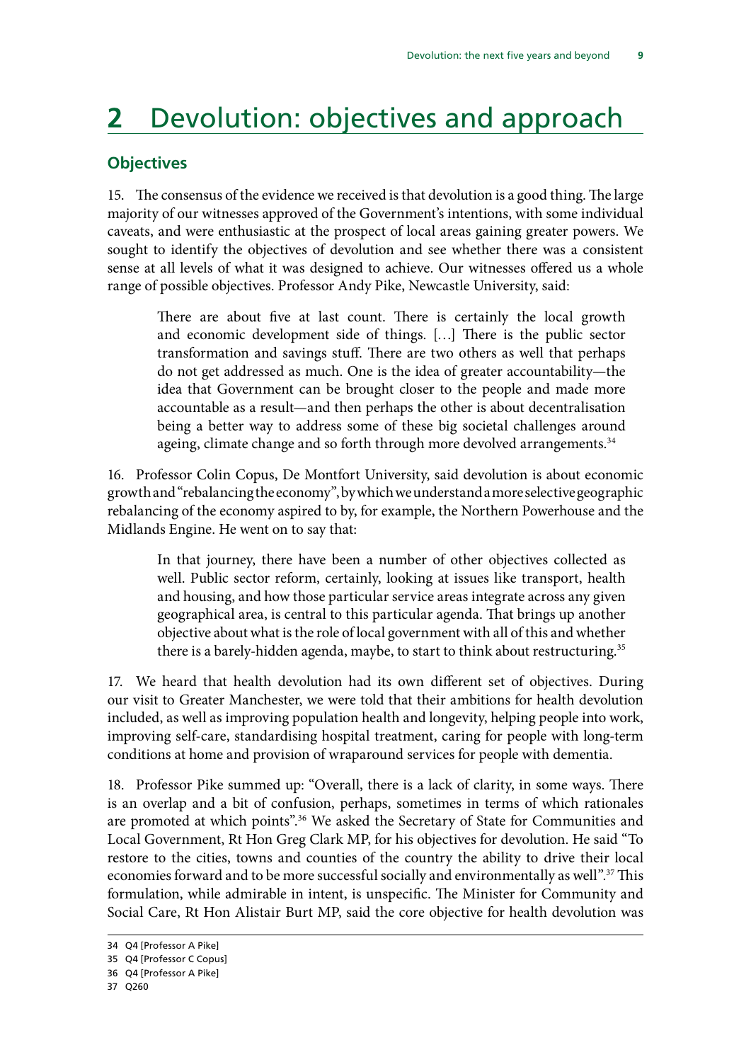# 2 Devolution: objectives and approach

## Objectives

15. The consensus of the evidence we received is that devolution is a good thing. The large majority of our witnesses approved of the Government's intentions, with some individual caveats, and were enthusiastic at the prospect of local areas gaining greater powers. We sought to identify the objectives of devolution and see whether there was a consistent sense at all levels of what it was designed to achieve. Our witnesses offered us a whole range of possible objectives. Professor Andy Pike, Newcastle University, said:

> There are about five at last count. There is certainly the local growth and economic development side of things. [...] There is the public sector transformation and savings stuff. There are two others as well that perhaps do not get addressed as much. One is the idea of greater accountability—the idea that Government can be brought closer to the people and made more accountable as a result—and then perhaps the other is about decentralisation being a better way to address some of these big societal challenges around ageing, climate change and so forth through more devolved arrangements.[34]

16. Professor Colin Copus, De Montfort University, said devolution is about economic growth and "rebalancing the economy", by which we understand a more selective geographic rebalancing of the economy aspired to by, for example, the Northern Powerhouse and the Midlands Engine. He went on to say that:

> In that journey, there have been a number of other objectives collected as well. Public sector reform, certainly, looking at issues like transport, health and housing, and how those particular service areas integrate across any given geographical area, is central to this particular agenda. That brings up another objective about what is the role of local government with all of this and whether there is a barely-hidden agenda, maybe, to start to think about restructuring.[35]

17. We heard that health devolution had its own different set of objectives. During our visit to Greater Manchester, we were told that their ambitions for health devolution included, as well as improving population health and longevity, helping people into work, improving self-care, standardising hospital treatment, caring for people with long-term conditions at home and provision of wraparound services for people with dementia.

18. Professor Pike summed up: "Overall, there is a lack of clarity, in some ways. There is an overlap and a bit of confusion, perhaps, sometimes in terms of which rationales are promoted at which points".[36] We asked the Secretary of State for Communities and Local Government, Rt Hon Greg Clark MP, for his objectives for devolution. He said "To restore to the cities, towns and counties of the country the ability to drive their local economies forward and to be more successful socially and environmentally as well".[37] This formulation, while admirable in intent, is unspecific. The Minister for Community and Social Care, Rt Hon Alistair Burt MP, said the core objective for health devolution was

---

34 Q4 [Professor A Pike]

35 Q4 [Professor C Copus]

36 Q4 [Professor A Pike]

37 Q260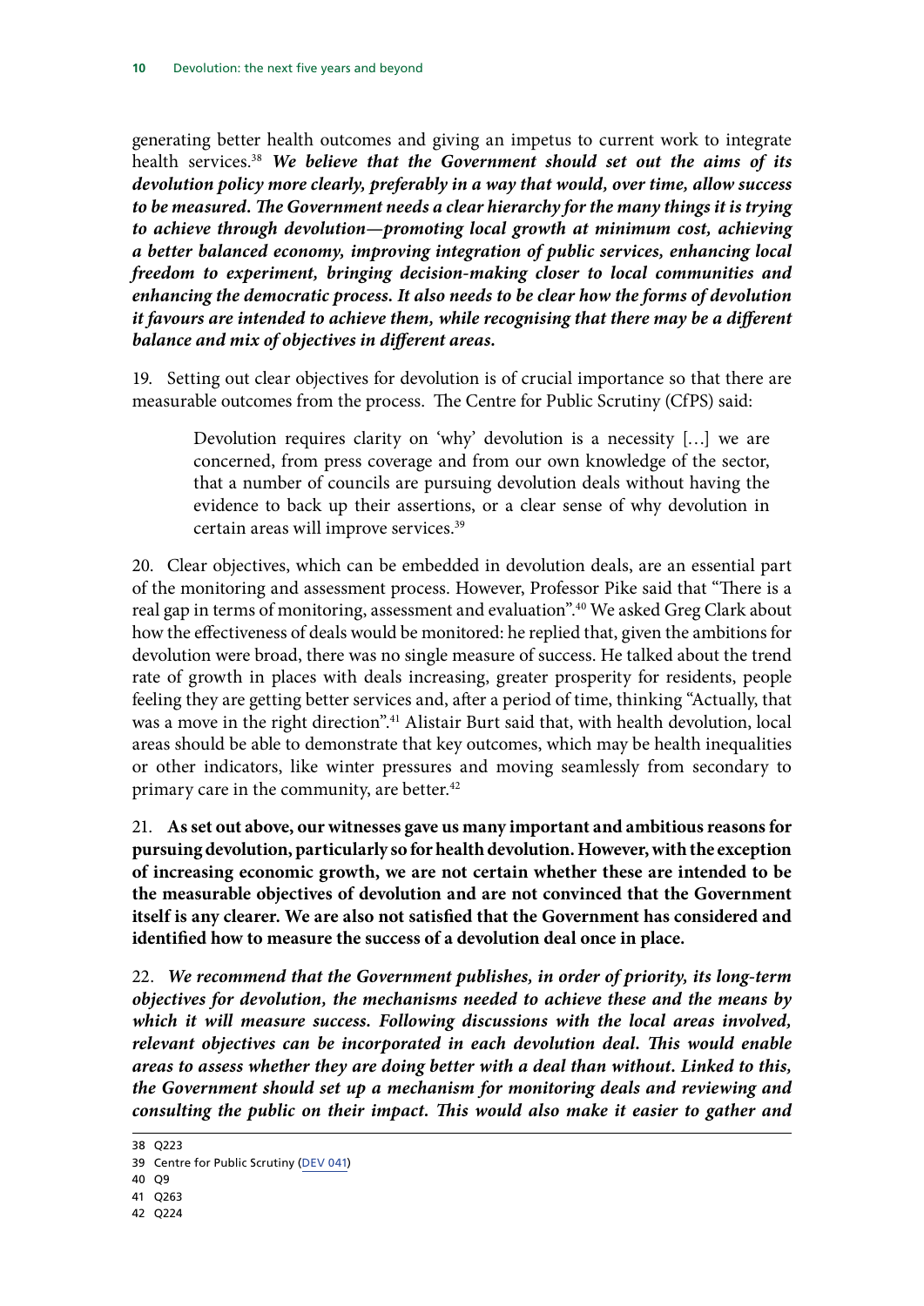generating better health outcomes and giving an impetus to current work to integrate health services.[38] ***We believe that the Government should set out the aims of its devolution policy more clearly, preferably in a way that would, over time, allow success to be measured. The Government needs a clear hierarchy for the many things it is trying to achieve through devolution—promoting local growth at minimum cost, achieving a better balanced economy, improving integration of public services, enhancing local freedom to experiment, bringing decision-making closer to local communities and enhancing the democratic process. It also needs to be clear how the forms of devolution it favours are intended to achieve them, while recognising that there may be a different balance and mix of objectives in different areas.***

19. Setting out clear objectives for devolution is of crucial importance so that there are measurable outcomes from the process. The Centre for Public Scrutiny (CfPS) said:

> Devolution requires clarity on 'why' devolution is a necessity […] we are concerned, from press coverage and from our own knowledge of the sector, that a number of councils are pursuing devolution deals without having the evidence to back up their assertions, or a clear sense of why devolution in certain areas will improve services.[39]

20. Clear objectives, which can be embedded in devolution deals, are an essential part of the monitoring and assessment process. However, Professor Pike said that "There is a real gap in terms of monitoring, assessment and evaluation".[40] We asked Greg Clark about how the effectiveness of deals would be monitored: he replied that, given the ambitions for devolution were broad, there was no single measure of success. He talked about the trend rate of growth in places with deals increasing, greater prosperity for residents, people feeling they are getting better services and, after a period of time, thinking "Actually, that was a move in the right direction".[41] Alistair Burt said that, with health devolution, local areas should be able to demonstrate that key outcomes, which may be health inequalities or other indicators, like winter pressures and moving seamlessly from secondary to primary care in the community, are better.[42]

21. **As set out above, our witnesses gave us many important and ambitious reasons for pursuing devolution, particularly so for health devolution. However, with the exception of increasing economic growth, we are not certain whether these are intended to be the measurable objectives of devolution and are not convinced that the Government itself is any clearer. We are also not satisfied that the Government has considered and identified how to measure the success of a devolution deal once in place.**

22. ***We recommend that the Government publishes, in order of priority, its long-term objectives for devolution, the mechanisms needed to achieve these and the means by which it will measure success. Following discussions with the local areas involved, relevant objectives can be incorporated in each devolution deal. This would enable areas to assess whether they are doing better with a deal than without. Linked to this, the Government should set up a mechanism for monitoring deals and reviewing and consulting the public on their impact. This would also make it easier to gather and***

---

38 Q223

39 Centre for Public Scrutiny (DEV 041)

40 Q9

41 Q263

42 Q224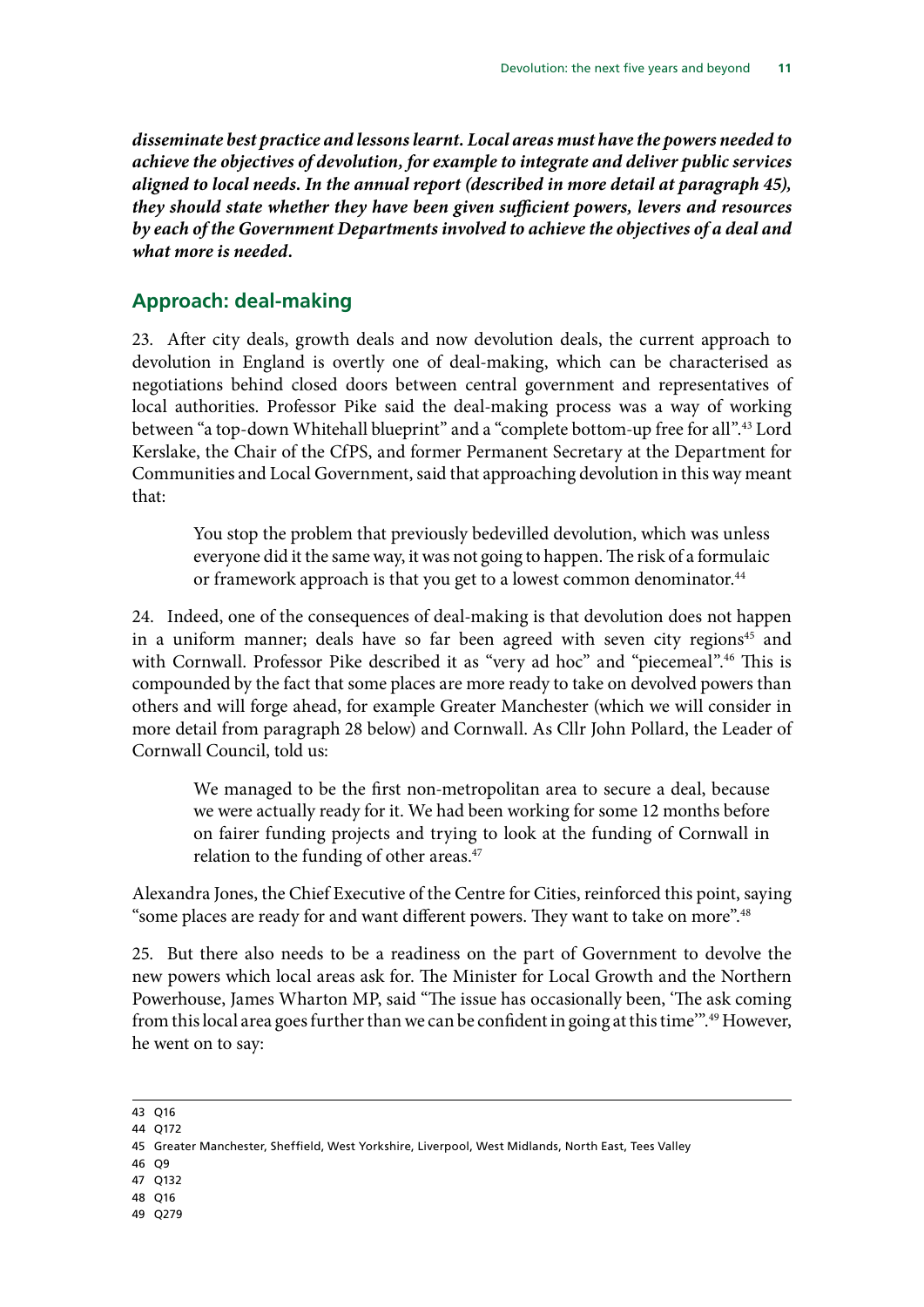***disseminate best practice and lessons learnt. Local areas must have the powers needed to achieve the objectives of devolution, for example to integrate and deliver public services aligned to local needs. In the annual report (described in more detail at paragraph 45), they should state whether they have been given sufficient powers, levers and resources by each of the Government Departments involved to achieve the objectives of a deal and what more is needed.***

## Approach: deal-making

23. After city deals, growth deals and now devolution deals, the current approach to devolution in England is overtly one of deal-making, which can be characterised as negotiations behind closed doors between central government and representatives of local authorities. Professor Pike said the deal-making process was a way of working between "a top-down Whitehall blueprint" and a "complete bottom-up free for all".[43] Lord Kerslake, the Chair of the CfPS, and former Permanent Secretary at the Department for Communities and Local Government, said that approaching devolution in this way meant that:

> You stop the problem that previously bedevilled devolution, which was unless everyone did it the same way, it was not going to happen. The risk of a formulaic or framework approach is that you get to a lowest common denominator.[44]

24. Indeed, one of the consequences of deal-making is that devolution does not happen in a uniform manner; deals have so far been agreed with seven city regions[45] and with Cornwall. Professor Pike described it as "very ad hoc" and "piecemeal".[46] This is compounded by the fact that some places are more ready to take on devolved powers than others and will forge ahead, for example Greater Manchester (which we will consider in more detail from paragraph 28 below) and Cornwall. As Cllr John Pollard, the Leader of Cornwall Council, told us:

> We managed to be the first non-metropolitan area to secure a deal, because we were actually ready for it. We had been working for some 12 months before on fairer funding projects and trying to look at the funding of Cornwall in relation to the funding of other areas.[47]

Alexandra Jones, the Chief Executive of the Centre for Cities, reinforced this point, saying "some places are ready for and want different powers. They want to take on more".[48]

25. But there also needs to be a readiness on the part of Government to devolve the new powers which local areas ask for. The Minister for Local Growth and the Northern Powerhouse, James Wharton MP, said "The issue has occasionally been, 'The ask coming from this local area goes further than we can be confident in going at this time'".[49] However, he went on to say:

---

43 Q16

44 Q172

45 Greater Manchester, Sheffield, West Yorkshire, Liverpool, West Midlands, North East, Tees Valley

46 Q9

47 Q132

48 Q16

49 Q279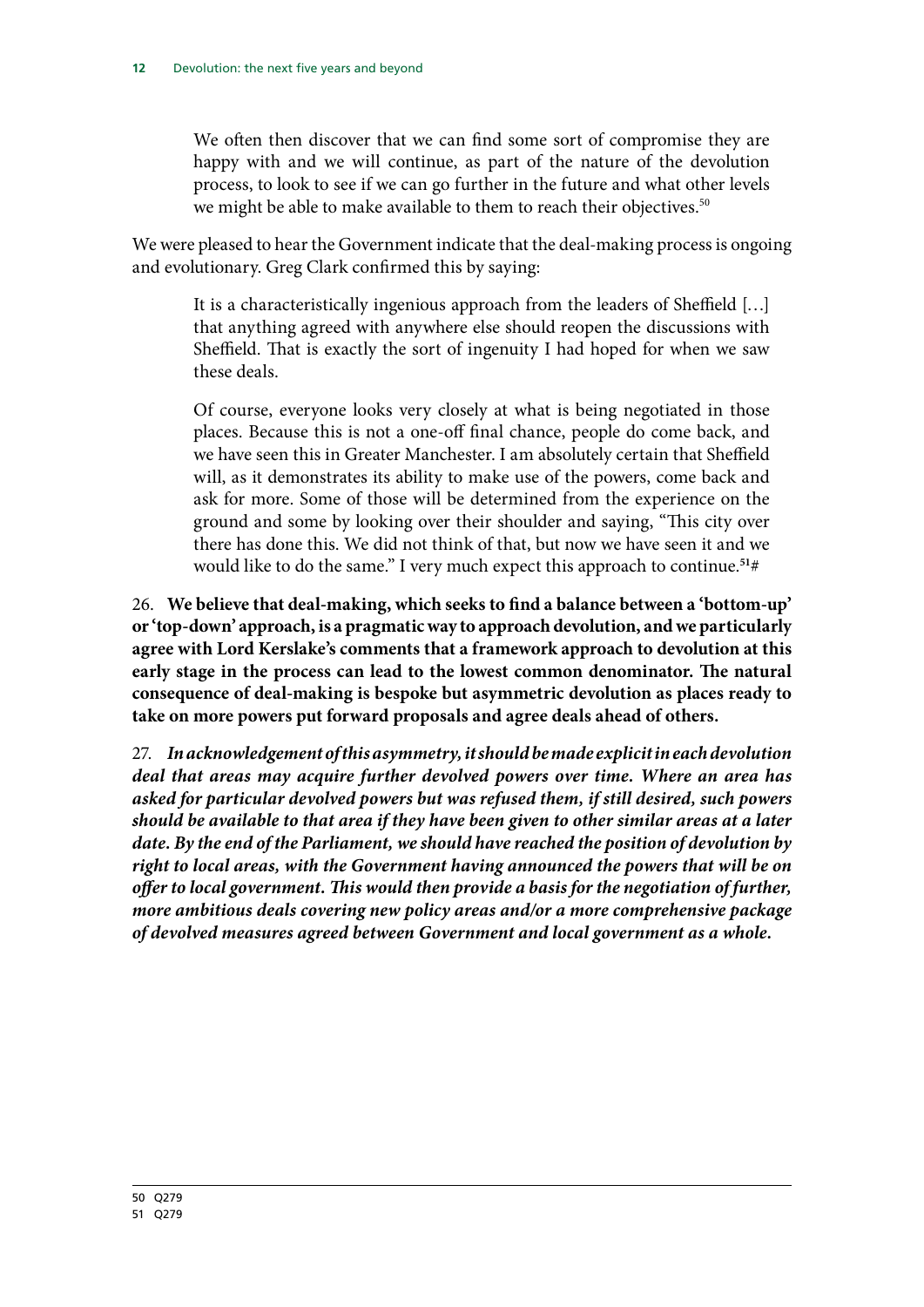> We often then discover that we can find some sort of compromise they are happy with and we will continue, as part of the nature of the devolution process, to look to see if we can go further in the future and what other levels we might be able to make available to them to reach their objectives.[50]

We were pleased to hear the Government indicate that the deal-making process is ongoing and evolutionary. Greg Clark confirmed this by saying:

> It is a characteristically ingenious approach from the leaders of Sheffield […] that anything agreed with anywhere else should reopen the discussions with Sheffield. That is exactly the sort of ingenuity I had hoped for when we saw these deals.
>
> Of course, everyone looks very closely at what is being negotiated in those places. Because this is not a one-off final chance, people do come back, and we have seen this in Greater Manchester. I am absolutely certain that Sheffield will, as it demonstrates its ability to make use of the powers, come back and ask for more. Some of those will be determined from the experience on the ground and some by looking over their shoulder and saying, "This city over there has done this. We did not think of that, but now we have seen it and we would like to do the same." I very much expect this approach to continue.[51]#

26. **We believe that deal-making, which seeks to find a balance between a 'bottom-up' or 'top-down' approach, is a pragmatic way to approach devolution, and we particularly agree with Lord Kerslake's comments that a framework approach to devolution at this early stage in the process can lead to the lowest common denominator. The natural consequence of deal-making is bespoke but asymmetric devolution as places ready to take on more powers put forward proposals and agree deals ahead of others.**

27. ***In acknowledgement of this asymmetry, it should be made explicit in each devolution deal that areas may acquire further devolved powers over time. Where an area has asked for particular devolved powers but was refused them, if still desired, such powers should be available to that area if they have been given to other similar areas at a later date. By the end of the Parliament, we should have reached the position of devolution by right to local areas, with the Government having announced the powers that will be on offer to local government. This would then provide a basis for the negotiation of further, more ambitious deals covering new policy areas and/or a more comprehensive package of devolved measures agreed between Government and local government as a whole.***

50 Q279

51 Q279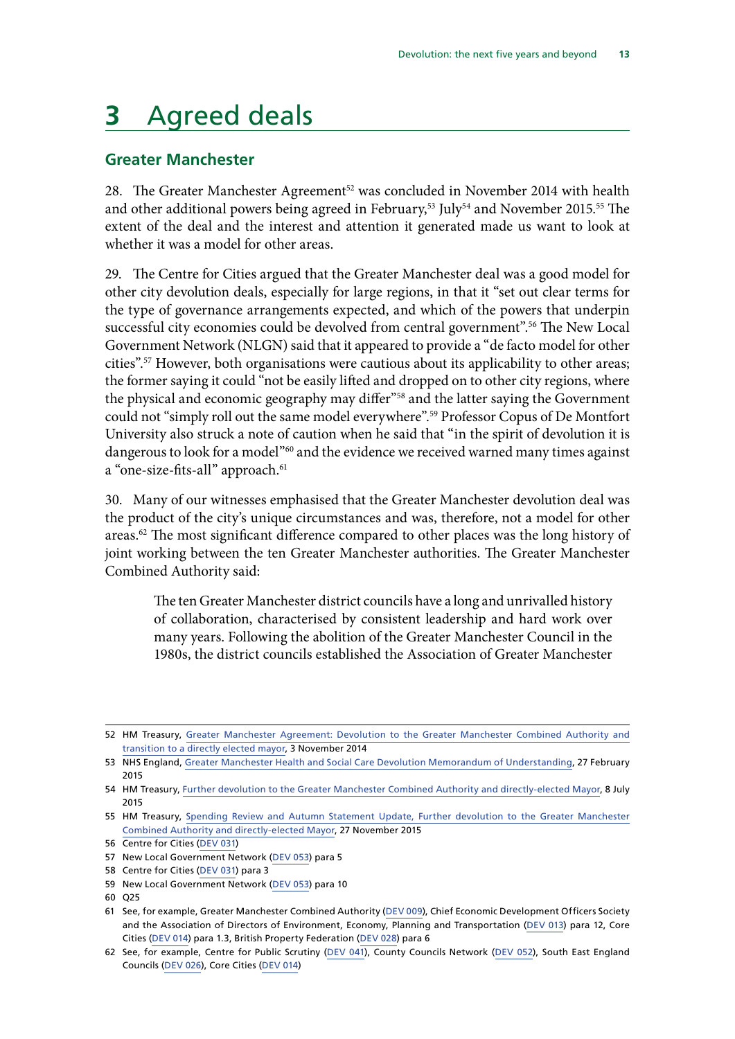# 3 Agreed deals

## Greater Manchester

28. The Greater Manchester Agreement[52] was concluded in November 2014 with health and other additional powers being agreed in February,[53] July[54] and November 2015.[55] The extent of the deal and the interest and attention it generated made us want to look at whether it was a model for other areas.

29. The Centre for Cities argued that the Greater Manchester deal was a good model for other city devolution deals, especially for large regions, in that it "set out clear terms for the type of governance arrangements expected, and which of the powers that underpin successful city economies could be devolved from central government".[56] The New Local Government Network (NLGN) said that it appeared to provide a "de facto model for other cities".[57] However, both organisations were cautious about its applicability to other areas; the former saying it could "not be easily lifted and dropped on to other city regions, where the physical and economic geography may differ"[58] and the latter saying the Government could not "simply roll out the same model everywhere".[59] Professor Copus of De Montfort University also struck a note of caution when he said that "in the spirit of devolution it is dangerous to look for a model"[60] and the evidence we received warned many times against a "one-size-fits-all" approach.[61]

30. Many of our witnesses emphasised that the Greater Manchester devolution deal was the product of the city's unique circumstances and was, therefore, not a model for other areas.[62] The most significant difference compared to other places was the long history of joint working between the ten Greater Manchester authorities. The Greater Manchester Combined Authority said:

> The ten Greater Manchester district councils have a long and unrivalled history of collaboration, characterised by consistent leadership and hard work over many years. Following the abolition of the Greater Manchester Council in the 1980s, the district councils established the Association of Greater Manchester

---

52 HM Treasury, Greater Manchester Agreement: Devolution to the Greater Manchester Combined Authority and transition to a directly elected mayor, 3 November 2014

53 NHS England, Greater Manchester Health and Social Care Devolution Memorandum of Understanding, 27 February 2015

54 HM Treasury, Further devolution to the Greater Manchester Combined Authority and directly-elected Mayor, 8 July 2015

55 HM Treasury, Spending Review and Autumn Statement Update, Further devolution to the Greater Manchester Combined Authority and directly-elected Mayor, 27 November 2015

56 Centre for Cities (DEV 031)

57 New Local Government Network (DEV 053) para 5

58 Centre for Cities (DEV 031) para 3

59 New Local Government Network (DEV 053) para 10

60 Q25

61 See, for example, Greater Manchester Combined Authority (DEV 009), Chief Economic Development Officers Society and the Association of Directors of Environment, Economy, Planning and Transportation (DEV 013) para 12, Core Cities (DEV 014) para 1.3, British Property Federation (DEV 028) para 6

62 See, for example, Centre for Public Scrutiny (DEV 041), County Councils Network (DEV 052), South East England Councils (DEV 026), Core Cities (DEV 014)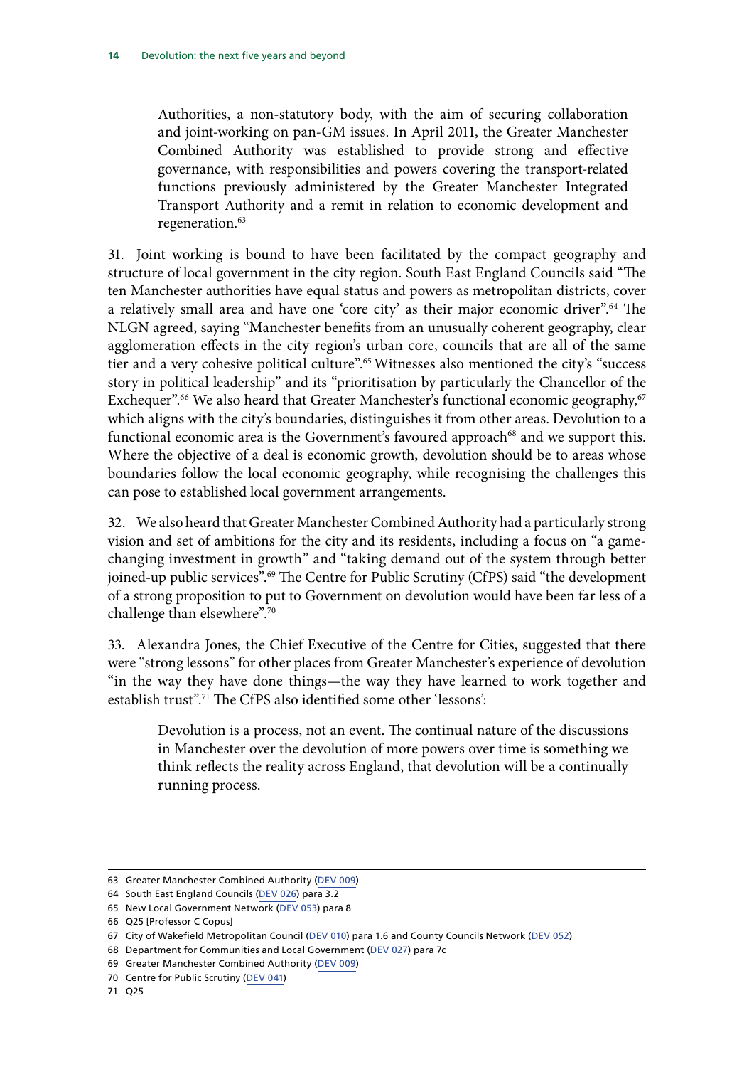> Authorities, a non-statutory body, with the aim of securing collaboration and joint-working on pan-GM issues. In April 2011, the Greater Manchester Combined Authority was established to provide strong and effective governance, with responsibilities and powers covering the transport-related functions previously administered by the Greater Manchester Integrated Transport Authority and a remit in relation to economic development and regeneration.[63]

31. Joint working is bound to have been facilitated by the compact geography and structure of local government in the city region. South East England Councils said "The ten Manchester authorities have equal status and powers as metropolitan districts, cover a relatively small area and have one 'core city' as their major economic driver".[64] The NLGN agreed, saying "Manchester benefits from an unusually coherent geography, clear agglomeration effects in the city region's urban core, councils that are all of the same tier and a very cohesive political culture".[65] Witnesses also mentioned the city's "success story in political leadership" and its "prioritisation by particularly the Chancellor of the Exchequer".[66] We also heard that Greater Manchester's functional economic geography,[67] which aligns with the city's boundaries, distinguishes it from other areas. Devolution to a functional economic area is the Government's favoured approach[68] and we support this. Where the objective of a deal is economic growth, devolution should be to areas whose boundaries follow the local economic geography, while recognising the challenges this can pose to established local government arrangements.

32. We also heard that Greater Manchester Combined Authority had a particularly strong vision and set of ambitions for the city and its residents, including a focus on "a game-changing investment in growth" and "taking demand out of the system through better joined-up public services".[69] The Centre for Public Scrutiny (CfPS) said "the development of a strong proposition to put to Government on devolution would have been far less of a challenge than elsewhere".[70]

33. Alexandra Jones, the Chief Executive of the Centre for Cities, suggested that there were "strong lessons" for other places from Greater Manchester's experience of devolution "in the way they have done things—the way they have learned to work together and establish trust".[71] The CfPS also identified some other 'lessons':

> Devolution is a process, not an event. The continual nature of the discussions in Manchester over the devolution of more powers over time is something we think reflects the reality across England, that devolution will be a continually running process.

---

63 Greater Manchester Combined Authority (DEV 009)

64 South East England Councils (DEV 026) para 3.2

65 New Local Government Network (DEV 053) para 8

66 Q25 [Professor C Copus]

67 City of Wakefield Metropolitan Council (DEV 010) para 1.6 and County Councils Network (DEV 052)

68 Department for Communities and Local Government (DEV 027) para 7c

69 Greater Manchester Combined Authority (DEV 009)

70 Centre for Public Scrutiny (DEV 041)

71 Q25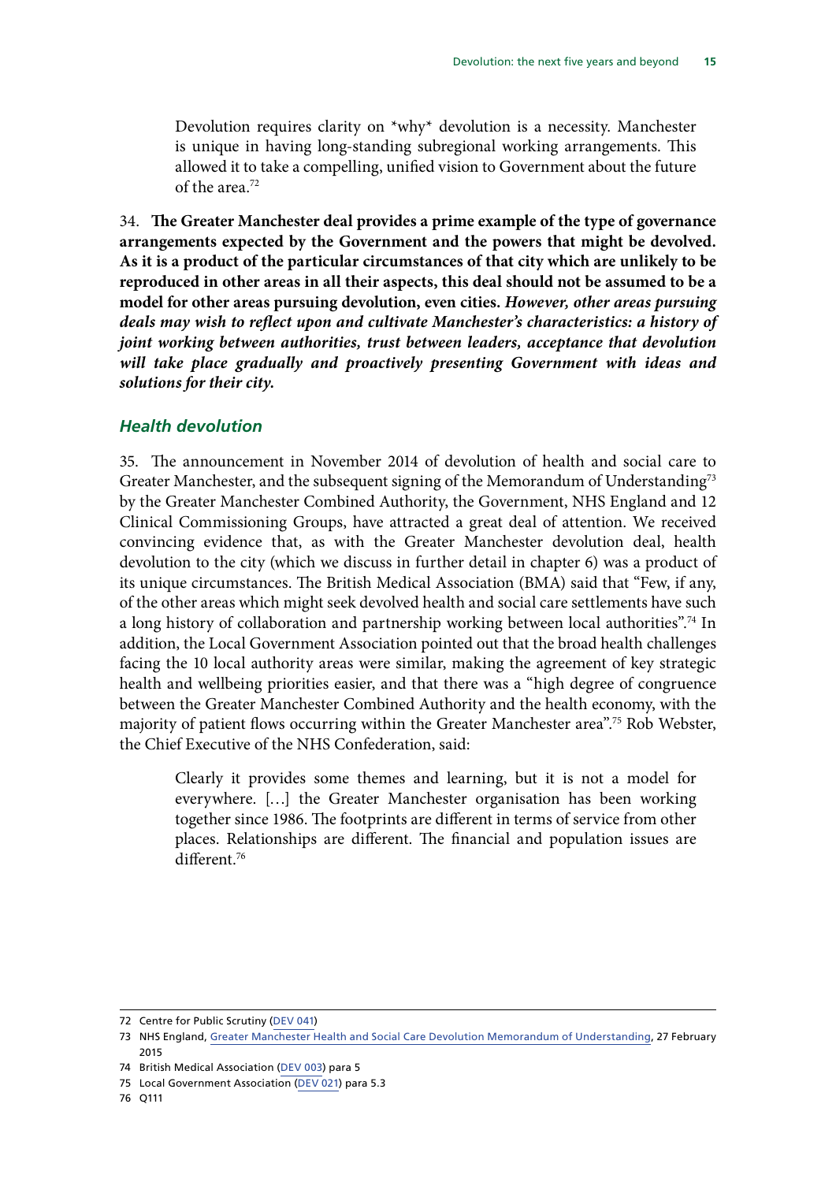> Devolution requires clarity on *why* devolution is a necessity. Manchester is unique in having long-standing subregional working arrangements. This allowed it to take a compelling, unified vision to Government about the future of the area.[72]

34. **The Greater Manchester deal provides a prime example of the type of governance arrangements expected by the Government and the powers that might be devolved. As it is a product of the particular circumstances of that city which are unlikely to be reproduced in other areas in all their aspects, this deal should not be assumed to be a model for other areas pursuing devolution, even cities.** ***However, other areas pursuing deals may wish to reflect upon and cultivate Manchester's characteristics: a history of joint working between authorities, trust between leaders, acceptance that devolution will take place gradually and proactively presenting Government with ideas and solutions for their city.***

### *Health devolution*

35. The announcement in November 2014 of devolution of health and social care to Greater Manchester, and the subsequent signing of the Memorandum of Understanding[73] by the Greater Manchester Combined Authority, the Government, NHS England and 12 Clinical Commissioning Groups, have attracted a great deal of attention. We received convincing evidence that, as with the Greater Manchester devolution deal, health devolution to the city (which we discuss in further detail in chapter 6) was a product of its unique circumstances. The British Medical Association (BMA) said that "Few, if any, of the other areas which might seek devolved health and social care settlements have such a long history of collaboration and partnership working between local authorities".[74] In addition, the Local Government Association pointed out that the broad health challenges facing the 10 local authority areas were similar, making the agreement of key strategic health and wellbeing priorities easier, and that there was a "high degree of congruence between the Greater Manchester Combined Authority and the health economy, with the majority of patient flows occurring within the Greater Manchester area".[75] Rob Webster, the Chief Executive of the NHS Confederation, said:

> Clearly it provides some themes and learning, but it is not a model for everywhere. […] the Greater Manchester organisation has been working together since 1986. The footprints are different in terms of service from other places. Relationships are different. The financial and population issues are different.[76]

---

72 Centre for Public Scrutiny (DEV 041)

73 NHS England, Greater Manchester Health and Social Care Devolution Memorandum of Understanding, 27 February 2015

74 British Medical Association (DEV 003) para 5

75 Local Government Association (DEV 021) para 5.3

76 Q111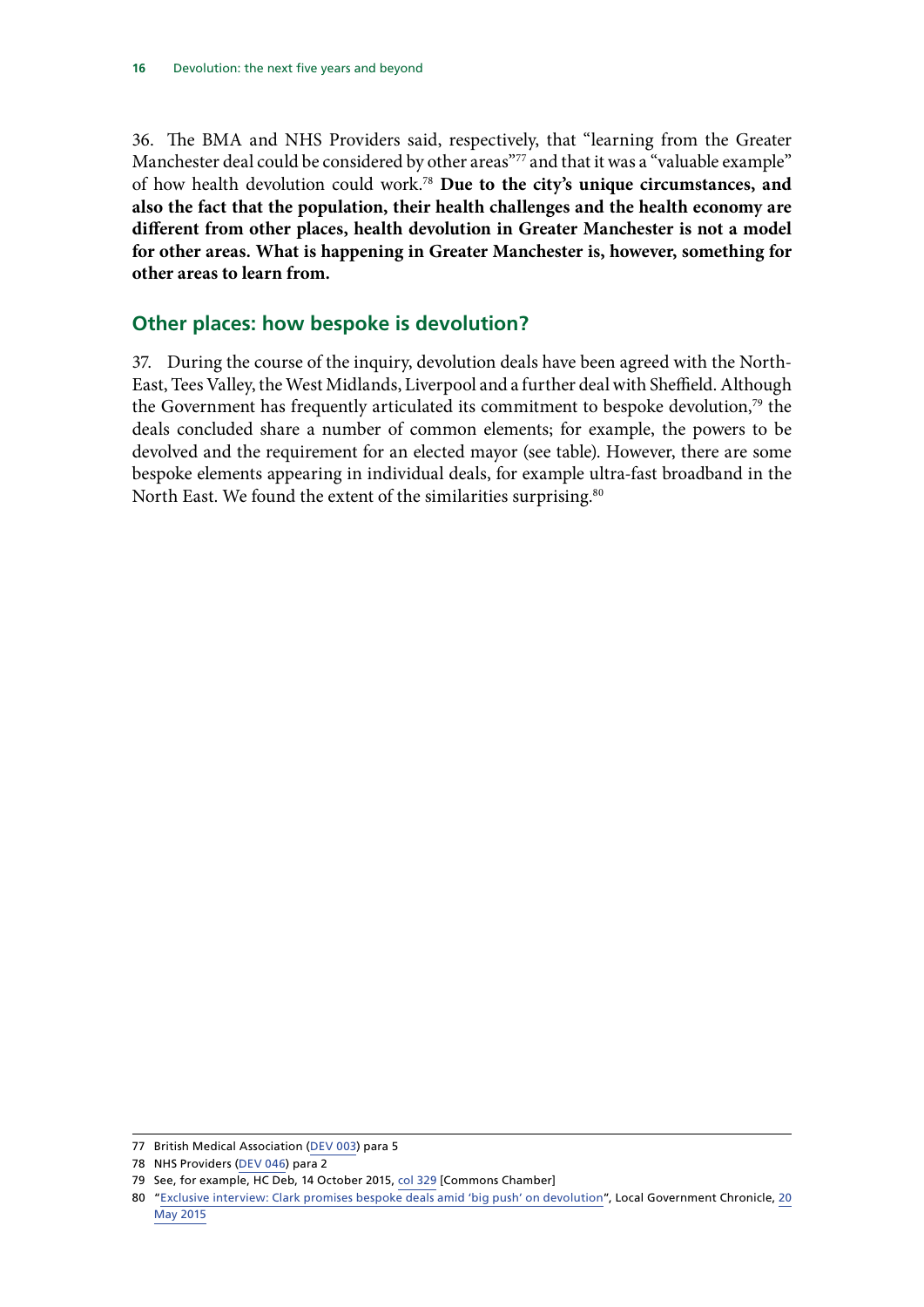36. The BMA and NHS Providers said, respectively, that "learning from the Greater Manchester deal could be considered by other areas"[77] and that it was a "valuable example" of how health devolution could work.[78] **Due to the city's unique circumstances, and also the fact that the population, their health challenges and the health economy are different from other places, health devolution in Greater Manchester is not a model for other areas. What is happening in Greater Manchester is, however, something for other areas to learn from.**

## Other places: how bespoke is devolution?

37. During the course of the inquiry, devolution deals have been agreed with the North-East, Tees Valley, the West Midlands, Liverpool and a further deal with Sheffield. Although the Government has frequently articulated its commitment to bespoke devolution,[79] the deals concluded share a number of common elements; for example, the powers to be devolved and the requirement for an elected mayor (see table). However, there are some bespoke elements appearing in individual deals, for example ultra-fast broadband in the North East. We found the extent of the similarities surprising.[80]

77 British Medical Association (DEV 003) para 5

78 NHS Providers (DEV 046) para 2

79 See, for example, HC Deb, 14 October 2015, col 329 [Commons Chamber]

80 "Exclusive interview: Clark promises bespoke deals amid 'big push' on devolution", Local Government Chronicle, 20 May 2015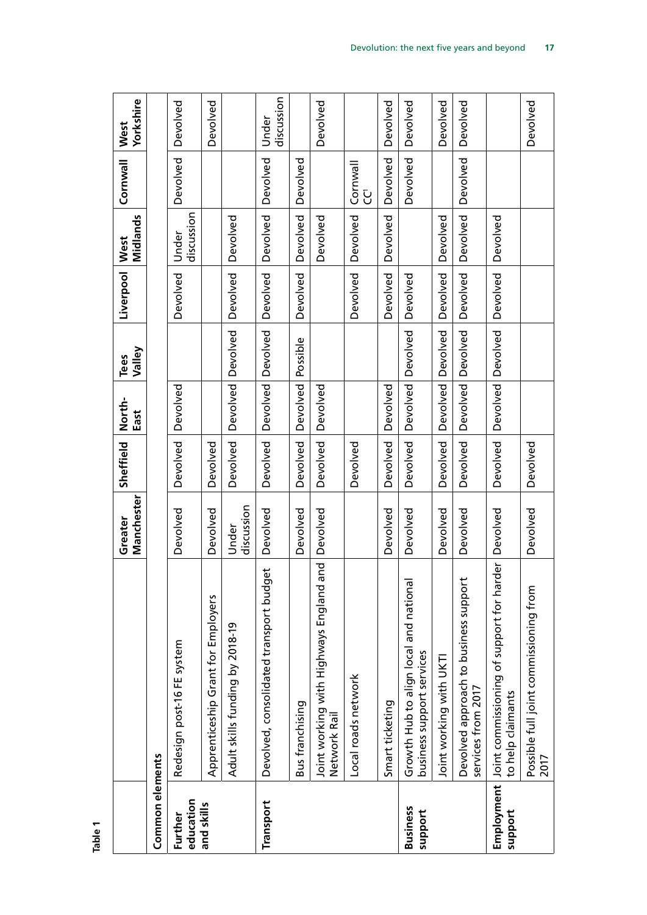**Table 1**

| | | Greater Manchester | Sheffield | North-East | Tees Valley | Liverpool | West Midlands | Cornwall | West Yorkshire |
|---|---|---|---|---|---|---|---|---|---|
| **Common elements** | | | | | | | | | |
| **Further education and skills** | Redesign post-16 FE system | Devolved | Devolved | Devolved | | Devolved | Under discussion | Devolved | Devolved |
| | Apprenticeship Grant for Employers | Devolved | Devolved | | | | | | Devolved |
| | Adult skills funding by 2018-19 | Under discussion | Devolved | Devolved | Devolved | Devolved | Devolved | | |
| **Transport** | Devolved, consolidated transport budget | Devolved | Devolved | Devolved | Devolved | Devolved | Devolved | Devolved | Under discussion |
| | Bus franchising | Devolved | Devolved | Devolved | Possible | Devolved | Devolved | Devolved | |
| | Joint working with Highways England and Network Rail | Devolved | Devolved | Devolved | | | Devolved | | Devolved |
| | Local roads network | | Devolved | | | Devolved | Devolved | Cornwall CC[1] | |
| | Smart ticketing | Devolved | Devolved | Devolved | | Devolved | Devolved | Devolved | Devolved |
| **Business support** | Growth Hub to align local and national business support services | Devolved | Devolved | Devolved | Devolved | Devolved | | Devolved | Devolved |
| | Joint working with UKTI | Devolved | Devolved | Devolved | Devolved | Devolved | Devolved | | Devolved |
| | Devolved approach to business support services from 2017 | Devolved | Devolved | Devolved | Devolved | Devolved | Devolved | Devolved | Devolved |
| **Employment support** | Joint commissioning of support for harder to help claimants | Devolved | Devolved | Devolved | Devolved | Devolved | Devolved | | |
| | Possible full joint commissioning from 2017 | Devolved | Devolved | | | | | | Devolved |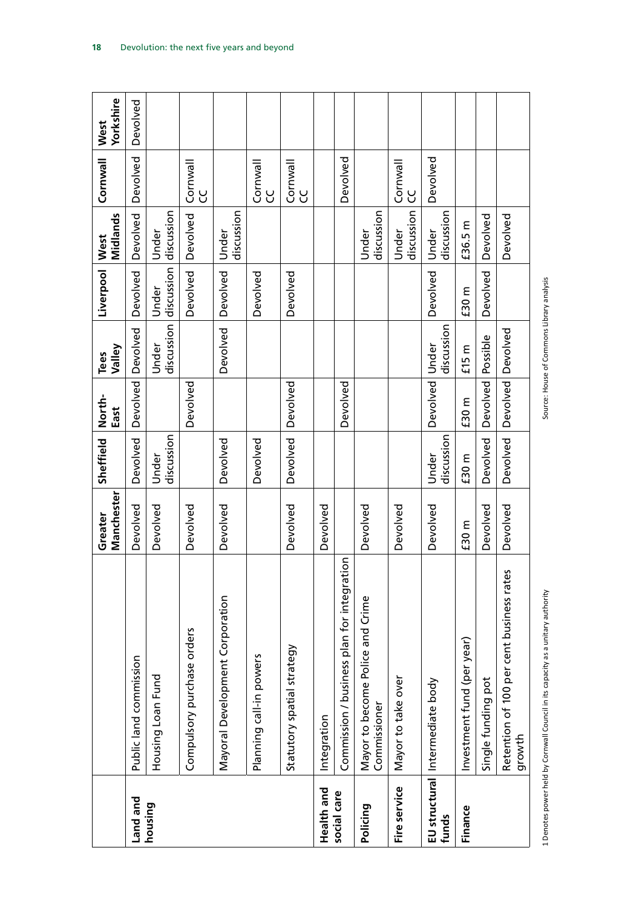| | | Greater Manchester | Sheffield | North-East | Tees Valley | Liverpool | West Midlands | Cornwall | West Yorkshire |
|---|---|---|---|---|---|---|---|---|---|
| **Land and housing** | Public land commission | Devolved | Devolved | Devolved | Devolved | Devolved | Devolved | Devolved | Devolved |
| | Housing Loan Fund | Devolved | Under discussion | | Under discussion | Under discussion | Under discussion | | |
| | Compulsory purchase orders | Devolved | | Devolved | | Devolved | Devolved | Cornwall CC | |
| | Mayoral Development Corporation | Devolved | Devolved | | Devolved | Devolved | Under discussion | | |
| | Planning call-in powers | | Devolved | | | Devolved | | Cornwall CC | |
| | Statutory spatial strategy | Devolved | Devolved | Devolved | | Devolved | | Cornwall CC | |
| **Health and social care** | Integration | Devolved | | | | | | | |
| | Commission / business plan for integration | | | Devolved | | | | Devolved | |
| **Policing** | Mayor to become Police and Crime Commissioner | Devolved | | | | | Under discussion | | |
| **Fire service** | Mayor to take over | Devolved | | | | | Under discussion | Cornwall CC | |
| **EU structural funds** | Intermediate body | Devolved | Under discussion | Devolved | Under discussion | Devolved | Under discussion | Devolved | |
| **Finance** | Investment fund (per year) | £30 m | £30 m | £30 m | £15 m | £30 m | £36.5 m | | |
| | Single funding pot | Devolved | Devolved | Devolved | Possible | Devolved | Devolved | | |
| | Retention of 100 per cent business rates growth | Devolved | Devolved | Devolved | Devolved | | Devolved | | |

1 Denotes power held by Cornwall Council in its capacity as a unitary authority

Source: House of Commons Library analysis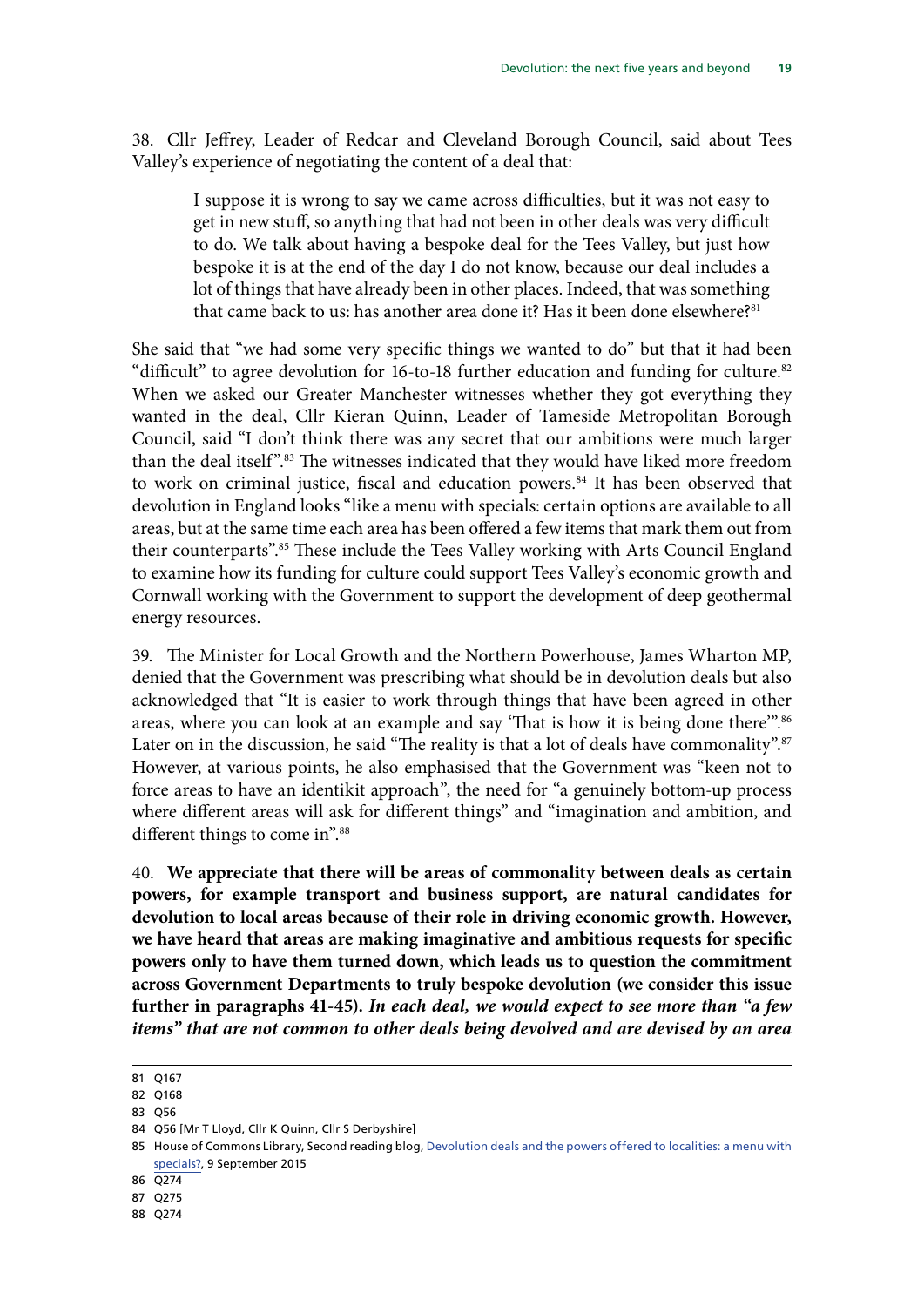38. Cllr Jeffrey, Leader of Redcar and Cleveland Borough Council, said about Tees Valley's experience of negotiating the content of a deal that:

> I suppose it is wrong to say we came across difficulties, but it was not easy to get in new stuff, so anything that had not been in other deals was very difficult to do. We talk about having a bespoke deal for the Tees Valley, but just how bespoke it is at the end of the day I do not know, because our deal includes a lot of things that have already been in other places. Indeed, that was something that came back to us: has another area done it? Has it been done elsewhere?[81]

She said that "we had some very specific things we wanted to do" but that it had been "difficult" to agree devolution for 16-to-18 further education and funding for culture.[82] When we asked our Greater Manchester witnesses whether they got everything they wanted in the deal, Cllr Kieran Quinn, Leader of Tameside Metropolitan Borough Council, said "I don't think there was any secret that our ambitions were much larger than the deal itself".[83] The witnesses indicated that they would have liked more freedom to work on criminal justice, fiscal and education powers.[84] It has been observed that devolution in England looks "like a menu with specials: certain options are available to all areas, but at the same time each area has been offered a few items that mark them out from their counterparts".[85] These include the Tees Valley working with Arts Council England to examine how its funding for culture could support Tees Valley's economic growth and Cornwall working with the Government to support the development of deep geothermal energy resources.

39. The Minister for Local Growth and the Northern Powerhouse, James Wharton MP, denied that the Government was prescribing what should be in devolution deals but also acknowledged that "It is easier to work through things that have been agreed in other areas, where you can look at an example and say 'That is how it is being done there'".[86] Later on in the discussion, he said "The reality is that a lot of deals have commonality".[87] However, at various points, he also emphasised that the Government was "keen not to force areas to have an identikit approach", the need for "a genuinely bottom-up process where different areas will ask for different things" and "imagination and ambition, and different things to come in".[88]

40. **We appreciate that there will be areas of commonality between deals as certain powers, for example transport and business support, are natural candidates for devolution to local areas because of their role in driving economic growth. However, we have heard that areas are making imaginative and ambitious requests for specific powers only to have them turned down, which leads us to question the commitment across Government Departments to truly bespoke devolution (we consider this issue further in paragraphs 41-45).** ***In each deal, we would expect to see more than "a few items" that are not common to other deals being devolved and are devised by an area***

81 Q167

82 Q168

83 Q56

84 Q56 [Mr T Lloyd, Cllr K Quinn, Cllr S Derbyshire]

85 House of Commons Library, Second reading blog, Devolution deals and the powers offered to localities: a menu with specials?, 9 September 2015

86 Q274

87 Q275

88 Q274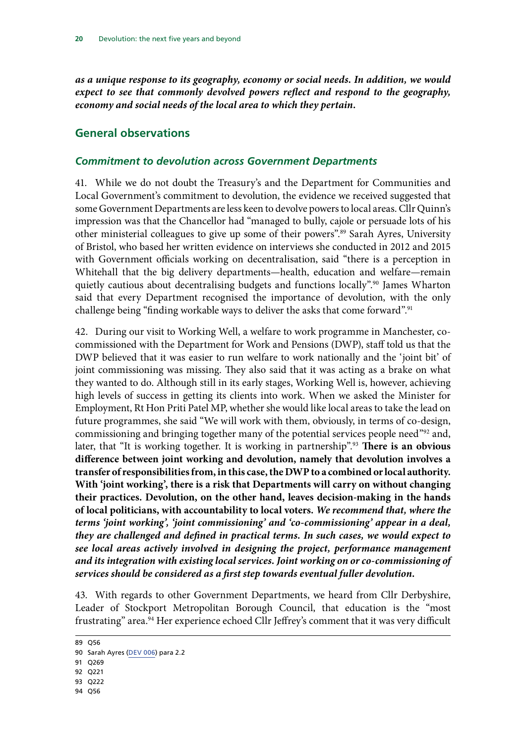*as a unique response to its geography, economy or social needs. In addition, we would expect to see that commonly devolved powers reflect and respond to the geography, economy and social needs of the local area to which they pertain.*

## General observations

### *Commitment to devolution across Government Departments*

41. While we do not doubt the Treasury's and the Department for Communities and Local Government's commitment to devolution, the evidence we received suggested that some Government Departments are less keen to devolve powers to local areas. Cllr Quinn's impression was that the Chancellor had "managed to bully, cajole or persuade lots of his other ministerial colleagues to give up some of their powers".[89] Sarah Ayres, University of Bristol, who based her written evidence on interviews she conducted in 2012 and 2015 with Government officials working on decentralisation, said "there is a perception in Whitehall that the big delivery departments—health, education and welfare—remain quietly cautious about decentralising budgets and functions locally".[90] James Wharton said that every Department recognised the importance of devolution, with the only challenge being "finding workable ways to deliver the asks that come forward".[91]

42. During our visit to Working Well, a welfare to work programme in Manchester, co-commissioned with the Department for Work and Pensions (DWP), staff told us that the DWP believed that it was easier to run welfare to work nationally and the 'joint bit' of joint commissioning was missing. They also said that it was acting as a brake on what they wanted to do. Although still in its early stages, Working Well is, however, achieving high levels of success in getting its clients into work. When we asked the Minister for Employment, Rt Hon Priti Patel MP, whether she would like local areas to take the lead on future programmes, she said "We will work with them, obviously, in terms of co-design, commissioning and bringing together many of the potential services people need"[92] and, later, that "It is working together. It is working in partnership".[93] **There is an obvious difference between joint working and devolution, namely that devolution involves a transfer of responsibilities from, in this case, the DWP to a combined or local authority. With 'joint working', there is a risk that Departments will carry on without changing their practices. Devolution, on the other hand, leaves decision-making in the hands of local politicians, with accountability to local voters.** ***We recommend that, where the terms 'joint working', 'joint commissioning' and 'co-commissioning' appear in a deal, they are challenged and defined in practical terms. In such cases, we would expect to see local areas actively involved in designing the project, performance management and its integration with existing local services. Joint working on or co-commissioning of services should be considered as a first step towards eventual fuller devolution.***

43. With regards to other Government Departments, we heard from Cllr Derbyshire, Leader of Stockport Metropolitan Borough Council, that education is the "most frustrating" area.[94] Her experience echoed Cllr Jeffrey's comment that it was very difficult

89 Q56

90 Sarah Ayres (DEV 006) para 2.2

91 Q269

92 Q221

93 Q222

94 Q56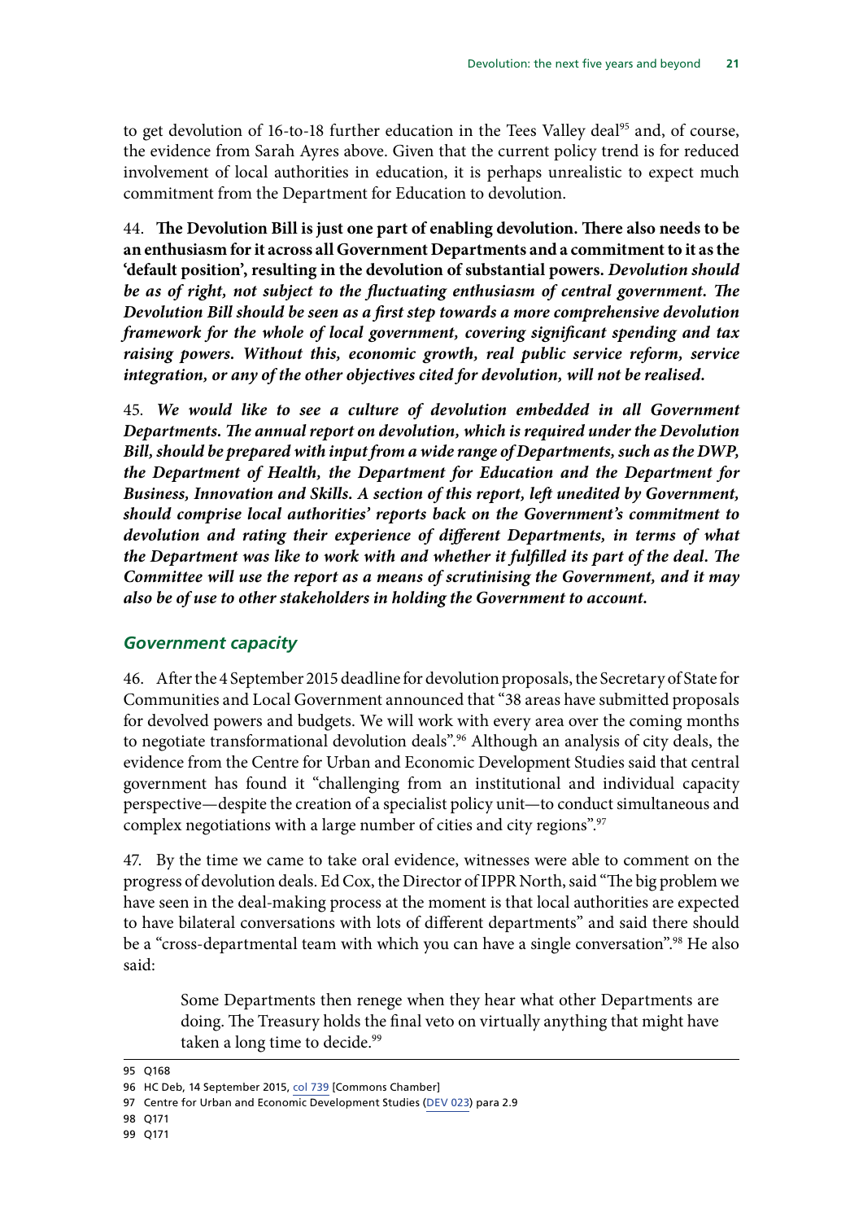to get devolution of 16-to-18 further education in the Tees Valley deal[95] and, of course, the evidence from Sarah Ayres above. Given that the current policy trend is for reduced involvement of local authorities in education, it is perhaps unrealistic to expect much commitment from the Department for Education to devolution.

44. **The Devolution Bill is just one part of enabling devolution. There also needs to be an enthusiasm for it across all Government Departments and a commitment to it as the 'default position', resulting in the devolution of substantial powers.** ***Devolution should be as of right, not subject to the fluctuating enthusiasm of central government. The Devolution Bill should be seen as a first step towards a more comprehensive devolution framework for the whole of local government, covering significant spending and tax raising powers. Without this, economic growth, real public service reform, service integration, or any of the other objectives cited for devolution, will not be realised.***

45. ***We would like to see a culture of devolution embedded in all Government Departments. The annual report on devolution, which is required under the Devolution Bill, should be prepared with input from a wide range of Departments, such as the DWP, the Department of Health, the Department for Education and the Department for Business, Innovation and Skills. A section of this report, left unedited by Government, should comprise local authorities' reports back on the Government's commitment to devolution and rating their experience of different Departments, in terms of what the Department was like to work with and whether it fulfilled its part of the deal. The Committee will use the report as a means of scrutinising the Government, and it may also be of use to other stakeholders in holding the Government to account.***

### *Government capacity*

46. After the 4 September 2015 deadline for devolution proposals, the Secretary of State for Communities and Local Government announced that "38 areas have submitted proposals for devolved powers and budgets. We will work with every area over the coming months to negotiate transformational devolution deals".[96] Although an analysis of city deals, the evidence from the Centre for Urban and Economic Development Studies said that central government has found it "challenging from an institutional and individual capacity perspective—despite the creation of a specialist policy unit—to conduct simultaneous and complex negotiations with a large number of cities and city regions".[97]

47. By the time we came to take oral evidence, witnesses were able to comment on the progress of devolution deals. Ed Cox, the Director of IPPR North, said "The big problem we have seen in the deal-making process at the moment is that local authorities are expected to have bilateral conversations with lots of different departments" and said there should be a "cross-departmental team with which you can have a single conversation".[98] He also said:

> Some Departments then renege when they hear what other Departments are doing. The Treasury holds the final veto on virtually anything that might have taken a long time to decide.[99]

---

95 Q168

96 HC Deb, 14 September 2015, col 739 [Commons Chamber]

97 Centre for Urban and Economic Development Studies (DEV 023) para 2.9

98 Q171

99 Q171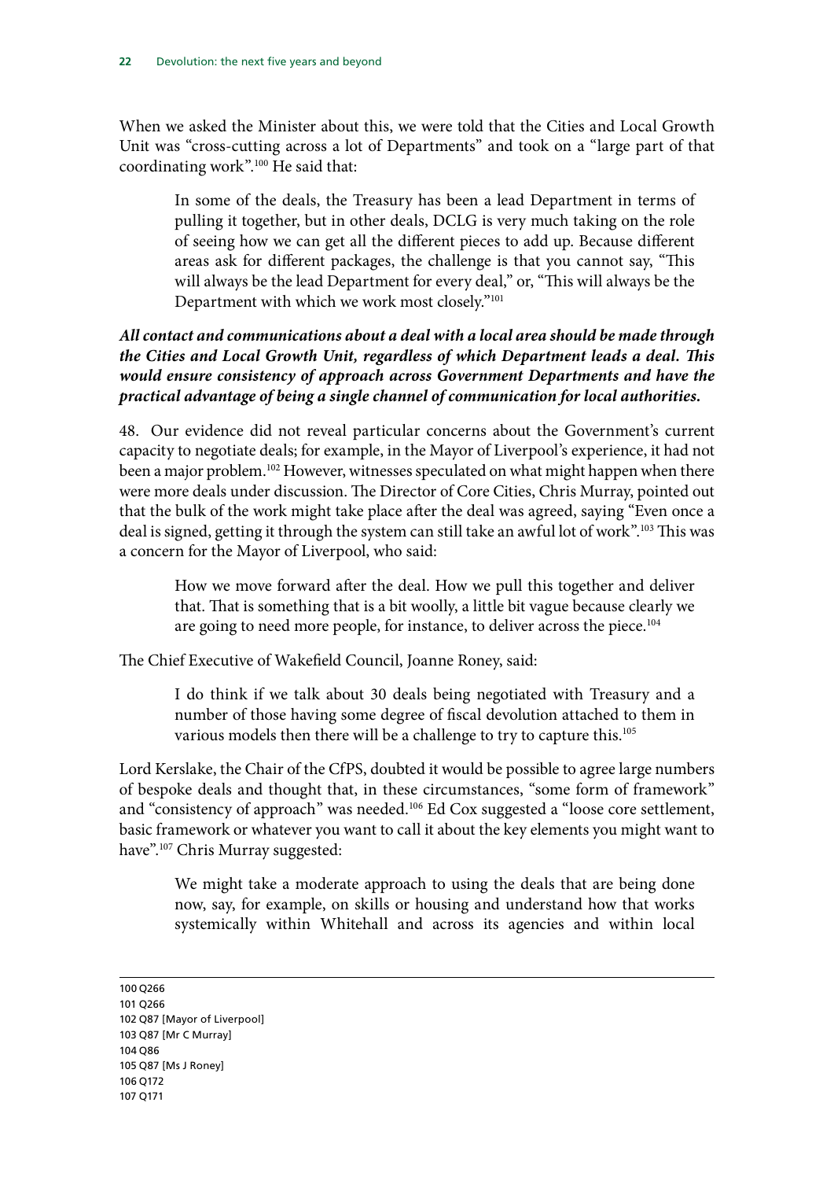When we asked the Minister about this, we were told that the Cities and Local Growth Unit was "cross-cutting across a lot of Departments" and took on a "large part of that coordinating work".[100] He said that:

> In some of the deals, the Treasury has been a lead Department in terms of pulling it together, but in other deals, DCLG is very much taking on the role of seeing how we can get all the different pieces to add up. Because different areas ask for different packages, the challenge is that you cannot say, "This will always be the lead Department for every deal," or, "This will always be the Department with which we work most closely."[101]

***All contact and communications about a deal with a local area should be made through the Cities and Local Growth Unit, regardless of which Department leads a deal. This would ensure consistency of approach across Government Departments and have the practical advantage of being a single channel of communication for local authorities.***

48. Our evidence did not reveal particular concerns about the Government's current capacity to negotiate deals; for example, in the Mayor of Liverpool's experience, it had not been a major problem.[102] However, witnesses speculated on what might happen when there were more deals under discussion. The Director of Core Cities, Chris Murray, pointed out that the bulk of the work might take place after the deal was agreed, saying "Even once a deal is signed, getting it through the system can still take an awful lot of work".[103] This was a concern for the Mayor of Liverpool, who said:

> How we move forward after the deal. How we pull this together and deliver that. That is something that is a bit woolly, a little bit vague because clearly we are going to need more people, for instance, to deliver across the piece.[104]

The Chief Executive of Wakefield Council, Joanne Roney, said:

> I do think if we talk about 30 deals being negotiated with Treasury and a number of those having some degree of fiscal devolution attached to them in various models then there will be a challenge to try to capture this.[105]

Lord Kerslake, the Chair of the CfPS, doubted it would be possible to agree large numbers of bespoke deals and thought that, in these circumstances, "some form of framework" and "consistency of approach" was needed.[106] Ed Cox suggested a "loose core settlement, basic framework or whatever you want to call it about the key elements you might want to have".[107] Chris Murray suggested:

> We might take a moderate approach to using the deals that are being done now, say, for example, on skills or housing and understand how that works systemically within Whitehall and across its agencies and within local

100 Q266
101 Q266
102 Q87 [Mayor of Liverpool]
103 Q87 [Mr C Murray]
104 Q86
105 Q87 [Ms J Roney]
106 Q172
107 Q171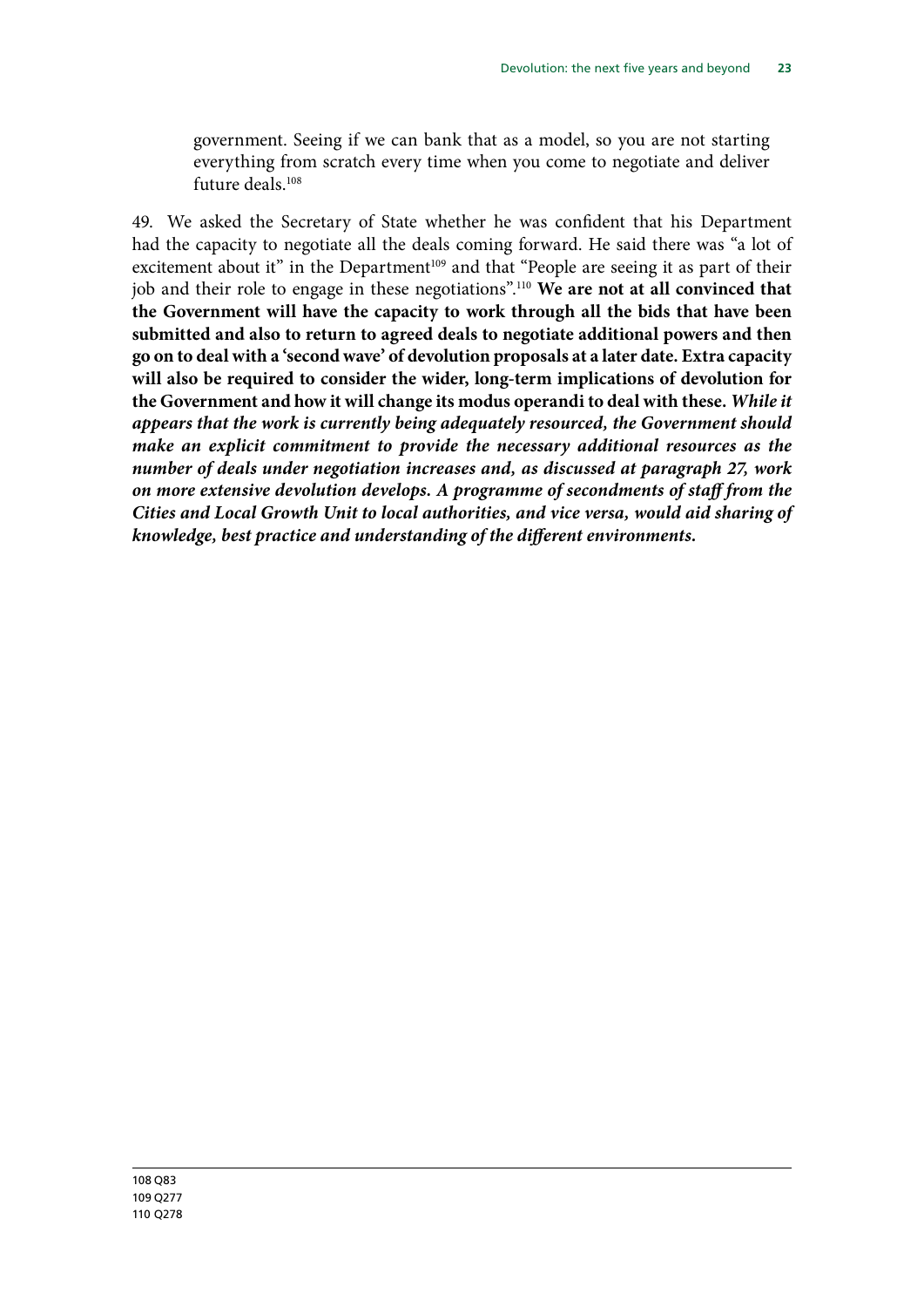government. Seeing if we can bank that as a model, so you are not starting everything from scratch every time when you come to negotiate and deliver future deals.[108]

49. We asked the Secretary of State whether he was confident that his Department had the capacity to negotiate all the deals coming forward. He said there was "a lot of excitement about it" in the Department[109] and that "People are seeing it as part of their job and their role to engage in these negotiations".[110] **We are not at all convinced that the Government will have the capacity to work through all the bids that have been submitted and also to return to agreed deals to negotiate additional powers and then go on to deal with a 'second wave' of devolution proposals at a later date. Extra capacity will also be required to consider the wider, long-term implications of devolution for the Government and how it will change its modus operandi to deal with these.** ***While it appears that the work is currently being adequately resourced, the Government should make an explicit commitment to provide the necessary additional resources as the number of deals under negotiation increases and, as discussed at paragraph 27, work on more extensive devolution develops. A programme of secondments of staff from the Cities and Local Growth Unit to local authorities, and vice versa, would aid sharing of knowledge, best practice and understanding of the different environments.***

108 Q83
109 Q277
110 Q278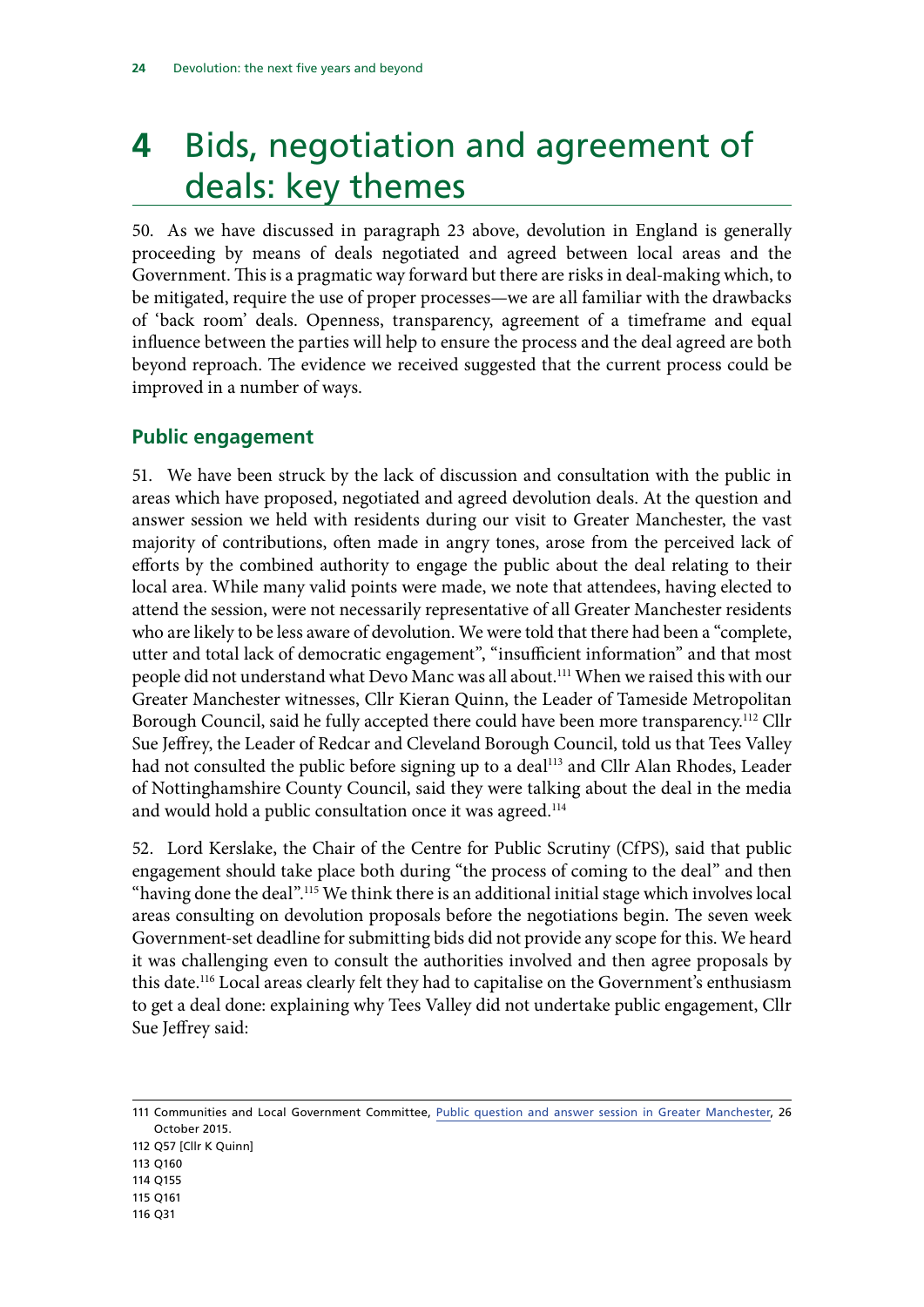# 4 Bids, negotiation and agreement of deals: key themes

50. As we have discussed in paragraph 23 above, devolution in England is generally proceeding by means of deals negotiated and agreed between local areas and the Government. This is a pragmatic way forward but there are risks in deal-making which, to be mitigated, require the use of proper processes—we are all familiar with the drawbacks of 'back room' deals. Openness, transparency, agreement of a timeframe and equal influence between the parties will help to ensure the process and the deal agreed are both beyond reproach. The evidence we received suggested that the current process could be improved in a number of ways.

## Public engagement

51. We have been struck by the lack of discussion and consultation with the public in areas which have proposed, negotiated and agreed devolution deals. At the question and answer session we held with residents during our visit to Greater Manchester, the vast majority of contributions, often made in angry tones, arose from the perceived lack of efforts by the combined authority to engage the public about the deal relating to their local area. While many valid points were made, we note that attendees, having elected to attend the session, were not necessarily representative of all Greater Manchester residents who are likely to be less aware of devolution. We were told that there had been a "complete, utter and total lack of democratic engagement", "insufficient information" and that most people did not understand what Devo Manc was all about.[111] When we raised this with our Greater Manchester witnesses, Cllr Kieran Quinn, the Leader of Tameside Metropolitan Borough Council, said he fully accepted there could have been more transparency.[112] Cllr Sue Jeffrey, the Leader of Redcar and Cleveland Borough Council, told us that Tees Valley had not consulted the public before signing up to a deal[113] and Cllr Alan Rhodes, Leader of Nottinghamshire County Council, said they were talking about the deal in the media and would hold a public consultation once it was agreed.[114]

52. Lord Kerslake, the Chair of the Centre for Public Scrutiny (CfPS), said that public engagement should take place both during "the process of coming to the deal" and then "having done the deal".[115] We think there is an additional initial stage which involves local areas consulting on devolution proposals before the negotiations begin. The seven week Government-set deadline for submitting bids did not provide any scope for this. We heard it was challenging even to consult the authorities involved and then agree proposals by this date.[116] Local areas clearly felt they had to capitalise on the Government's enthusiasm to get a deal done: explaining why Tees Valley did not undertake public engagement, Cllr Sue Jeffrey said:

---

111 Communities and Local Government Committee, Public question and answer session in Greater Manchester, 26 October 2015.

112 Q57 [Cllr K Quinn]

113 Q160

114 Q155

115 Q161

116 Q31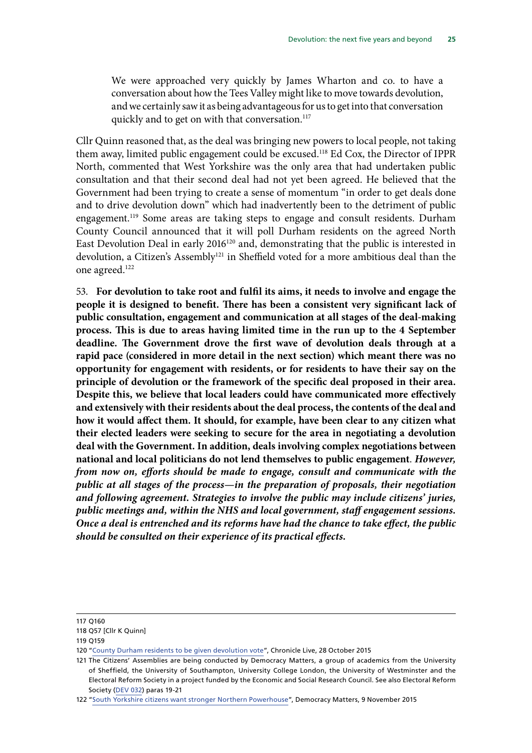> We were approached very quickly by James Wharton and co. to have a conversation about how the Tees Valley might like to move towards devolution, and we certainly saw it as being advantageous for us to get into that conversation quickly and to get on with that conversation.[117]

Cllr Quinn reasoned that, as the deal was bringing new powers to local people, not taking them away, limited public engagement could be excused.[118] Ed Cox, the Director of IPPR North, commented that West Yorkshire was the only area that had undertaken public consultation and that their second deal had not yet been agreed. He believed that the Government had been trying to create a sense of momentum "in order to get deals done and to drive devolution down" which had inadvertently been to the detriment of public engagement.[119] Some areas are taking steps to engage and consult residents. Durham County Council announced that it will poll Durham residents on the agreed North East Devolution Deal in early 2016[120] and, demonstrating that the public is interested in devolution, a Citizen's Assembly[121] in Sheffield voted for a more ambitious deal than the one agreed.[122]

53. **For devolution to take root and fulfil its aims, it needs to involve and engage the people it is designed to benefit. There has been a consistent very significant lack of public consultation, engagement and communication at all stages of the deal-making process. This is due to areas having limited time in the run up to the 4 September deadline. The Government drove the first wave of devolution deals through at a rapid pace (considered in more detail in the next section) which meant there was no opportunity for engagement with residents, or for residents to have their say on the principle of devolution or the framework of the specific deal proposed in their area. Despite this, we believe that local leaders could have communicated more effectively and extensively with their residents about the deal process, the contents of the deal and how it would affect them. It should, for example, have been clear to any citizen what their elected leaders were seeking to secure for the area in negotiating a devolution deal with the Government. In addition, deals involving complex negotiations between national and local politicians do not lend themselves to public engagement**. ***However, from now on, efforts should be made to engage, consult and communicate with the public at all stages of the process—in the preparation of proposals, their negotiation and following agreement. Strategies to involve the public may include citizens' juries, public meetings and, within the NHS and local government, staff engagement sessions. Once a deal is entrenched and its reforms have had the chance to take effect, the public should be consulted on their experience of its practical effects.***

---

117 Q160

118 Q57 [Cllr K Quinn]

119 Q159

120 "County Durham residents to be given devolution vote", Chronicle Live, 28 October 2015

121 The Citizens' Assemblies are being conducted by Democracy Matters, a group of academics from the University of Sheffield, the University of Southampton, University College London, the University of Westminster and the Electoral Reform Society in a project funded by the Economic and Social Research Council. See also Electoral Reform Society (DEV 032) paras 19-21

122 "South Yorkshire citizens want stronger Northern Powerhouse", Democracy Matters, 9 November 2015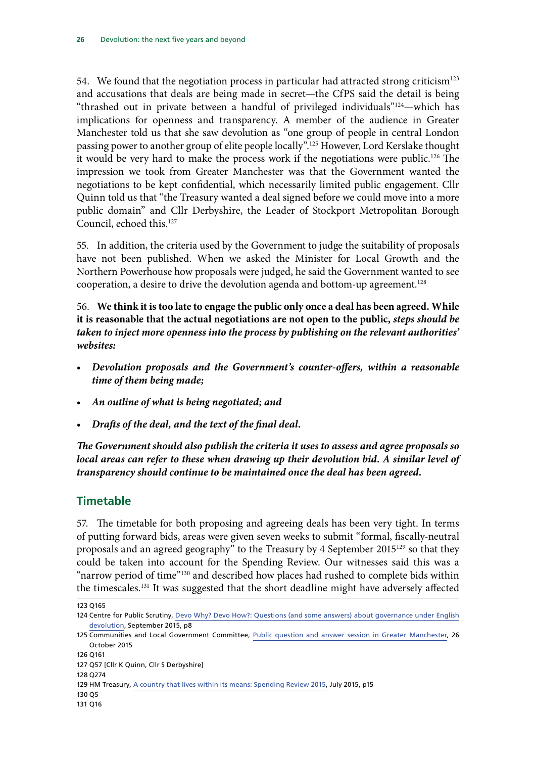54. We found that the negotiation process in particular had attracted strong criticism[123] and accusations that deals are being made in secret—the CfPS said the detail is being "thrashed out in private between a handful of privileged individuals"[124]—which has implications for openness and transparency. A member of the audience in Greater Manchester told us that she saw devolution as "one group of people in central London passing power to another group of elite people locally".[125] However, Lord Kerslake thought it would be very hard to make the process work if the negotiations were public.[126] The impression we took from Greater Manchester was that the Government wanted the negotiations to be kept confidential, which necessarily limited public engagement. Cllr Quinn told us that "the Treasury wanted a deal signed before we could move into a more public domain" and Cllr Derbyshire, the Leader of Stockport Metropolitan Borough Council, echoed this.[127]

55. In addition, the criteria used by the Government to judge the suitability of proposals have not been published. When we asked the Minister for Local Growth and the Northern Powerhouse how proposals were judged, he said the Government wanted to see cooperation, a desire to drive the devolution agenda and bottom-up agreement.[128]

56. **We think it is too late to engage the public only once a deal has been agreed. While it is reasonable that the actual negotiations are not open to the public, *steps should be taken to inject more openness into the process by publishing on the relevant authorities' websites:***

- ***Devolution proposals and the Government's counter-offers, within a reasonable time of them being made;***
- ***An outline of what is being negotiated; and***
- ***Drafts of the deal, and the text of the final deal.***

***The Government should also publish the criteria it uses to assess and agree proposals so local areas can refer to these when drawing up their devolution bid. A similar level of transparency should continue to be maintained once the deal has been agreed.***

## Timetable

57. The timetable for both proposing and agreeing deals has been very tight. In terms of putting forward bids, areas were given seven weeks to submit "formal, fiscally-neutral proposals and an agreed geography" to the Treasury by 4 September 2015[129] so that they could be taken into account for the Spending Review. Our witnesses said this was a "narrow period of time"[130] and described how places had rushed to complete bids within the timescales.[131] It was suggested that the short deadline might have adversely affected

---

123 Q165

124 Centre for Public Scrutiny, Devo Why? Devo How?: Questions (and some answers) about governance under English devolution, September 2015, p8

125 Communities and Local Government Committee, Public question and answer session in Greater Manchester, 26 October 2015

126 Q161

127 Q57 [Cllr K Quinn, Cllr S Derbyshire]

128 Q274

129 HM Treasury, A country that lives within its means: Spending Review 2015, July 2015, p15

130 Q5

131 Q16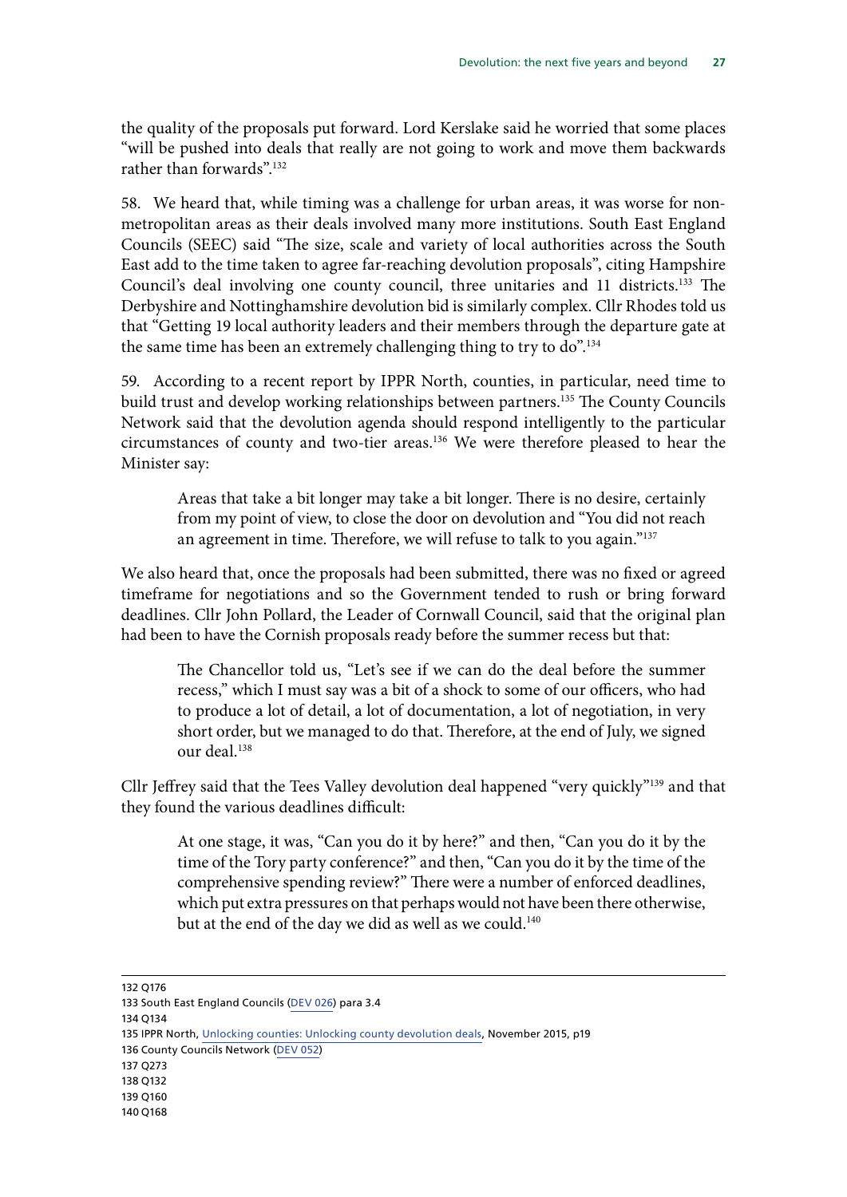the quality of the proposals put forward. Lord Kerslake said he worried that some places "will be pushed into deals that really are not going to work and move them backwards rather than forwards".[132]

58. We heard that, while timing was a challenge for urban areas, it was worse for non-metropolitan areas as their deals involved many more institutions. South East England Councils (SEEC) said "The size, scale and variety of local authorities across the South East add to the time taken to agree far-reaching devolution proposals", citing Hampshire Council's deal involving one county council, three unitaries and 11 districts.[133] The Derbyshire and Nottinghamshire devolution bid is similarly complex. Cllr Rhodes told us that "Getting 19 local authority leaders and their members through the departure gate at the same time has been an extremely challenging thing to try to do".[134]

59. According to a recent report by IPPR North, counties, in particular, need time to build trust and develop working relationships between partners.[135] The County Councils Network said that the devolution agenda should respond intelligently to the particular circumstances of county and two-tier areas.[136] We were therefore pleased to hear the Minister say:

> Areas that take a bit longer may take a bit longer. There is no desire, certainly from my point of view, to close the door on devolution and "You did not reach an agreement in time. Therefore, we will refuse to talk to you again."[137]

We also heard that, once the proposals had been submitted, there was no fixed or agreed timeframe for negotiations and so the Government tended to rush or bring forward deadlines. Cllr John Pollard, the Leader of Cornwall Council, said that the original plan had been to have the Cornish proposals ready before the summer recess but that:

> The Chancellor told us, "Let's see if we can do the deal before the summer recess," which I must say was a bit of a shock to some of our officers, who had to produce a lot of detail, a lot of documentation, a lot of negotiation, in very short order, but we managed to do that. Therefore, at the end of July, we signed our deal.[138]

Cllr Jeffrey said that the Tees Valley devolution deal happened "very quickly"[139] and that they found the various deadlines difficult:

> At one stage, it was, "Can you do it by here?" and then, "Can you do it by the time of the Tory party conference?" and then, "Can you do it by the time of the comprehensive spending review?" There were a number of enforced deadlines, which put extra pressures on that perhaps would not have been there otherwise, but at the end of the day we did as well as we could.[140]

---

132 Q176

133 South East England Councils (DEV 026) para 3.4

134 Q134

135 IPPR North, Unlocking counties: Unlocking county devolution deals, November 2015, p19

136 County Councils Network (DEV 052)

137 Q273

138 Q132

139 Q160

140 Q168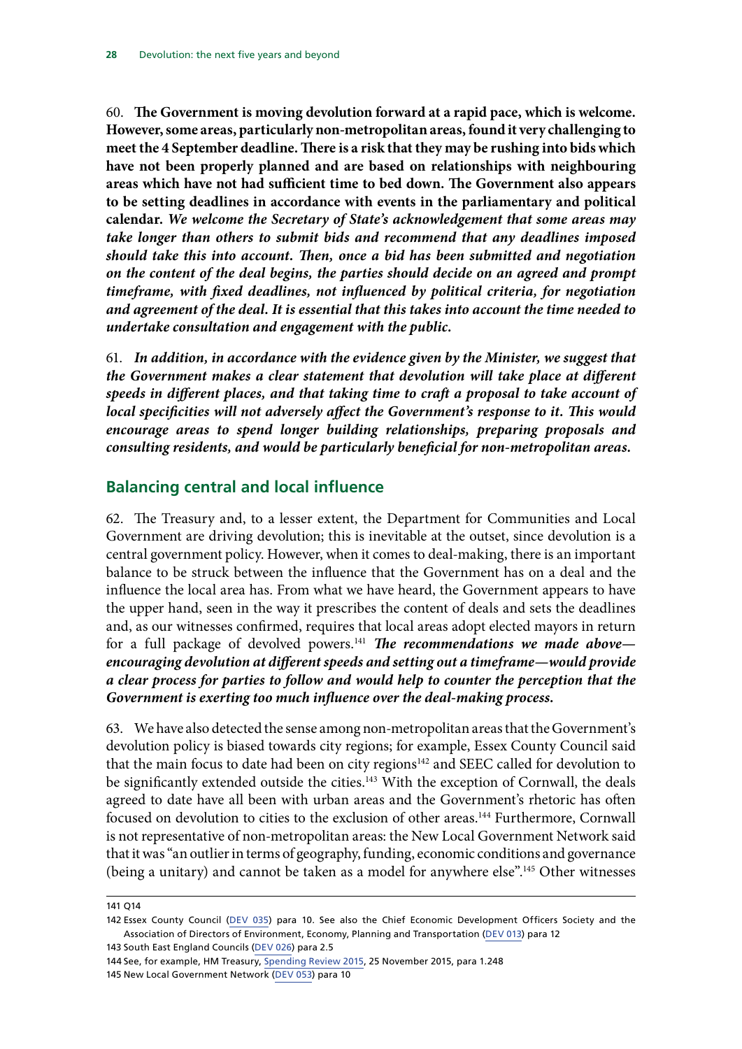60. **The Government is moving devolution forward at a rapid pace, which is welcome. However, some areas, particularly non-metropolitan areas, found it very challenging to meet the 4 September deadline. There is a risk that they may be rushing into bids which have not been properly planned and are based on relationships with neighbouring areas which have not had sufficient time to bed down. The Government also appears to be setting deadlines in accordance with events in the parliamentary and political calendar.** ***We welcome the Secretary of State's acknowledgement that some areas may take longer than others to submit bids and recommend that any deadlines imposed should take this into account. Then, once a bid has been submitted and negotiation on the content of the deal begins, the parties should decide on an agreed and prompt timeframe, with fixed deadlines, not influenced by political criteria, for negotiation and agreement of the deal. It is essential that this takes into account the time needed to undertake consultation and engagement with the public.***

61. ***In addition, in accordance with the evidence given by the Minister, we suggest that the Government makes a clear statement that devolution will take place at different speeds in different places, and that taking time to craft a proposal to take account of local specificities will not adversely affect the Government's response to it. This would encourage areas to spend longer building relationships, preparing proposals and consulting residents, and would be particularly beneficial for non-metropolitan areas.***

## Balancing central and local influence

62. The Treasury and, to a lesser extent, the Department for Communities and Local Government are driving devolution; this is inevitable at the outset, since devolution is a central government policy. However, when it comes to deal-making, there is an important balance to be struck between the influence that the Government has on a deal and the influence the local area has. From what we have heard, the Government appears to have the upper hand, seen in the way it prescribes the content of deals and sets the deadlines and, as our witnesses confirmed, requires that local areas adopt elected mayors in return for a full package of devolved powers.[141] ***The recommendations we made above—encouraging devolution at different speeds and setting out a timeframe—would provide a clear process for parties to follow and would help to counter the perception that the Government is exerting too much influence over the deal-making process.***

63. We have also detected the sense among non-metropolitan areas that the Government's devolution policy is biased towards city regions; for example, Essex County Council said that the main focus to date had been on city regions[142] and SEEC called for devolution to be significantly extended outside the cities.[143] With the exception of Cornwall, the deals agreed to date have all been with urban areas and the Government's rhetoric has often focused on devolution to cities to the exclusion of other areas.[144] Furthermore, Cornwall is not representative of non-metropolitan areas: the New Local Government Network said that it was "an outlier in terms of geography, funding, economic conditions and governance (being a unitary) and cannot be taken as a model for anywhere else".[145] Other witnesses

141 Q14

142 Essex County Council (DEV 035) para 10. See also the Chief Economic Development Officers Society and the Association of Directors of Environment, Economy, Planning and Transportation (DEV 013) para 12

143 South East England Councils (DEV 026) para 2.5

144 See, for example, HM Treasury, Spending Review 2015, 25 November 2015, para 1.248

145 New Local Government Network (DEV 053) para 10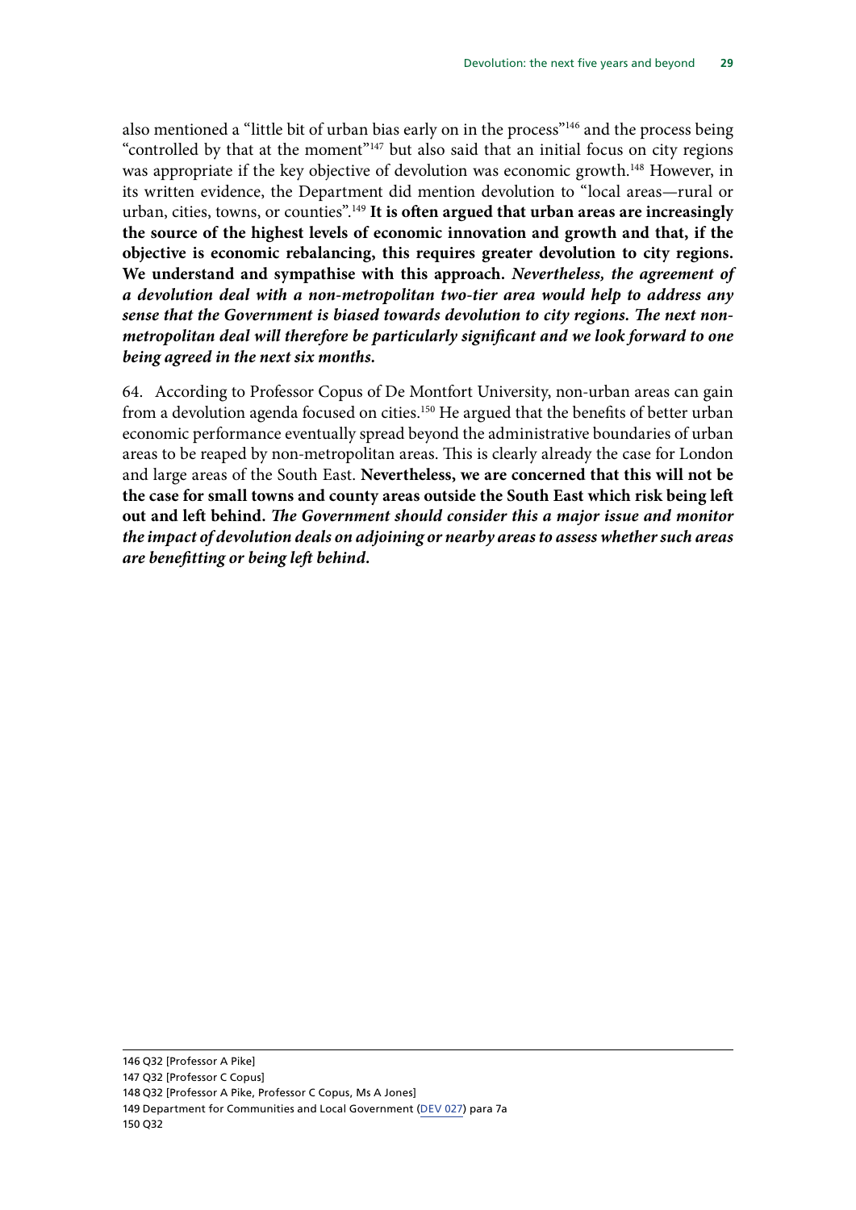also mentioned a "little bit of urban bias early on in the process"[146] and the process being "controlled by that at the moment"[147] but also said that an initial focus on city regions was appropriate if the key objective of devolution was economic growth.[148] However, in its written evidence, the Department did mention devolution to "local areas—rural or urban, cities, towns, or counties".[149] **It is often argued that urban areas are increasingly the source of the highest levels of economic innovation and growth and that, if the objective is economic rebalancing, this requires greater devolution to city regions. We understand and sympathise with this approach.** ***Nevertheless, the agreement of a devolution deal with a non-metropolitan two-tier area would help to address any sense that the Government is biased towards devolution to city regions. The next non-metropolitan deal will therefore be particularly significant and we look forward to one being agreed in the next six months.***

64. According to Professor Copus of De Montfort University, non-urban areas can gain from a devolution agenda focused on cities.[150] He argued that the benefits of better urban economic performance eventually spread beyond the administrative boundaries of urban areas to be reaped by non-metropolitan areas. This is clearly already the case for London and large areas of the South East. **Nevertheless, we are concerned that this will not be the case for small towns and county areas outside the South East which risk being left out and left behind.** ***The Government should consider this a major issue and monitor the impact of devolution deals on adjoining or nearby areas to assess whether such areas are benefitting or being left behind.***

146 Q32 [Professor A Pike]

147 Q32 [Professor C Copus]

148 Q32 [Professor A Pike, Professor C Copus, Ms A Jones]

149 Department for Communities and Local Government (DEV 027) para 7a

150 Q32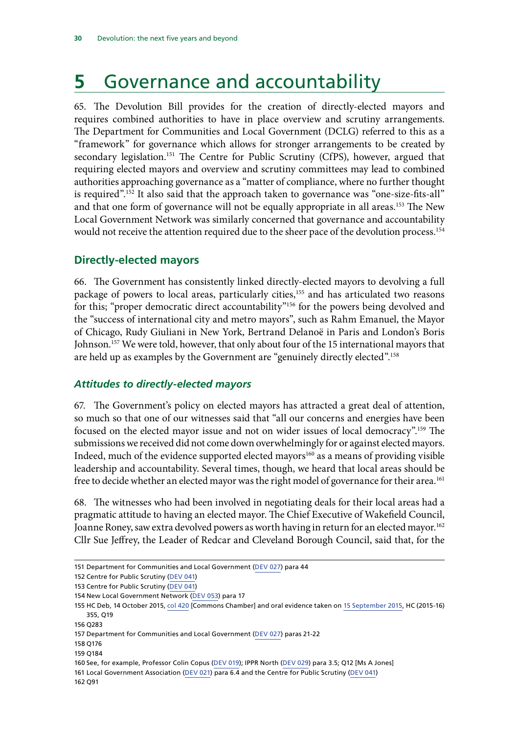# 5 Governance and accountability

65. The Devolution Bill provides for the creation of directly-elected mayors and requires combined authorities to have in place overview and scrutiny arrangements. The Department for Communities and Local Government (DCLG) referred to this as a "framework" for governance which allows for stronger arrangements to be created by secondary legislation.[151] The Centre for Public Scrutiny (CfPS), however, argued that requiring elected mayors and overview and scrutiny committees may lead to combined authorities approaching governance as a "matter of compliance, where no further thought is required".[152] It also said that the approach taken to governance was "one-size-fits-all" and that one form of governance will not be equally appropriate in all areas.[153] The New Local Government Network was similarly concerned that governance and accountability would not receive the attention required due to the sheer pace of the devolution process.[154]

## Directly-elected mayors

66. The Government has consistently linked directly-elected mayors to devolving a full package of powers to local areas, particularly cities,[155] and has articulated two reasons for this; "proper democratic direct accountability"[156] for the powers being devolved and the "success of international city and metro mayors", such as Rahm Emanuel, the Mayor of Chicago, Rudy Giuliani in New York, Bertrand Delanoë in Paris and London's Boris Johnson.[157] We were told, however, that only about four of the 15 international mayors that are held up as examples by the Government are "genuinely directly elected".[158]

### *Attitudes to directly-elected mayors*

67. The Government's policy on elected mayors has attracted a great deal of attention, so much so that one of our witnesses said that "all our concerns and energies have been focused on the elected mayor issue and not on wider issues of local democracy".[159] The submissions we received did not come down overwhelmingly for or against elected mayors. Indeed, much of the evidence supported elected mayors[160] as a means of providing visible leadership and accountability. Several times, though, we heard that local areas should be free to decide whether an elected mayor was the right model of governance for their area.[161]

68. The witnesses who had been involved in negotiating deals for their local areas had a pragmatic attitude to having an elected mayor. The Chief Executive of Wakefield Council, Joanne Roney, saw extra devolved powers as worth having in return for an elected mayor.[162] Cllr Sue Jeffrey, the Leader of Redcar and Cleveland Borough Council, said that, for the

151 Department for Communities and Local Government (DEV 027) para 44

152 Centre for Public Scrutiny (DEV 041)

153 Centre for Public Scrutiny (DEV 041)

154 New Local Government Network (DEV 053) para 17

155 HC Deb, 14 October 2015, col 420 [Commons Chamber] and oral evidence taken on 15 September 2015, HC (2015-16) 355, Q19

156 Q283

157 Department for Communities and Local Government (DEV 027) paras 21-22

158 Q176

159 Q184

160 See, for example, Professor Colin Copus (DEV 019); IPPR North (DEV 029) para 3.5; Q12 [Ms A Jones]

161 Local Government Association (DEV 021) para 6.4 and the Centre for Public Scrutiny (DEV 041)

162 Q91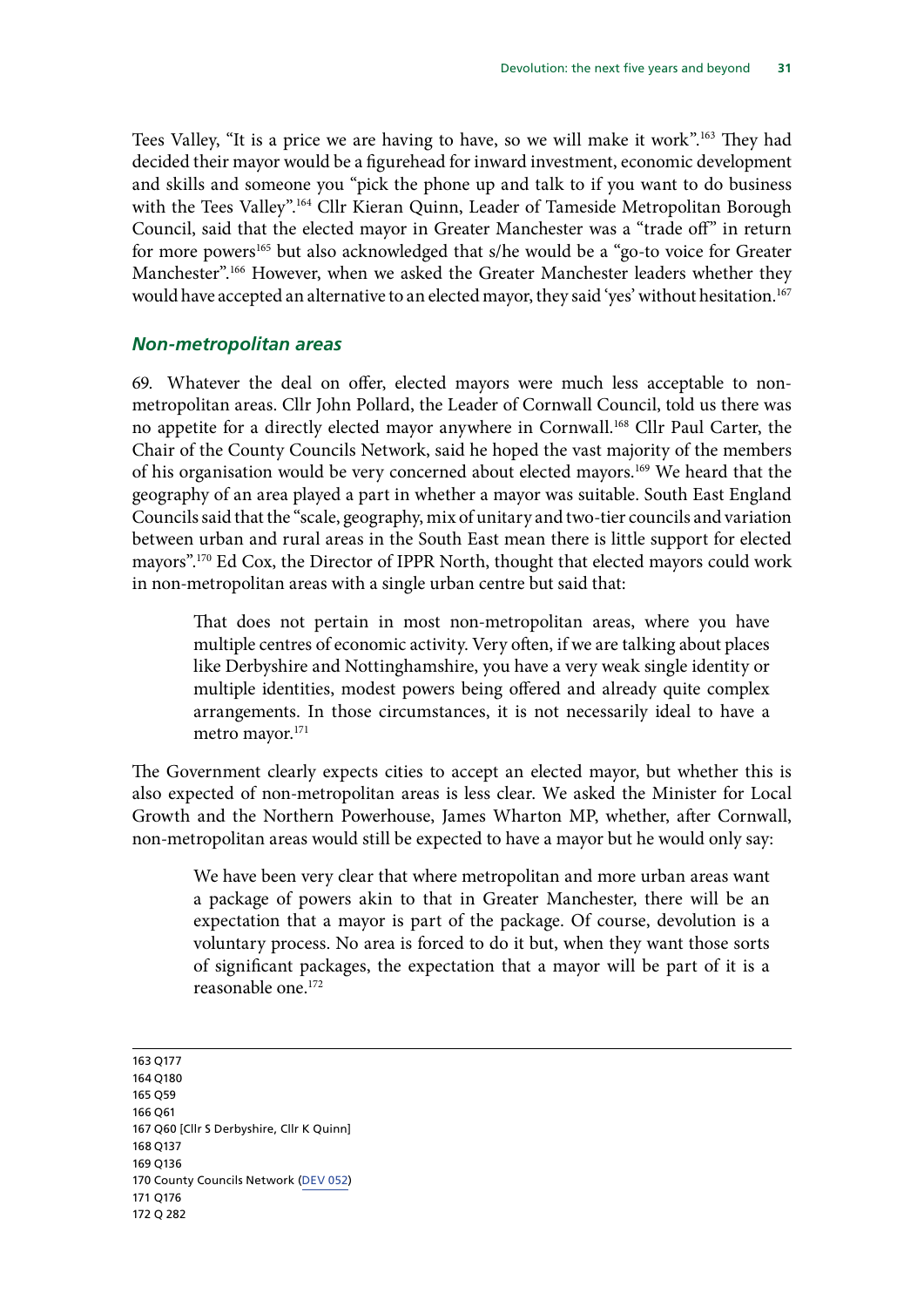Tees Valley, "It is a price we are having to have, so we will make it work".[163] They had decided their mayor would be a figurehead for inward investment, economic development and skills and someone you "pick the phone up and talk to if you want to do business with the Tees Valley".[164] Cllr Kieran Quinn, Leader of Tameside Metropolitan Borough Council, said that the elected mayor in Greater Manchester was a "trade off" in return for more powers[165] but also acknowledged that s/he would be a "go-to voice for Greater Manchester".[166] However, when we asked the Greater Manchester leaders whether they would have accepted an alternative to an elected mayor, they said 'yes' without hesitation.[167]

### *Non-metropolitan areas*

69. Whatever the deal on offer, elected mayors were much less acceptable to non-metropolitan areas. Cllr John Pollard, the Leader of Cornwall Council, told us there was no appetite for a directly elected mayor anywhere in Cornwall.[168] Cllr Paul Carter, the Chair of the County Councils Network, said he hoped the vast majority of the members of his organisation would be very concerned about elected mayors.[169] We heard that the geography of an area played a part in whether a mayor was suitable. South East England Councils said that the "scale, geography, mix of unitary and two-tier councils and variation between urban and rural areas in the South East mean there is little support for elected mayors".[170] Ed Cox, the Director of IPPR North, thought that elected mayors could work in non-metropolitan areas with a single urban centre but said that:

> That does not pertain in most non-metropolitan areas, where you have multiple centres of economic activity. Very often, if we are talking about places like Derbyshire and Nottinghamshire, you have a very weak single identity or multiple identities, modest powers being offered and already quite complex arrangements. In those circumstances, it is not necessarily ideal to have a metro mayor.[171]

The Government clearly expects cities to accept an elected mayor, but whether this is also expected of non-metropolitan areas is less clear. We asked the Minister for Local Growth and the Northern Powerhouse, James Wharton MP, whether, after Cornwall, non-metropolitan areas would still be expected to have a mayor but he would only say:

> We have been very clear that where metropolitan and more urban areas want a package of powers akin to that in Greater Manchester, there will be an expectation that a mayor is part of the package. Of course, devolution is a voluntary process. No area is forced to do it but, when they want those sorts of significant packages, the expectation that a mayor will be part of it is a reasonable one.[172]

---

163 Q177
164 Q180
165 Q59
166 Q61
167 Q60 [Cllr S Derbyshire, Cllr K Quinn]
168 Q137
169 Q136
170 County Councils Network (DEV 052)
171 Q176
172 Q 282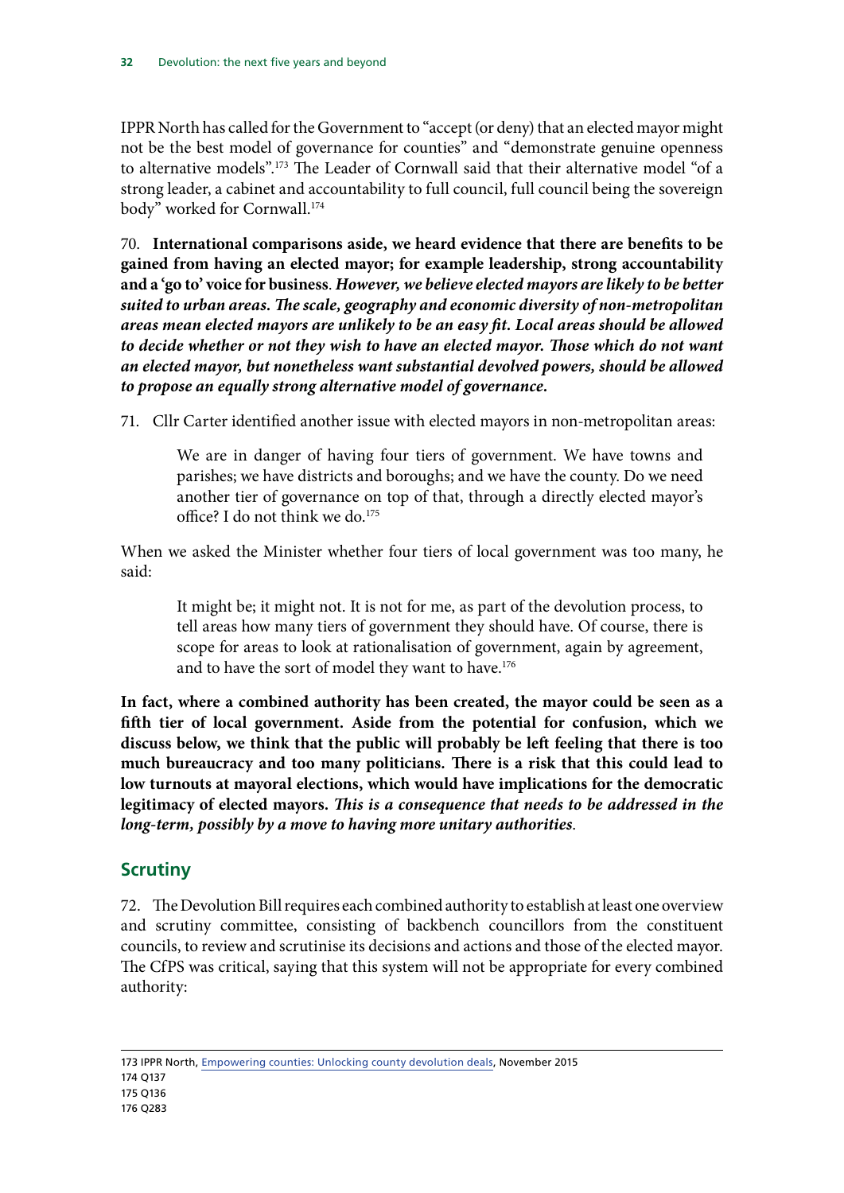IPPR North has called for the Government to "accept (or deny) that an elected mayor might not be the best model of governance for counties" and "demonstrate genuine openness to alternative models".[173] The Leader of Cornwall said that their alternative model "of a strong leader, a cabinet and accountability to full council, full council being the sovereign body" worked for Cornwall.[174]

70. **International comparisons aside, we heard evidence that there are benefits to be gained from having an elected mayor; for example leadership, strong accountability and a 'go to' voice for business**. ***However, we believe elected mayors are likely to be better suited to urban areas. The scale, geography and economic diversity of non-metropolitan areas mean elected mayors are unlikely to be an easy fit. Local areas should be allowed to decide whether or not they wish to have an elected mayor. Those which do not want an elected mayor, but nonetheless want substantial devolved powers, should be allowed to propose an equally strong alternative model of governance.***

71. Cllr Carter identified another issue with elected mayors in non-metropolitan areas:

> We are in danger of having four tiers of government. We have towns and parishes; we have districts and boroughs; and we have the county. Do we need another tier of governance on top of that, through a directly elected mayor's office? I do not think we do.[175]

When we asked the Minister whether four tiers of local government was too many, he said:

> It might be; it might not. It is not for me, as part of the devolution process, to tell areas how many tiers of government they should have. Of course, there is scope for areas to look at rationalisation of government, again by agreement, and to have the sort of model they want to have.[176]

**In fact, where a combined authority has been created, the mayor could be seen as a fifth tier of local government. Aside from the potential for confusion, which we discuss below, we think that the public will probably be left feeling that there is too much bureaucracy and too many politicians. There is a risk that this could lead to low turnouts at mayoral elections, which would have implications for the democratic legitimacy of elected mayors.** ***This is a consequence that needs to be addressed in the long-term, possibly by a move to having more unitary authorities***.

## Scrutiny

72. The Devolution Bill requires each combined authority to establish at least one overview and scrutiny committee, consisting of backbench councillors from the constituent councils, to review and scrutinise its decisions and actions and those of the elected mayor. The CfPS was critical, saying that this system will not be appropriate for every combined authority:

---

173 IPPR North, Empowering counties: Unlocking county devolution deals, November 2015

174 Q137

175 Q136

176 Q283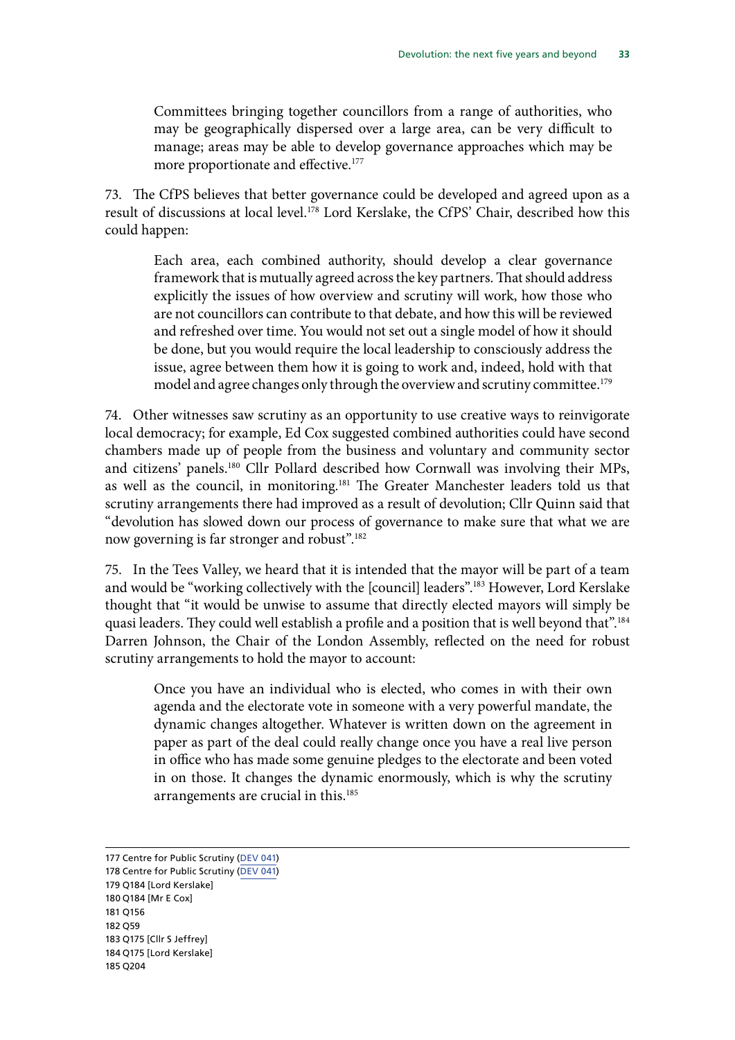> Committees bringing together councillors from a range of authorities, who may be geographically dispersed over a large area, can be very difficult to manage; areas may be able to develop governance approaches which may be more proportionate and effective.[177]

73. The CfPS believes that better governance could be developed and agreed upon as a result of discussions at local level.[178] Lord Kerslake, the CfPS' Chair, described how this could happen:

> Each area, each combined authority, should develop a clear governance framework that is mutually agreed across the key partners. That should address explicitly the issues of how overview and scrutiny will work, how those who are not councillors can contribute to that debate, and how this will be reviewed and refreshed over time. You would not set out a single model of how it should be done, but you would require the local leadership to consciously address the issue, agree between them how it is going to work and, indeed, hold with that model and agree changes only through the overview and scrutiny committee.[179]

74. Other witnesses saw scrutiny as an opportunity to use creative ways to reinvigorate local democracy; for example, Ed Cox suggested combined authorities could have second chambers made up of people from the business and voluntary and community sector and citizens' panels.[180] Cllr Pollard described how Cornwall was involving their MPs, as well as the council, in monitoring.[181] The Greater Manchester leaders told us that scrutiny arrangements there had improved as a result of devolution; Cllr Quinn said that "devolution has slowed down our process of governance to make sure that what we are now governing is far stronger and robust".[182]

75. In the Tees Valley, we heard that it is intended that the mayor will be part of a team and would be "working collectively with the [council] leaders".[183] However, Lord Kerslake thought that "it would be unwise to assume that directly elected mayors will simply be quasi leaders. They could well establish a profile and a position that is well beyond that".[184] Darren Johnson, the Chair of the London Assembly, reflected on the need for robust scrutiny arrangements to hold the mayor to account:

> Once you have an individual who is elected, who comes in with their own agenda and the electorate vote in someone with a very powerful mandate, the dynamic changes altogether. Whatever is written down on the agreement in paper as part of the deal could really change once you have a real live person in office who has made some genuine pledges to the electorate and been voted in on those. It changes the dynamic enormously, which is why the scrutiny arrangements are crucial in this.[185]

177 Centre for Public Scrutiny (DEV 041)
178 Centre for Public Scrutiny (DEV 041)
179 Q184 [Lord Kerslake]
180 Q184 [Mr E Cox]
181 Q156
182 Q59
183 Q175 [Cllr S Jeffrey]
184 Q175 [Lord Kerslake]
185 Q204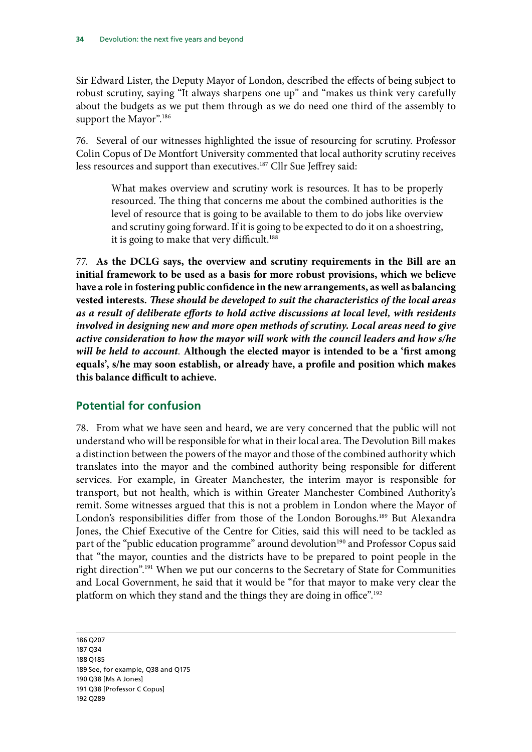Sir Edward Lister, the Deputy Mayor of London, described the effects of being subject to robust scrutiny, saying "It always sharpens one up" and "makes us think very carefully about the budgets as we put them through as we do need one third of the assembly to support the Mayor".[186]

76. Several of our witnesses highlighted the issue of resourcing for scrutiny. Professor Colin Copus of De Montfort University commented that local authority scrutiny receives less resources and support than executives.[187] Cllr Sue Jeffrey said:

> What makes overview and scrutiny work is resources. It has to be properly resourced. The thing that concerns me about the combined authorities is the level of resource that is going to be available to them to do jobs like overview and scrutiny going forward. If it is going to be expected to do it on a shoestring, it is going to make that very difficult.[188]

77. **As the DCLG says, the overview and scrutiny requirements in the Bill are an initial framework to be used as a basis for more robust provisions, which we believe have a role in fostering public confidence in the new arrangements, as well as balancing vested interests.** ***These should be developed to suit the characteristics of the local areas as a result of deliberate efforts to hold active discussions at local level, with residents involved in designing new and more open methods of scrutiny. Local areas need to give active consideration to how the mayor will work with the council leaders and how s/he will be held to account*.** **Although the elected mayor is intended to be a 'first among equals', s/he may soon establish, or already have, a profile and position which makes this balance difficult to achieve.**

## Potential for confusion

78. From what we have seen and heard, we are very concerned that the public will not understand who will be responsible for what in their local area. The Devolution Bill makes a distinction between the powers of the mayor and those of the combined authority which translates into the mayor and the combined authority being responsible for different services. For example, in Greater Manchester, the interim mayor is responsible for transport, but not health, which is within Greater Manchester Combined Authority's remit. Some witnesses argued that this is not a problem in London where the Mayor of London's responsibilities differ from those of the London Boroughs.[189] But Alexandra Jones, the Chief Executive of the Centre for Cities, said this will need to be tackled as part of the "public education programme" around devolution[190] and Professor Copus said that "the mayor, counties and the districts have to be prepared to point people in the right direction".[191] When we put our concerns to the Secretary of State for Communities and Local Government, he said that it would be "for that mayor to make very clear the platform on which they stand and the things they are doing in office".[192]

186 Q207
187 Q34
188 Q185
189 See, for example, Q38 and Q175
190 Q38 [Ms A Jones]
191 Q38 [Professor C Copus]
192 Q289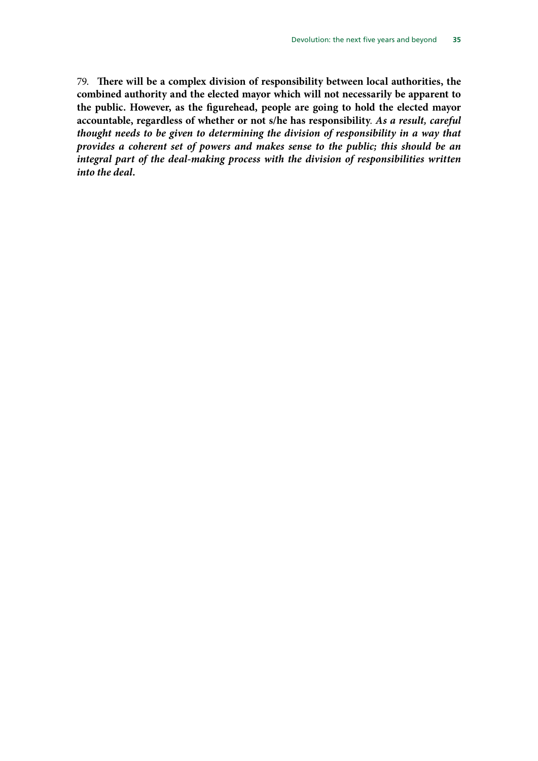79. **There will be a complex division of responsibility between local authorities, the combined authority and the elected mayor which will not necessarily be apparent to the public. However, as the figurehead, people are going to hold the elected mayor accountable, regardless of whether or not s/he has responsibility**. ***As a result, careful thought needs to be given to determining the division of responsibility in a way that provides a coherent set of powers and makes sense to the public; this should be an integral part of the deal-making process with the division of responsibilities written into the deal.***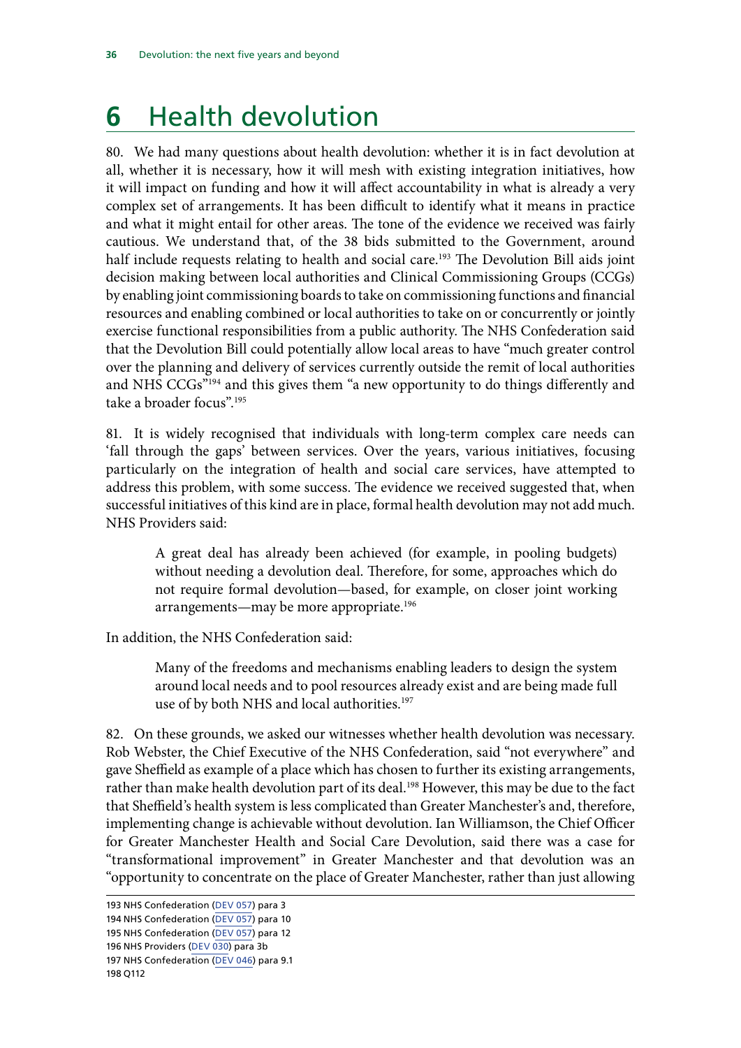# 6 Health devolution

80. We had many questions about health devolution: whether it is in fact devolution at all, whether it is necessary, how it will mesh with existing integration initiatives, how it will impact on funding and how it will affect accountability in what is already a very complex set of arrangements. It has been difficult to identify what it means in practice and what it might entail for other areas. The tone of the evidence we received was fairly cautious. We understand that, of the 38 bids submitted to the Government, around half include requests relating to health and social care.[193] The Devolution Bill aids joint decision making between local authorities and Clinical Commissioning Groups (CCGs) by enabling joint commissioning boards to take on commissioning functions and financial resources and enabling combined or local authorities to take on or concurrently or jointly exercise functional responsibilities from a public authority. The NHS Confederation said that the Devolution Bill could potentially allow local areas to have "much greater control over the planning and delivery of services currently outside the remit of local authorities and NHS CCGs"[194] and this gives them "a new opportunity to do things differently and take a broader focus".[195]

81. It is widely recognised that individuals with long-term complex care needs can 'fall through the gaps' between services. Over the years, various initiatives, focusing particularly on the integration of health and social care services, have attempted to address this problem, with some success. The evidence we received suggested that, when successful initiatives of this kind are in place, formal health devolution may not add much. NHS Providers said:

> A great deal has already been achieved (for example, in pooling budgets) without needing a devolution deal. Therefore, for some, approaches which do not require formal devolution—based, for example, on closer joint working arrangements—may be more appropriate.[196]

In addition, the NHS Confederation said:

> Many of the freedoms and mechanisms enabling leaders to design the system around local needs and to pool resources already exist and are being made full use of by both NHS and local authorities.[197]

82. On these grounds, we asked our witnesses whether health devolution was necessary. Rob Webster, the Chief Executive of the NHS Confederation, said "not everywhere" and gave Sheffield as example of a place which has chosen to further its existing arrangements, rather than make health devolution part of its deal.[198] However, this may be due to the fact that Sheffield's health system is less complicated than Greater Manchester's and, therefore, implementing change is achievable without devolution. Ian Williamson, the Chief Officer for Greater Manchester Health and Social Care Devolution, said there was a case for "transformational improvement" in Greater Manchester and that devolution was an "opportunity to concentrate on the place of Greater Manchester, rather than just allowing

---

193 NHS Confederation (DEV 057) para 3
194 NHS Confederation (DEV 057) para 10
195 NHS Confederation (DEV 057) para 12
196 NHS Providers (DEV 030) para 3b
197 NHS Confederation (DEV 046) para 9.1
198 Q112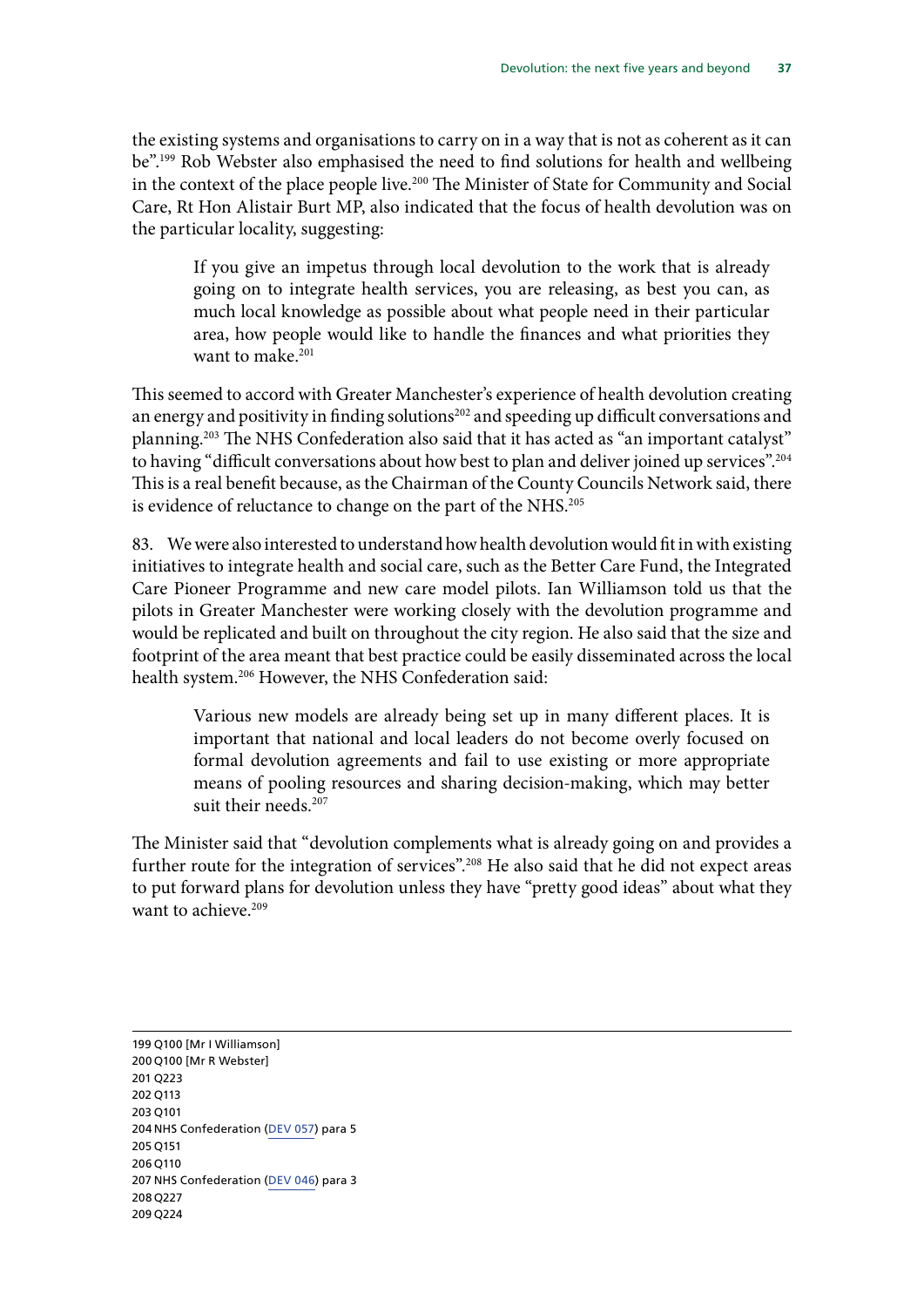the existing systems and organisations to carry on in a way that is not as coherent as it can be".[199] Rob Webster also emphasised the need to find solutions for health and wellbeing in the context of the place people live.[200] The Minister of State for Community and Social Care, Rt Hon Alistair Burt MP, also indicated that the focus of health devolution was on the particular locality, suggesting:

> If you give an impetus through local devolution to the work that is already going on to integrate health services, you are releasing, as best you can, as much local knowledge as possible about what people need in their particular area, how people would like to handle the finances and what priorities they want to make.[201]

This seemed to accord with Greater Manchester's experience of health devolution creating an energy and positivity in finding solutions[202] and speeding up difficult conversations and planning.[203] The NHS Confederation also said that it has acted as "an important catalyst" to having "difficult conversations about how best to plan and deliver joined up services".[204] This is a real benefit because, as the Chairman of the County Councils Network said, there is evidence of reluctance to change on the part of the NHS.[205]

83. We were also interested to understand how health devolution would fit in with existing initiatives to integrate health and social care, such as the Better Care Fund, the Integrated Care Pioneer Programme and new care model pilots. Ian Williamson told us that the pilots in Greater Manchester were working closely with the devolution programme and would be replicated and built on throughout the city region. He also said that the size and footprint of the area meant that best practice could be easily disseminated across the local health system.[206] However, the NHS Confederation said:

> Various new models are already being set up in many different places. It is important that national and local leaders do not become overly focused on formal devolution agreements and fail to use existing or more appropriate means of pooling resources and sharing decision-making, which may better suit their needs.[207]

The Minister said that "devolution complements what is already going on and provides a further route for the integration of services".[208] He also said that he did not expect areas to put forward plans for devolution unless they have "pretty good ideas" about what they want to achieve.[209]

---

199 Q100 [Mr I Williamson]
200 Q100 [Mr R Webster]
201 Q223
202 Q113
203 Q101
204 NHS Confederation (DEV 057) para 5
205 Q151
206 Q110
207 NHS Confederation (DEV 046) para 3
208 Q227
209 Q224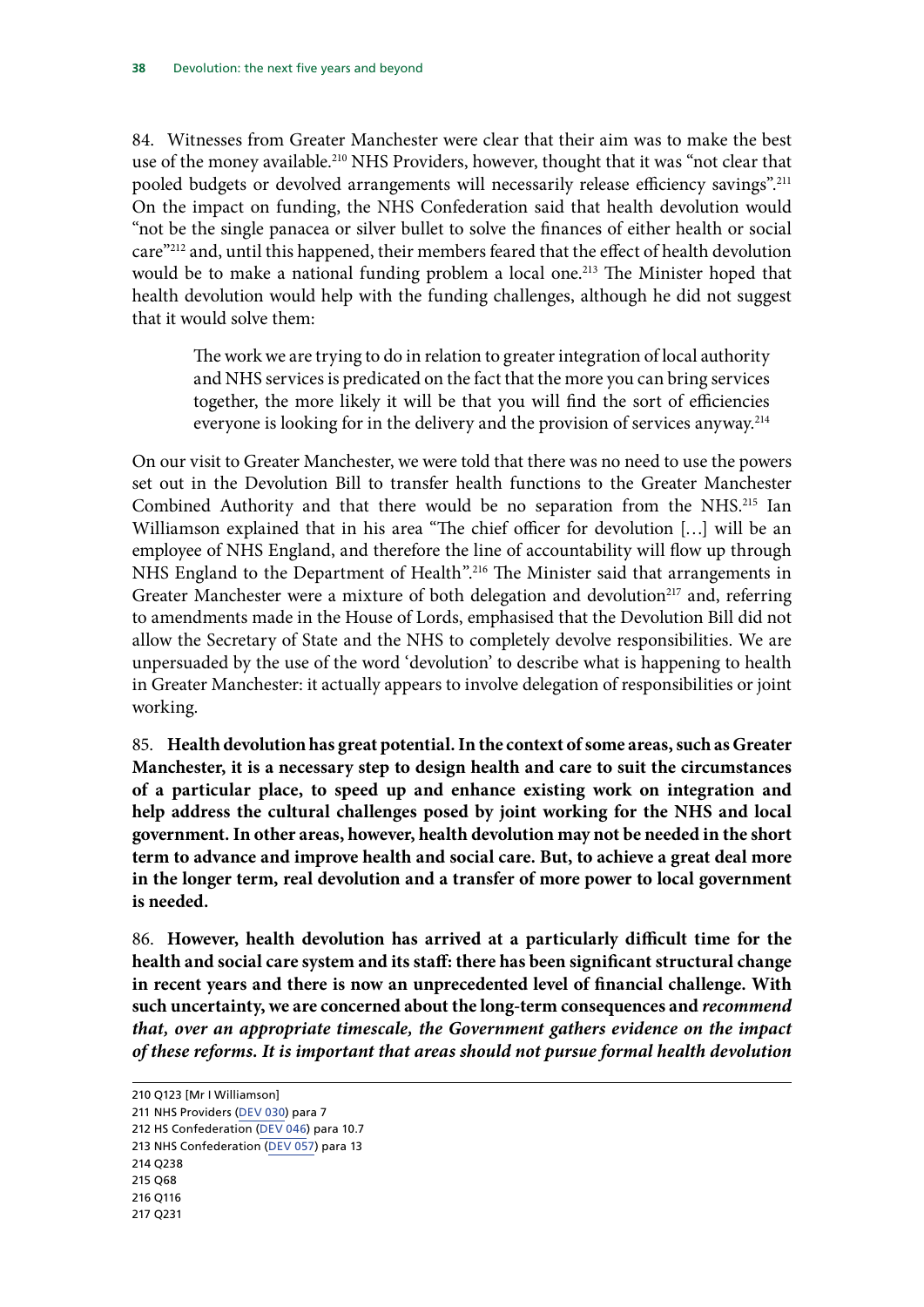84. Witnesses from Greater Manchester were clear that their aim was to make the best use of the money available.[210] NHS Providers, however, thought that it was "not clear that pooled budgets or devolved arrangements will necessarily release efficiency savings".[211] On the impact on funding, the NHS Confederation said that health devolution would "not be the single panacea or silver bullet to solve the finances of either health or social care"[212] and, until this happened, their members feared that the effect of health devolution would be to make a national funding problem a local one.[213] The Minister hoped that health devolution would help with the funding challenges, although he did not suggest that it would solve them:

> The work we are trying to do in relation to greater integration of local authority and NHS services is predicated on the fact that the more you can bring services together, the more likely it will be that you will find the sort of efficiencies everyone is looking for in the delivery and the provision of services anyway.[214]

On our visit to Greater Manchester, we were told that there was no need to use the powers set out in the Devolution Bill to transfer health functions to the Greater Manchester Combined Authority and that there would be no separation from the NHS.[215] Ian Williamson explained that in his area "The chief officer for devolution […] will be an employee of NHS England, and therefore the line of accountability will flow up through NHS England to the Department of Health".[216] The Minister said that arrangements in Greater Manchester were a mixture of both delegation and devolution[217] and, referring to amendments made in the House of Lords, emphasised that the Devolution Bill did not allow the Secretary of State and the NHS to completely devolve responsibilities. We are unpersuaded by the use of the word 'devolution' to describe what is happening to health in Greater Manchester: it actually appears to involve delegation of responsibilities or joint working.

85. **Health devolution has great potential. In the context of some areas, such as Greater Manchester, it is a necessary step to design health and care to suit the circumstances of a particular place, to speed up and enhance existing work on integration and help address the cultural challenges posed by joint working for the NHS and local government. In other areas, however, health devolution may not be needed in the short term to advance and improve health and social care. But, to achieve a great deal more in the longer term, real devolution and a transfer of more power to local government is needed.**

86. **However, health devolution has arrived at a particularly difficult time for the health and social care system and its staff: there has been significant structural change in recent years and there is now an unprecedented level of financial challenge. With such uncertainty, we are concerned about the long-term consequences and *recommend that, over an appropriate timescale, the Government gathers evidence on the impact of these reforms. It is important that areas should not pursue formal health devolution***

210 Q123 [Mr I Williamson]
211 NHS Providers (DEV 030) para 7
212 HS Confederation (DEV 046) para 10.7
213 NHS Confederation (DEV 057) para 13
214 Q238
215 Q68
216 Q116
217 Q231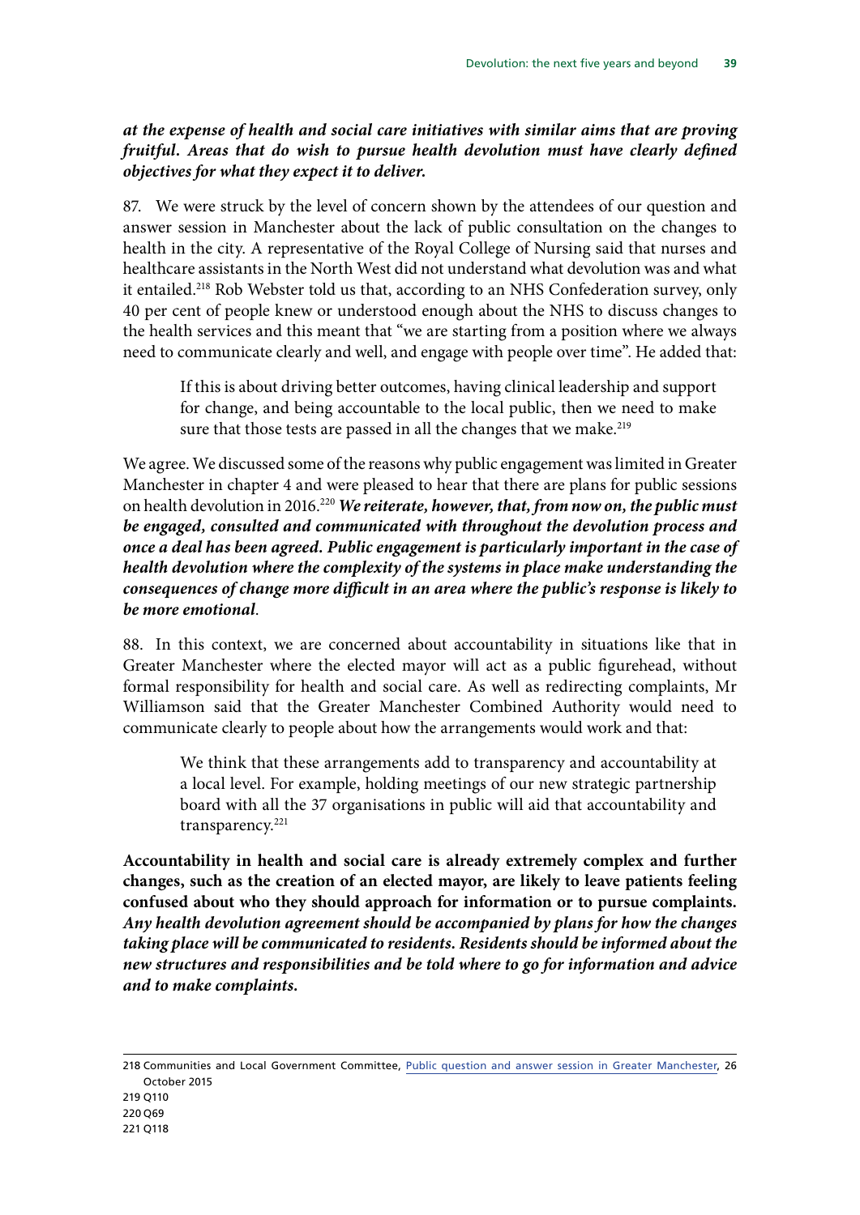***at the expense of health and social care initiatives with similar aims that are proving fruitful. Areas that do wish to pursue health devolution must have clearly defined objectives for what they expect it to deliver.***

87. We were struck by the level of concern shown by the attendees of our question and answer session in Manchester about the lack of public consultation on the changes to health in the city. A representative of the Royal College of Nursing said that nurses and healthcare assistants in the North West did not understand what devolution was and what it entailed.[218] Rob Webster told us that, according to an NHS Confederation survey, only 40 per cent of people knew or understood enough about the NHS to discuss changes to the health services and this meant that "we are starting from a position where we always need to communicate clearly and well, and engage with people over time". He added that:

> If this is about driving better outcomes, having clinical leadership and support for change, and being accountable to the local public, then we need to make sure that those tests are passed in all the changes that we make.[219]

We agree. We discussed some of the reasons why public engagement was limited in Greater Manchester in chapter 4 and were pleased to hear that there are plans for public sessions on health devolution in 2016.[220] ***We reiterate, however, that, from now on, the public must be engaged, consulted and communicated with throughout the devolution process and once a deal has been agreed. Public engagement is particularly important in the case of health devolution where the complexity of the systems in place make understanding the consequences of change more difficult in an area where the public's response is likely to be more emotional***.

88. In this context, we are concerned about accountability in situations like that in Greater Manchester where the elected mayor will act as a public figurehead, without formal responsibility for health and social care. As well as redirecting complaints, Mr Williamson said that the Greater Manchester Combined Authority would need to communicate clearly to people about how the arrangements would work and that:

> We think that these arrangements add to transparency and accountability at a local level. For example, holding meetings of our new strategic partnership board with all the 37 organisations in public will aid that accountability and transparency.[221]

**Accountability in health and social care is already extremely complex and further changes, such as the creation of an elected mayor, are likely to leave patients feeling confused about who they should approach for information or to pursue complaints.** ***Any health devolution agreement should be accompanied by plans for how the changes taking place will be communicated to residents. Residents should be informed about the new structures and responsibilities and be told where to go for information and advice and to make complaints.***

218 Communities and Local Government Committee, Public question and answer session in Greater Manchester, 26 October 2015
219 Q110
220 Q69
221 Q118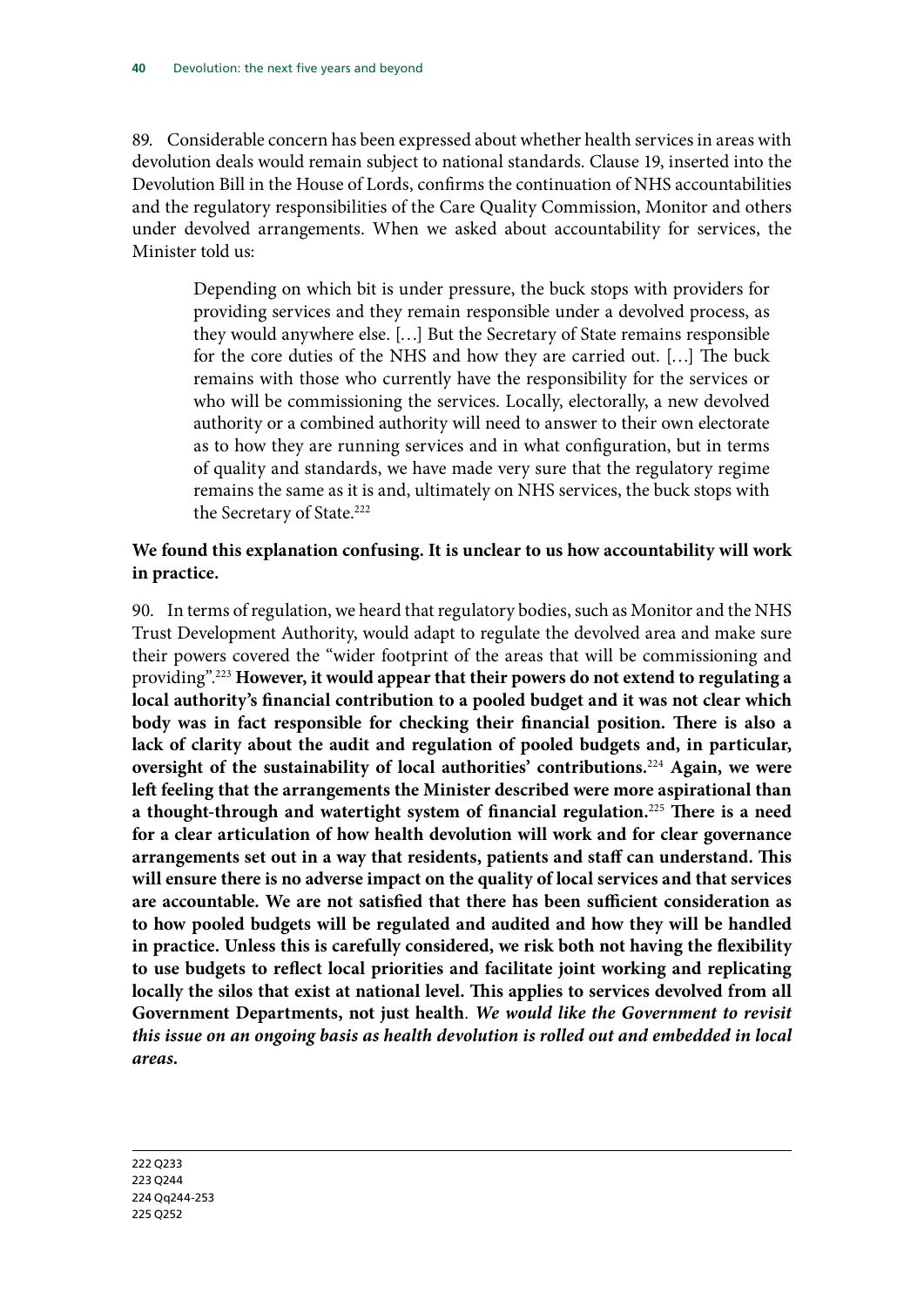89. Considerable concern has been expressed about whether health services in areas with devolution deals would remain subject to national standards. Clause 19, inserted into the Devolution Bill in the House of Lords, confirms the continuation of NHS accountabilities and the regulatory responsibilities of the Care Quality Commission, Monitor and others under devolved arrangements. When we asked about accountability for services, the Minister told us:

> Depending on which bit is under pressure, the buck stops with providers for providing services and they remain responsible under a devolved process, as they would anywhere else. […] But the Secretary of State remains responsible for the core duties of the NHS and how they are carried out. […] The buck remains with those who currently have the responsibility for the services or who will be commissioning the services. Locally, electorally, a new devolved authority or a combined authority will need to answer to their own electorate as to how they are running services and in what configuration, but in terms of quality and standards, we have made very sure that the regulatory regime remains the same as it is and, ultimately on NHS services, the buck stops with the Secretary of State.[222]

**We found this explanation confusing. It is unclear to us how accountability will work in practice.**

90. In terms of regulation, we heard that regulatory bodies, such as Monitor and the NHS Trust Development Authority, would adapt to regulate the devolved area and make sure their powers covered the "wider footprint of the areas that will be commissioning and providing".[223] **However, it would appear that their powers do not extend to regulating a local authority's financial contribution to a pooled budget and it was not clear which body was in fact responsible for checking their financial position. There is also a lack of clarity about the audit and regulation of pooled budgets and, in particular, oversight of the sustainability of local authorities' contributions.**[224] **Again, we were left feeling that the arrangements the Minister described were more aspirational than a thought-through and watertight system of financial regulation.**[225] **There is a need for a clear articulation of how health devolution will work and for clear governance arrangements set out in a way that residents, patients and staff can understand. This will ensure there is no adverse impact on the quality of local services and that services are accountable. We are not satisfied that there has been sufficient consideration as to how pooled budgets will be regulated and audited and how they will be handled in practice. Unless this is carefully considered, we risk both not having the flexibility to use budgets to reflect local priorities and facilitate joint working and replicating locally the silos that exist at national level. This applies to services devolved from all Government Departments, not just health**. ***We would like the Government to revisit this issue on an ongoing basis as health devolution is rolled out and embedded in local areas.***

222 Q233
223 Q244
224 Qq244-253
225 Q252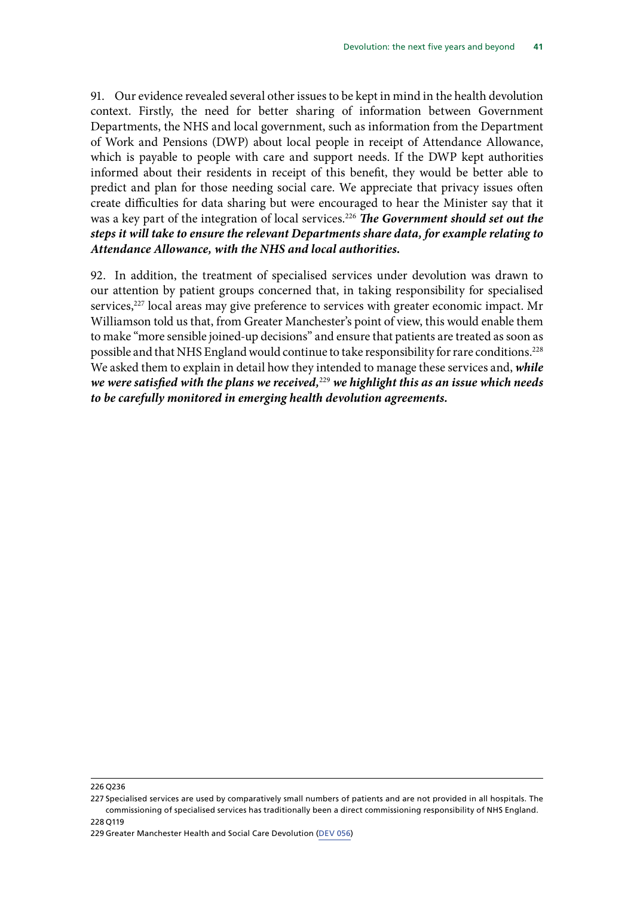91. Our evidence revealed several other issues to be kept in mind in the health devolution context. Firstly, the need for better sharing of information between Government Departments, the NHS and local government, such as information from the Department of Work and Pensions (DWP) about local people in receipt of Attendance Allowance, which is payable to people with care and support needs. If the DWP kept authorities informed about their residents in receipt of this benefit, they would be better able to predict and plan for those needing social care. We appreciate that privacy issues often create difficulties for data sharing but were encouraged to hear the Minister say that it was a key part of the integration of local services.[226] ***The Government should set out the steps it will take to ensure the relevant Departments share data, for example relating to Attendance Allowance, with the NHS and local authorities.***

92. In addition, the treatment of specialised services under devolution was drawn to our attention by patient groups concerned that, in taking responsibility for specialised services,[227] local areas may give preference to services with greater economic impact. Mr Williamson told us that, from Greater Manchester's point of view, this would enable them to make "more sensible joined-up decisions" and ensure that patients are treated as soon as possible and that NHS England would continue to take responsibility for rare conditions.[228] We asked them to explain in detail how they intended to manage these services and, ***while we were satisfied with the plans we received,***[229] ***we highlight this as an issue which needs to be carefully monitored in emerging health devolution agreements.***

---

226 Q236

227 Specialised services are used by comparatively small numbers of patients and are not provided in all hospitals. The commissioning of specialised services has traditionally been a direct commissioning responsibility of NHS England.

228 Q119

229 Greater Manchester Health and Social Care Devolution (DEV 056)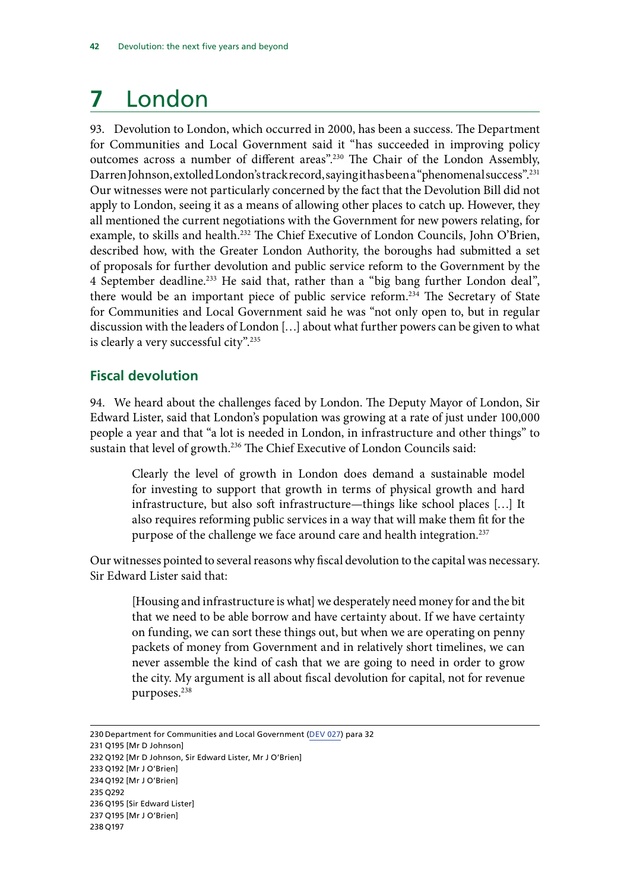# 7 London

93. Devolution to London, which occurred in 2000, has been a success. The Department for Communities and Local Government said it "has succeeded in improving policy outcomes across a number of different areas".[230] The Chair of the London Assembly, Darren Johnson, extolled London's track record, saying it has been a "phenomenal success".[231] Our witnesses were not particularly concerned by the fact that the Devolution Bill did not apply to London, seeing it as a means of allowing other places to catch up. However, they all mentioned the current negotiations with the Government for new powers relating, for example, to skills and health.[232] The Chief Executive of London Councils, John O'Brien, described how, with the Greater London Authority, the boroughs had submitted a set of proposals for further devolution and public service reform to the Government by the 4 September deadline.[233] He said that, rather than a "big bang further London deal", there would be an important piece of public service reform.[234] The Secretary of State for Communities and Local Government said he was "not only open to, but in regular discussion with the leaders of London […] about what further powers can be given to what is clearly a very successful city".[235]

## Fiscal devolution

94. We heard about the challenges faced by London. The Deputy Mayor of London, Sir Edward Lister, said that London's population was growing at a rate of just under 100,000 people a year and that "a lot is needed in London, in infrastructure and other things" to sustain that level of growth.[236] The Chief Executive of London Councils said:

> Clearly the level of growth in London does demand a sustainable model for investing to support that growth in terms of physical growth and hard infrastructure, but also soft infrastructure—things like school places […] It also requires reforming public services in a way that will make them fit for the purpose of the challenge we face around care and health integration.[237]

Our witnesses pointed to several reasons why fiscal devolution to the capital was necessary. Sir Edward Lister said that:

> [Housing and infrastructure is what] we desperately need money for and the bit that we need to be able borrow and have certainty about. If we have certainty on funding, we can sort these things out, but when we are operating on penny packets of money from Government and in relatively short timelines, we can never assemble the kind of cash that we are going to need in order to grow the city. My argument is all about fiscal devolution for capital, not for revenue purposes.[238]

---

230 Department for Communities and Local Government (DEV 027) para 32

231 Q195 [Mr D Johnson]

232 Q192 [Mr D Johnson, Sir Edward Lister, Mr J O'Brien]

233 Q192 [Mr J O'Brien]

234 Q192 [Mr J O'Brien]

235 Q292

236 Q195 [Sir Edward Lister]

237 Q195 [Mr J O'Brien]

238 Q197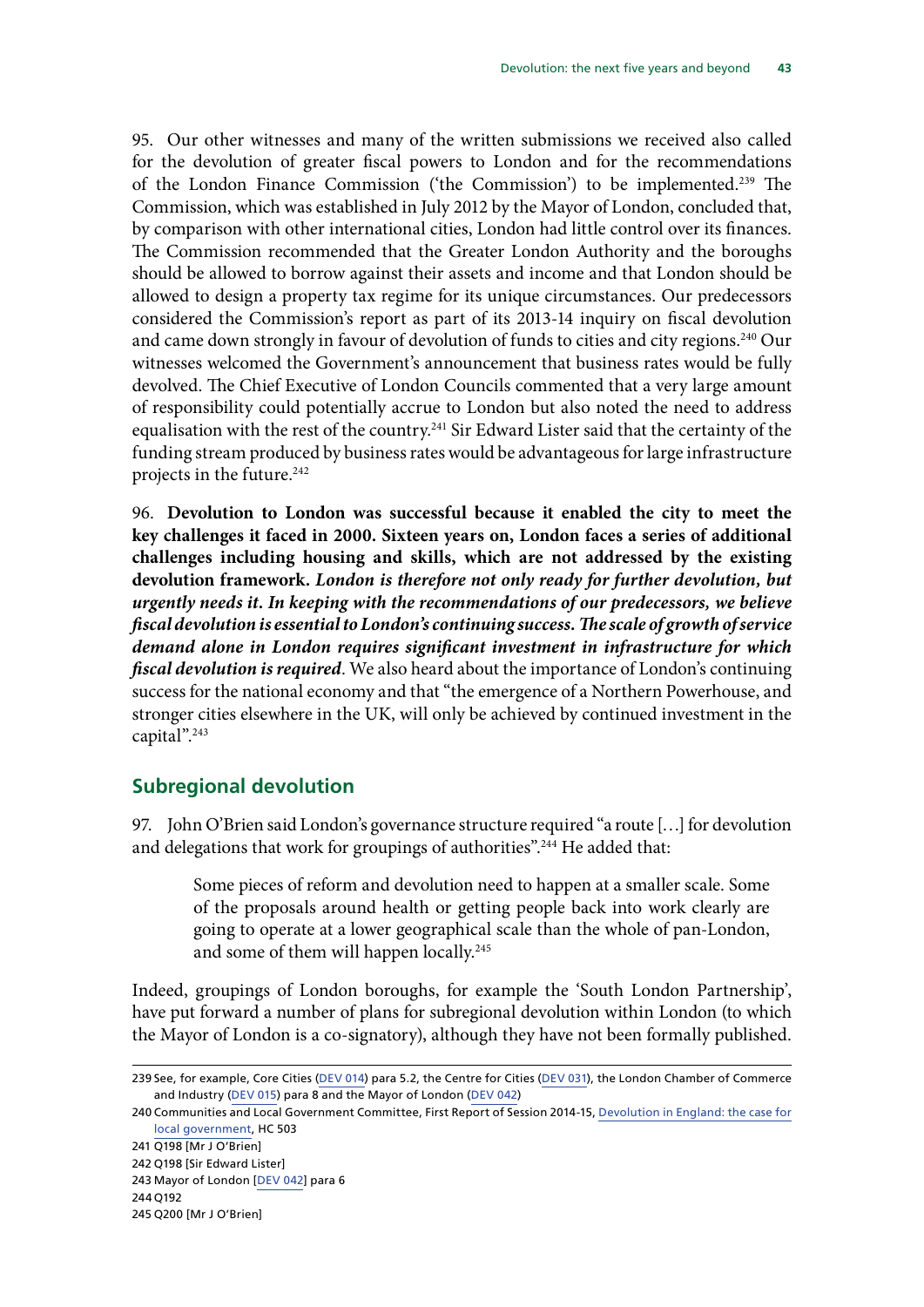95. Our other witnesses and many of the written submissions we received also called for the devolution of greater fiscal powers to London and for the recommendations of the London Finance Commission ('the Commission') to be implemented.[239] The Commission, which was established in July 2012 by the Mayor of London, concluded that, by comparison with other international cities, London had little control over its finances. The Commission recommended that the Greater London Authority and the boroughs should be allowed to borrow against their assets and income and that London should be allowed to design a property tax regime for its unique circumstances. Our predecessors considered the Commission's report as part of its 2013-14 inquiry on fiscal devolution and came down strongly in favour of devolution of funds to cities and city regions.[240] Our witnesses welcomed the Government's announcement that business rates would be fully devolved. The Chief Executive of London Councils commented that a very large amount of responsibility could potentially accrue to London but also noted the need to address equalisation with the rest of the country.[241] Sir Edward Lister said that the certainty of the funding stream produced by business rates would be advantageous for large infrastructure projects in the future.[242]

96. **Devolution to London was successful because it enabled the city to meet the key challenges it faced in 2000. Sixteen years on, London faces a series of additional challenges including housing and skills, which are not addressed by the existing devolution framework.** ***London is therefore not only ready for further devolution, but urgently needs it. In keeping with the recommendations of our predecessors, we believe fiscal devolution is essential to London's continuing success. The scale of growth of service demand alone in London requires significant investment in infrastructure for which fiscal devolution is required***. We also heard about the importance of London's continuing success for the national economy and that "the emergence of a Northern Powerhouse, and stronger cities elsewhere in the UK, will only be achieved by continued investment in the capital".[243]

## Subregional devolution

97. John O'Brien said London's governance structure required "a route […] for devolution and delegations that work for groupings of authorities".[244] He added that:

> Some pieces of reform and devolution need to happen at a smaller scale. Some of the proposals around health or getting people back into work clearly are going to operate at a lower geographical scale than the whole of pan-London, and some of them will happen locally.[245]

Indeed, groupings of London boroughs, for example the 'South London Partnership', have put forward a number of plans for subregional devolution within London (to which the Mayor of London is a co-signatory), although they have not been formally published.

---

239 See, for example, Core Cities (DEV 014) para 5.2, the Centre for Cities (DEV 031), the London Chamber of Commerce and Industry (DEV 015) para 8 and the Mayor of London (DEV 042)

240 Communities and Local Government Committee, First Report of Session 2014-15, Devolution in England: the case for local government, HC 503

241 Q198 [Mr J O'Brien]

242 Q198 [Sir Edward Lister]

243 Mayor of London [DEV 042] para 6

244 Q192

245 Q200 [Mr J O'Brien]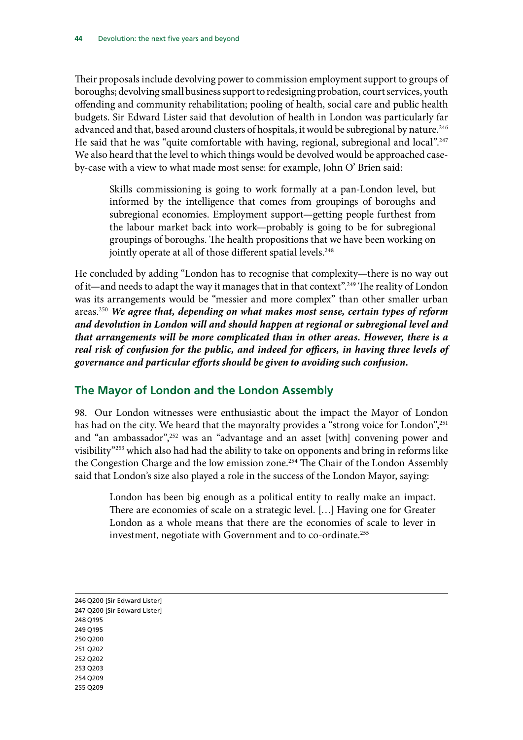Their proposals include devolving power to commission employment support to groups of boroughs; devolving small business support to redesigning probation, court services, youth offending and community rehabilitation; pooling of health, social care and public health budgets. Sir Edward Lister said that devolution of health in London was particularly far advanced and that, based around clusters of hospitals, it would be subregional by nature.[246] He said that he was "quite comfortable with having, regional, subregional and local".[247] We also heard that the level to which things would be devolved would be approached case-by-case with a view to what made most sense: for example, John O' Brien said:

> Skills commissioning is going to work formally at a pan-London level, but informed by the intelligence that comes from groupings of boroughs and subregional economies. Employment support—getting people furthest from the labour market back into work—probably is going to be for subregional groupings of boroughs. The health propositions that we have been working on jointly operate at all of those different spatial levels.[248]

He concluded by adding "London has to recognise that complexity—there is no way out of it—and needs to adapt the way it manages that in that context".[249] The reality of London was its arrangements would be "messier and more complex" than other smaller urban areas.[250] ***We agree that, depending on what makes most sense, certain types of reform and devolution in London will and should happen at regional or subregional level and that arrangements will be more complicated than in other areas. However, there is a real risk of confusion for the public, and indeed for officers, in having three levels of governance and particular efforts should be given to avoiding such confusion.***

## The Mayor of London and the London Assembly

98. Our London witnesses were enthusiastic about the impact the Mayor of London has had on the city. We heard that the mayoralty provides a "strong voice for London",[251] and "an ambassador",[252] was an "advantage and an asset [with] convening power and visibility"[253] which also had had the ability to take on opponents and bring in reforms like the Congestion Charge and the low emission zone.[254] The Chair of the London Assembly said that London's size also played a role in the success of the London Mayor, saying:

> London has been big enough as a political entity to really make an impact. There are economies of scale on a strategic level. […] Having one for Greater London as a whole means that there are the economies of scale to lever in investment, negotiate with Government and to co-ordinate.[255]

---

246 Q200 [Sir Edward Lister]
247 Q200 [Sir Edward Lister]
248 Q195
249 Q195
250 Q200
251 Q202
252 Q202
253 Q203
254 Q209
255 Q209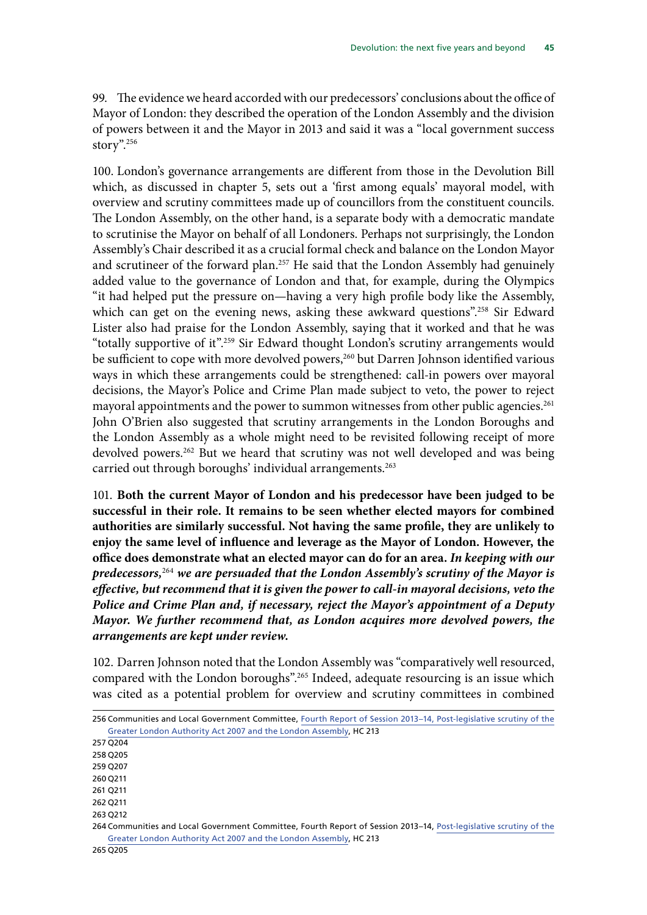99. The evidence we heard accorded with our predecessors' conclusions about the office of Mayor of London: they described the operation of the London Assembly and the division of powers between it and the Mayor in 2013 and said it was a "local government success story".[256]

100. London's governance arrangements are different from those in the Devolution Bill which, as discussed in chapter 5, sets out a 'first among equals' mayoral model, with overview and scrutiny committees made up of councillors from the constituent councils. The London Assembly, on the other hand, is a separate body with a democratic mandate to scrutinise the Mayor on behalf of all Londoners. Perhaps not surprisingly, the London Assembly's Chair described it as a crucial formal check and balance on the London Mayor and scrutineer of the forward plan.[257] He said that the London Assembly had genuinely added value to the governance of London and that, for example, during the Olympics "it had helped put the pressure on—having a very high profile body like the Assembly, which can get on the evening news, asking these awkward questions".[258] Sir Edward Lister also had praise for the London Assembly, saying that it worked and that he was "totally supportive of it".[259] Sir Edward thought London's scrutiny arrangements would be sufficient to cope with more devolved powers,[260] but Darren Johnson identified various ways in which these arrangements could be strengthened: call-in powers over mayoral decisions, the Mayor's Police and Crime Plan made subject to veto, the power to reject mayoral appointments and the power to summon witnesses from other public agencies.[261] John O'Brien also suggested that scrutiny arrangements in the London Boroughs and the London Assembly as a whole might need to be revisited following receipt of more devolved powers.[262] But we heard that scrutiny was not well developed and was being carried out through boroughs' individual arrangements.[263]

101. **Both the current Mayor of London and his predecessor have been judged to be successful in their role. It remains to be seen whether elected mayors for combined authorities are similarly successful. Not having the same profile, they are unlikely to enjoy the same level of influence and leverage as the Mayor of London. However, the office does demonstrate what an elected mayor can do for an area.** ***In keeping with our predecessors,***[264] ***we are persuaded that the London Assembly's scrutiny of the Mayor is effective, but recommend that it is given the power to call-in mayoral decisions, veto the Police and Crime Plan and, if necessary, reject the Mayor's appointment of a Deputy Mayor. We further recommend that, as London acquires more devolved powers, the arrangements are kept under review.***

102. Darren Johnson noted that the London Assembly was "comparatively well resourced, compared with the London boroughs".[265] Indeed, adequate resourcing is an issue which was cited as a potential problem for overview and scrutiny committees in combined

256 Communities and Local Government Committee, Fourth Report of Session 2013–14, Post-legislative scrutiny of the Greater London Authority Act 2007 and the London Assembly, HC 213

257 Q204

258 Q205

259 Q207

260 Q211

261 Q211

262 Q211

263 Q212

264 Communities and Local Government Committee, Fourth Report of Session 2013–14, Post-legislative scrutiny of the Greater London Authority Act 2007 and the London Assembly, HC 213

265 Q205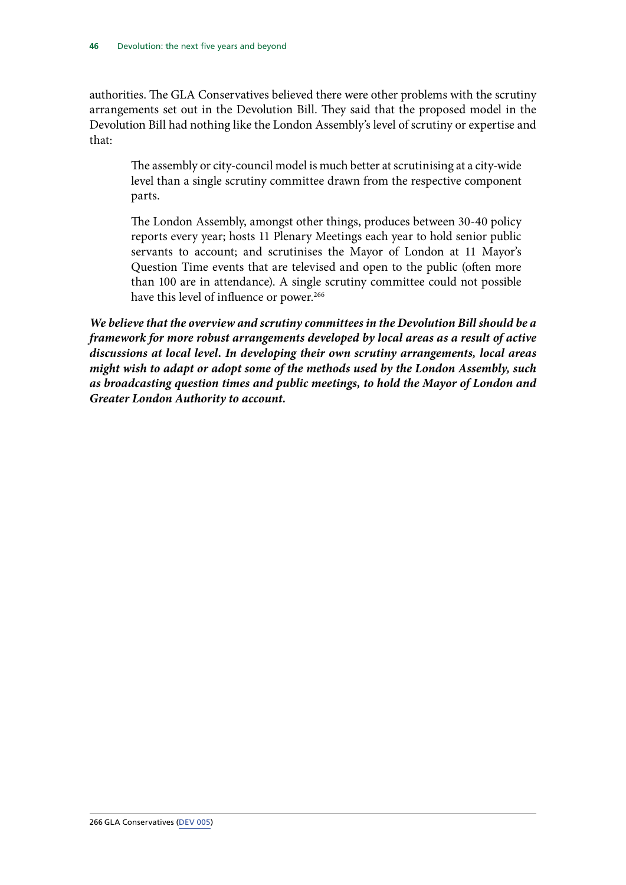authorities. The GLA Conservatives believed there were other problems with the scrutiny arrangements set out in the Devolution Bill. They said that the proposed model in the Devolution Bill had nothing like the London Assembly's level of scrutiny or expertise and that:

> The assembly or city-council model is much better at scrutinising at a city-wide level than a single scrutiny committee drawn from the respective component parts.
>
> The London Assembly, amongst other things, produces between 30-40 policy reports every year; hosts 11 Plenary Meetings each year to hold senior public servants to account; and scrutinises the Mayor of London at 11 Mayor's Question Time events that are televised and open to the public (often more than 100 are in attendance). A single scrutiny committee could not possible have this level of influence or power.[266]

***We believe that the overview and scrutiny committees in the Devolution Bill should be a framework for more robust arrangements developed by local areas as a result of active discussions at local level. In developing their own scrutiny arrangements, local areas might wish to adapt or adopt some of the methods used by the London Assembly, such as broadcasting question times and public meetings, to hold the Mayor of London and Greater London Authority to account.***

266 GLA Conservatives (DEV 005)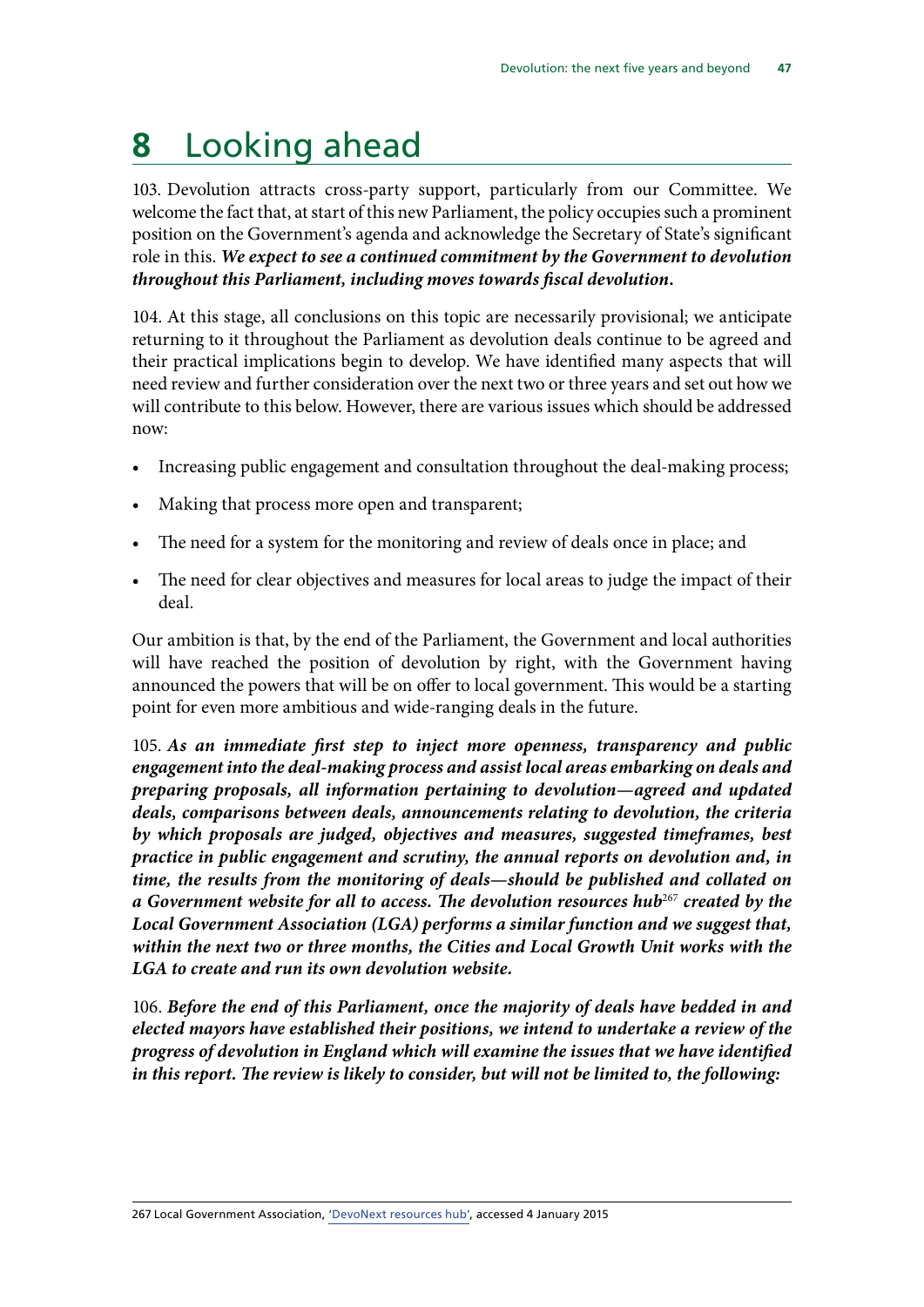# 8 Looking ahead

103. Devolution attracts cross-party support, particularly from our Committee. We welcome the fact that, at start of this new Parliament, the policy occupies such a prominent position on the Government's agenda and acknowledge the Secretary of State's significant role in this. ***We expect to see a continued commitment by the Government to devolution throughout this Parliament, including moves towards fiscal devolution.***

104. At this stage, all conclusions on this topic are necessarily provisional; we anticipate returning to it throughout the Parliament as devolution deals continue to be agreed and their practical implications begin to develop. We have identified many aspects that will need review and further consideration over the next two or three years and set out how we will contribute to this below. However, there are various issues which should be addressed now:

- Increasing public engagement and consultation throughout the deal-making process;
- Making that process more open and transparent;
- The need for a system for the monitoring and review of deals once in place; and
- The need for clear objectives and measures for local areas to judge the impact of their deal.

Our ambition is that, by the end of the Parliament, the Government and local authorities will have reached the position of devolution by right, with the Government having announced the powers that will be on offer to local government. This would be a starting point for even more ambitious and wide-ranging deals in the future.

105. ***As an immediate first step to inject more openness, transparency and public engagement into the deal-making process and assist local areas embarking on deals and preparing proposals, all information pertaining to devolution—agreed and updated deals, comparisons between deals, announcements relating to devolution, the criteria by which proposals are judged, objectives and measures, suggested timeframes, best practice in public engagement and scrutiny, the annual reports on devolution and, in time, the results from the monitoring of deals—should be published and collated on a Government website for all to access. The devolution resources hub[267] created by the Local Government Association (LGA) performs a similar function and we suggest that, within the next two or three months, the Cities and Local Growth Unit works with the LGA to create and run its own devolution website.***

106. ***Before the end of this Parliament, once the majority of deals have bedded in and elected mayors have established their positions, we intend to undertake a review of the progress of devolution in England which will examine the issues that we have identified in this report. The review is likely to consider, but will not be limited to, the following:***

267 Local Government Association, 'DevoNext resources hub', accessed 4 January 2015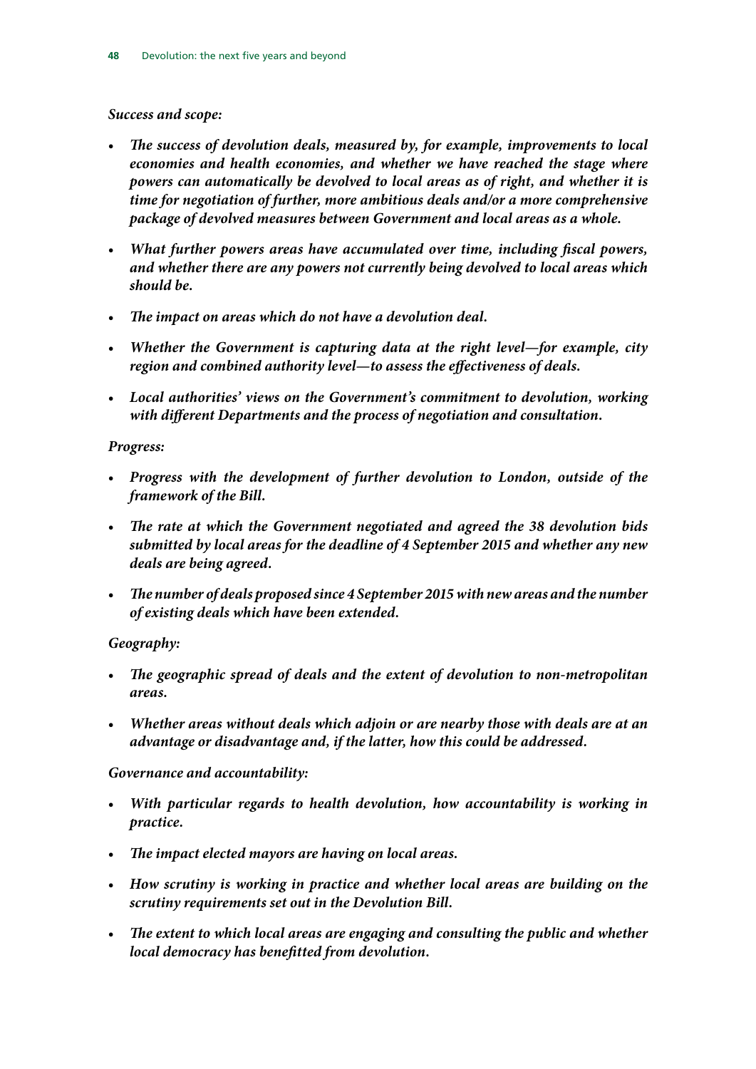***Success and scope:***

- ***The success of devolution deals, measured by, for example, improvements to local economies and health economies, and whether we have reached the stage where powers can automatically be devolved to local areas as of right, and whether it is time for negotiation of further, more ambitious deals and/or a more comprehensive package of devolved measures between Government and local areas as a whole.***

- ***What further powers areas have accumulated over time, including fiscal powers, and whether there are any powers not currently being devolved to local areas which should be.***

- ***The impact on areas which do not have a devolution deal.***

- ***Whether the Government is capturing data at the right level—for example, city region and combined authority level—to assess the effectiveness of deals.***

- ***Local authorities' views on the Government's commitment to devolution, working with different Departments and the process of negotiation and consultation.***

***Progress:***

- ***Progress with the development of further devolution to London, outside of the framework of the Bill.***

- ***The rate at which the Government negotiated and agreed the 38 devolution bids submitted by local areas for the deadline of 4 September 2015 and whether any new deals are being agreed.***

- ***The number of deals proposed since 4 September 2015 with new areas and the number of existing deals which have been extended.***

***Geography:***

- ***The geographic spread of deals and the extent of devolution to non-metropolitan areas.***

- ***Whether areas without deals which adjoin or are nearby those with deals are at an advantage or disadvantage and, if the latter, how this could be addressed.***

***Governance and accountability:***

- ***With particular regards to health devolution, how accountability is working in practice.***

- ***The impact elected mayors are having on local areas.***

- ***How scrutiny is working in practice and whether local areas are building on the scrutiny requirements set out in the Devolution Bill.***

- ***The extent to which local areas are engaging and consulting the public and whether local democracy has benefitted from devolution.***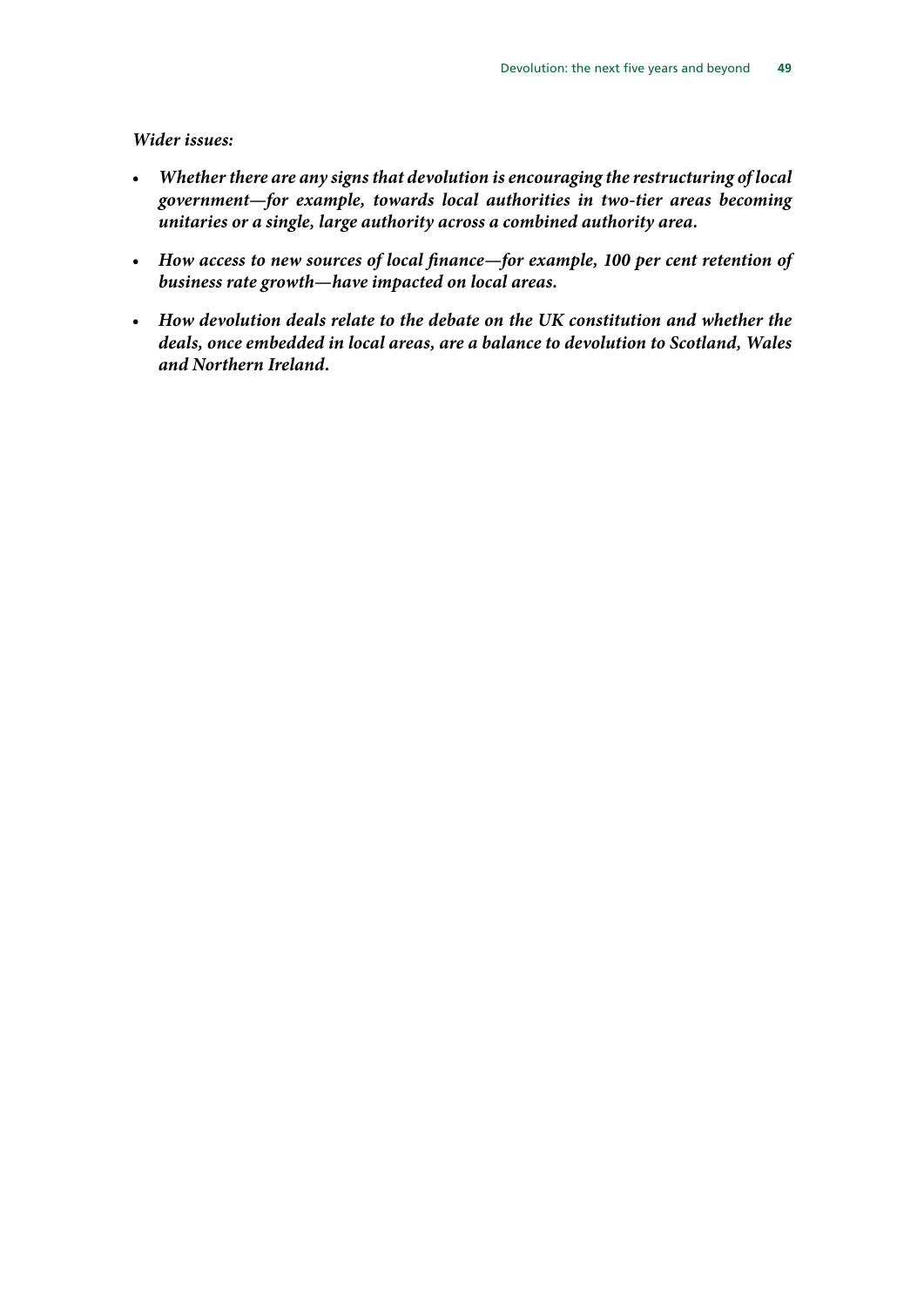***Wider issues:***

- ***Whether there are any signs that devolution is encouraging the restructuring of local government—for example, towards local authorities in two-tier areas becoming unitaries or a single, large authority across a combined authority area.***
- ***How access to new sources of local finance—for example, 100 per cent retention of business rate growth—have impacted on local areas.***
- ***How devolution deals relate to the debate on the UK constitution and whether the deals, once embedded in local areas, are a balance to devolution to Scotland, Wales and Northern Ireland.***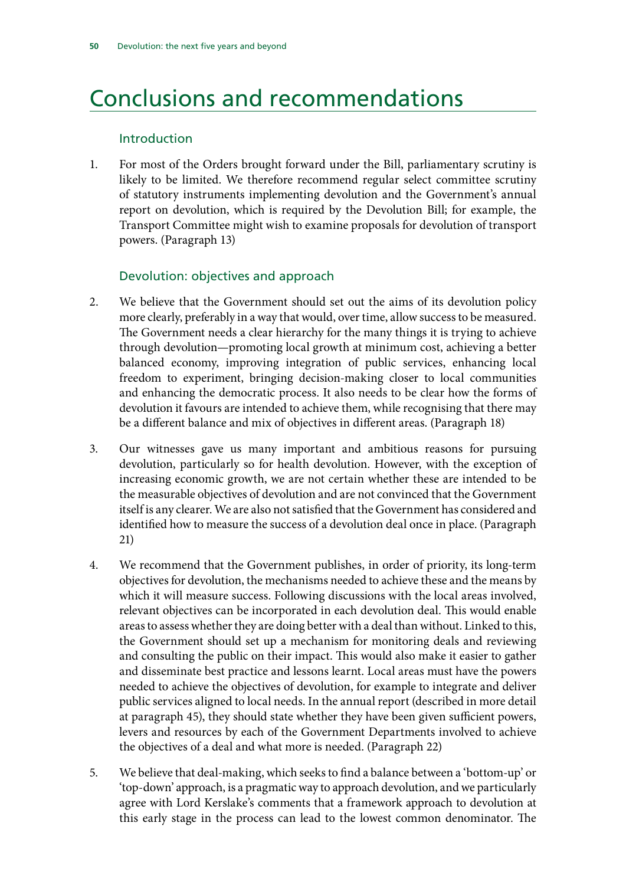# Conclusions and recommendations

## Introduction

1. For most of the Orders brought forward under the Bill, parliamentary scrutiny is likely to be limited. We therefore recommend regular select committee scrutiny of statutory instruments implementing devolution and the Government's annual report on devolution, which is required by the Devolution Bill; for example, the Transport Committee might wish to examine proposals for devolution of transport powers. (Paragraph 13)

## Devolution: objectives and approach

2. We believe that the Government should set out the aims of its devolution policy more clearly, preferably in a way that would, over time, allow success to be measured. The Government needs a clear hierarchy for the many things it is trying to achieve through devolution—promoting local growth at minimum cost, achieving a better balanced economy, improving integration of public services, enhancing local freedom to experiment, bringing decision-making closer to local communities and enhancing the democratic process. It also needs to be clear how the forms of devolution it favours are intended to achieve them, while recognising that there may be a different balance and mix of objectives in different areas. (Paragraph 18)

3. Our witnesses gave us many important and ambitious reasons for pursuing devolution, particularly so for health devolution. However, with the exception of increasing economic growth, we are not certain whether these are intended to be the measurable objectives of devolution and are not convinced that the Government itself is any clearer. We are also not satisfied that the Government has considered and identified how to measure the success of a devolution deal once in place. (Paragraph 21)

4. We recommend that the Government publishes, in order of priority, its long-term objectives for devolution, the mechanisms needed to achieve these and the means by which it will measure success. Following discussions with the local areas involved, relevant objectives can be incorporated in each devolution deal. This would enable areas to assess whether they are doing better with a deal than without. Linked to this, the Government should set up a mechanism for monitoring deals and reviewing and consulting the public on their impact. This would also make it easier to gather and disseminate best practice and lessons learnt. Local areas must have the powers needed to achieve the objectives of devolution, for example to integrate and deliver public services aligned to local needs. In the annual report (described in more detail at paragraph 45), they should state whether they have been given sufficient powers, levers and resources by each of the Government Departments involved to achieve the objectives of a deal and what more is needed. (Paragraph 22)

5. We believe that deal-making, which seeks to find a balance between a 'bottom-up' or 'top-down' approach, is a pragmatic way to approach devolution, and we particularly agree with Lord Kerslake's comments that a framework approach to devolution at this early stage in the process can lead to the lowest common denominator. The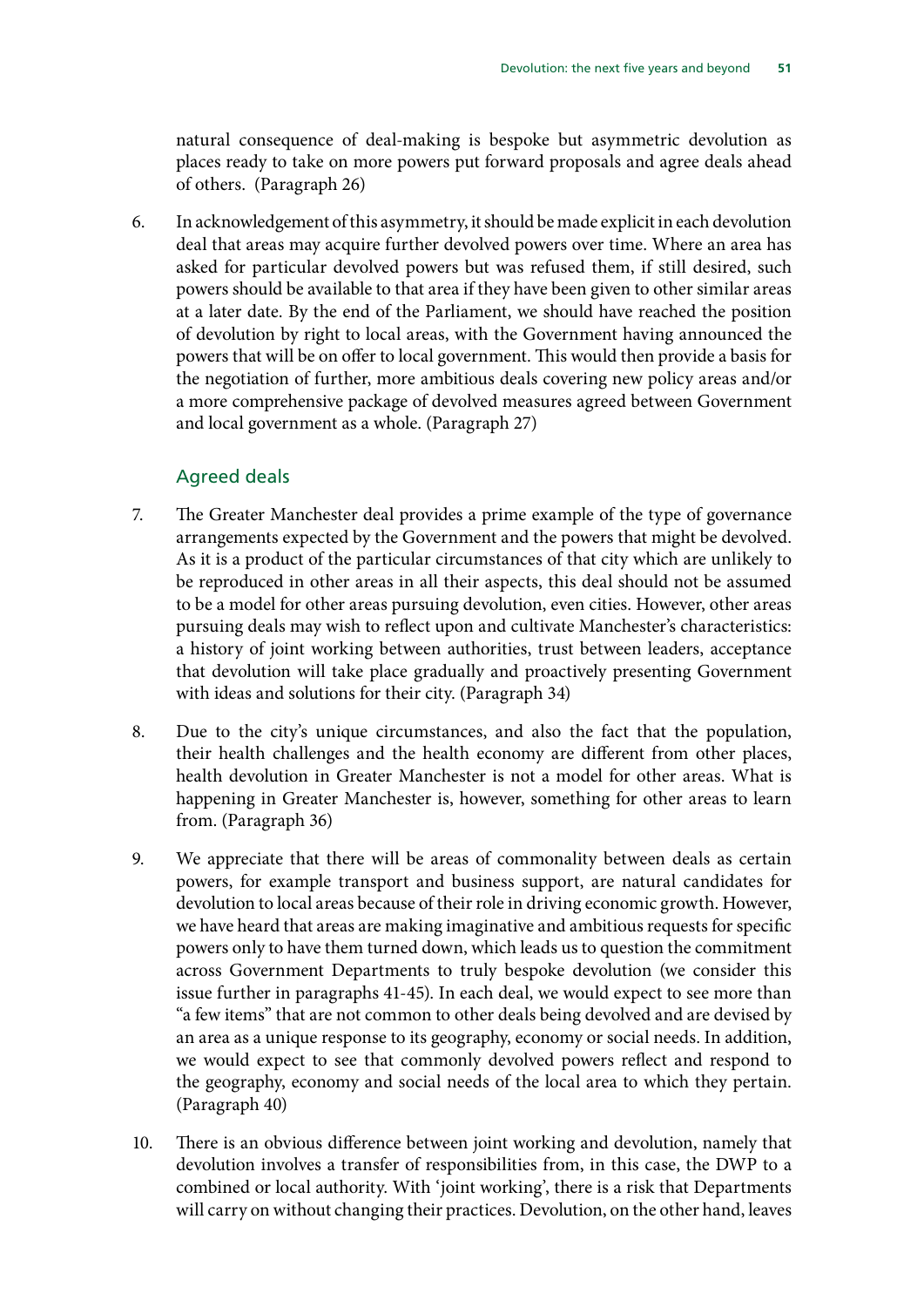natural consequence of deal-making is bespoke but asymmetric devolution as places ready to take on more powers put forward proposals and agree deals ahead of others. (Paragraph 26)

6. In acknowledgement of this asymmetry, it should be made explicit in each devolution deal that areas may acquire further devolved powers over time. Where an area has asked for particular devolved powers but was refused them, if still desired, such powers should be available to that area if they have been given to other similar areas at a later date. By the end of the Parliament, we should have reached the position of devolution by right to local areas, with the Government having announced the powers that will be on offer to local government. This would then provide a basis for the negotiation of further, more ambitious deals covering new policy areas and/or a more comprehensive package of devolved measures agreed between Government and local government as a whole. (Paragraph 27)

### Agreed deals

7. The Greater Manchester deal provides a prime example of the type of governance arrangements expected by the Government and the powers that might be devolved. As it is a product of the particular circumstances of that city which are unlikely to be reproduced in other areas in all their aspects, this deal should not be assumed to be a model for other areas pursuing devolution, even cities. However, other areas pursuing deals may wish to reflect upon and cultivate Manchester's characteristics: a history of joint working between authorities, trust between leaders, acceptance that devolution will take place gradually and proactively presenting Government with ideas and solutions for their city. (Paragraph 34)

8. Due to the city's unique circumstances, and also the fact that the population, their health challenges and the health economy are different from other places, health devolution in Greater Manchester is not a model for other areas. What is happening in Greater Manchester is, however, something for other areas to learn from. (Paragraph 36)

9. We appreciate that there will be areas of commonality between deals as certain powers, for example transport and business support, are natural candidates for devolution to local areas because of their role in driving economic growth. However, we have heard that areas are making imaginative and ambitious requests for specific powers only to have them turned down, which leads us to question the commitment across Government Departments to truly bespoke devolution (we consider this issue further in paragraphs 41-45). In each deal, we would expect to see more than "a few items" that are not common to other deals being devolved and are devised by an area as a unique response to its geography, economy or social needs. In addition, we would expect to see that commonly devolved powers reflect and respond to the geography, economy and social needs of the local area to which they pertain. (Paragraph 40)

10. There is an obvious difference between joint working and devolution, namely that devolution involves a transfer of responsibilities from, in this case, the DWP to a combined or local authority. With 'joint working', there is a risk that Departments will carry on without changing their practices. Devolution, on the other hand, leaves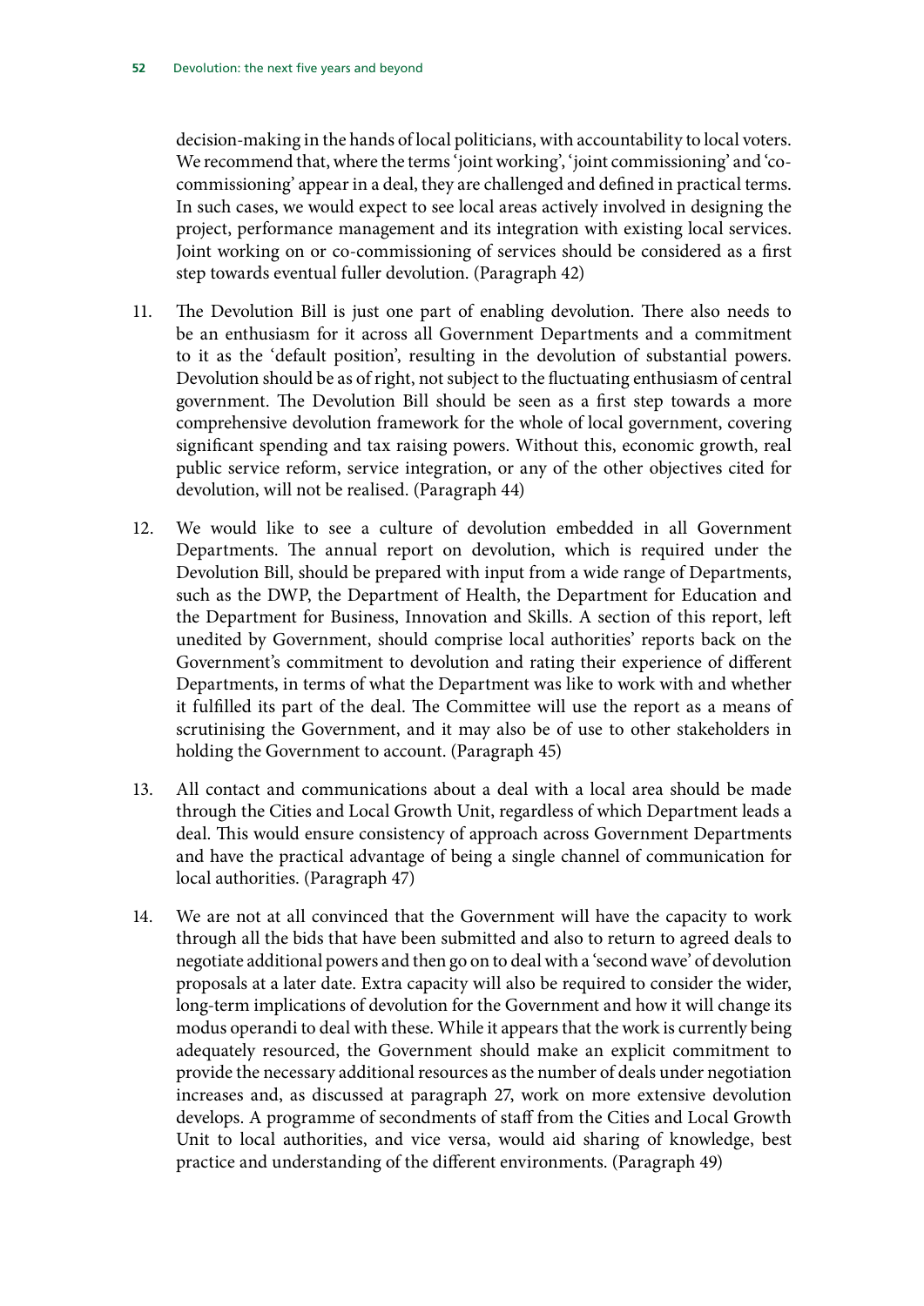decision-making in the hands of local politicians, with accountability to local voters. We recommend that, where the terms 'joint working', 'joint commissioning' and 'co-commissioning' appear in a deal, they are challenged and defined in practical terms. In such cases, we would expect to see local areas actively involved in designing the project, performance management and its integration with existing local services. Joint working on or co-commissioning of services should be considered as a first step towards eventual fuller devolution. (Paragraph 42)

11. The Devolution Bill is just one part of enabling devolution. There also needs to be an enthusiasm for it across all Government Departments and a commitment to it as the 'default position', resulting in the devolution of substantial powers. Devolution should be as of right, not subject to the fluctuating enthusiasm of central government. The Devolution Bill should be seen as a first step towards a more comprehensive devolution framework for the whole of local government, covering significant spending and tax raising powers. Without this, economic growth, real public service reform, service integration, or any of the other objectives cited for devolution, will not be realised. (Paragraph 44)

12. We would like to see a culture of devolution embedded in all Government Departments. The annual report on devolution, which is required under the Devolution Bill, should be prepared with input from a wide range of Departments, such as the DWP, the Department of Health, the Department for Education and the Department for Business, Innovation and Skills. A section of this report, left unedited by Government, should comprise local authorities' reports back on the Government's commitment to devolution and rating their experience of different Departments, in terms of what the Department was like to work with and whether it fulfilled its part of the deal. The Committee will use the report as a means of scrutinising the Government, and it may also be of use to other stakeholders in holding the Government to account. (Paragraph 45)

13. All contact and communications about a deal with a local area should be made through the Cities and Local Growth Unit, regardless of which Department leads a deal. This would ensure consistency of approach across Government Departments and have the practical advantage of being a single channel of communication for local authorities. (Paragraph 47)

14. We are not at all convinced that the Government will have the capacity to work through all the bids that have been submitted and also to return to agreed deals to negotiate additional powers and then go on to deal with a 'second wave' of devolution proposals at a later date. Extra capacity will also be required to consider the wider, long-term implications of devolution for the Government and how it will change its modus operandi to deal with these. While it appears that the work is currently being adequately resourced, the Government should make an explicit commitment to provide the necessary additional resources as the number of deals under negotiation increases and, as discussed at paragraph 27, work on more extensive devolution develops. A programme of secondments of staff from the Cities and Local Growth Unit to local authorities, and vice versa, would aid sharing of knowledge, best practice and understanding of the different environments. (Paragraph 49)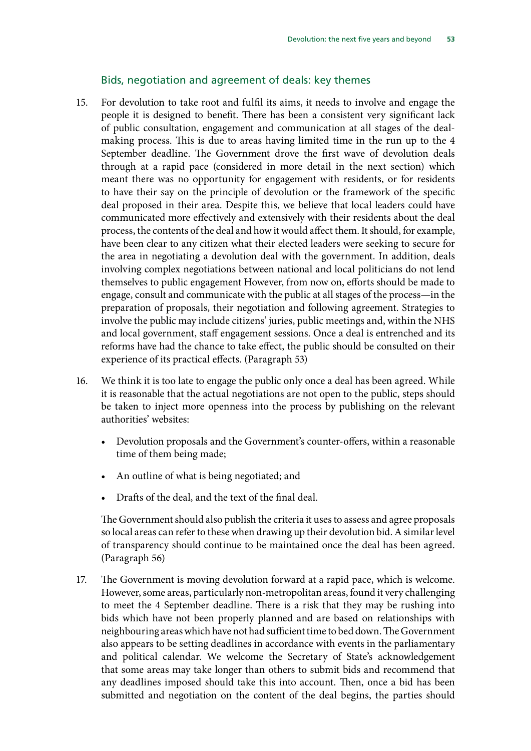### Bids, negotiation and agreement of deals: key themes

15. For devolution to take root and fulfil its aims, it needs to involve and engage the people it is designed to benefit. There has been a consistent very significant lack of public consultation, engagement and communication at all stages of the deal-making process. This is due to areas having limited time in the run up to the 4 September deadline. The Government drove the first wave of devolution deals through at a rapid pace (considered in more detail in the next section) which meant there was no opportunity for engagement with residents, or for residents to have their say on the principle of devolution or the framework of the specific deal proposed in their area. Despite this, we believe that local leaders could have communicated more effectively and extensively with their residents about the deal process, the contents of the deal and how it would affect them. It should, for example, have been clear to any citizen what their elected leaders were seeking to secure for the area in negotiating a devolution deal with the government. In addition, deals involving complex negotiations between national and local politicians do not lend themselves to public engagement However, from now on, efforts should be made to engage, consult and communicate with the public at all stages of the process—in the preparation of proposals, their negotiation and following agreement. Strategies to involve the public may include citizens' juries, public meetings and, within the NHS and local government, staff engagement sessions. Once a deal is entrenched and its reforms have had the chance to take effect, the public should be consulted on their experience of its practical effects. (Paragraph 53)

16. We think it is too late to engage the public only once a deal has been agreed. While it is reasonable that the actual negotiations are not open to the public, steps should be taken to inject more openness into the process by publishing on the relevant authorities' websites:

    - Devolution proposals and the Government's counter-offers, within a reasonable time of them being made;
    - An outline of what is being negotiated; and
    - Drafts of the deal, and the text of the final deal.

    The Government should also publish the criteria it uses to assess and agree proposals so local areas can refer to these when drawing up their devolution bid. A similar level of transparency should continue to be maintained once the deal has been agreed. (Paragraph 56)

17. The Government is moving devolution forward at a rapid pace, which is welcome. However, some areas, particularly non-metropolitan areas, found it very challenging to meet the 4 September deadline. There is a risk that they may be rushing into bids which have not been properly planned and are based on relationships with neighbouring areas which have not had sufficient time to bed down. The Government also appears to be setting deadlines in accordance with events in the parliamentary and political calendar. We welcome the Secretary of State's acknowledgement that some areas may take longer than others to submit bids and recommend that any deadlines imposed should take this into account. Then, once a bid has been submitted and negotiation on the content of the deal begins, the parties should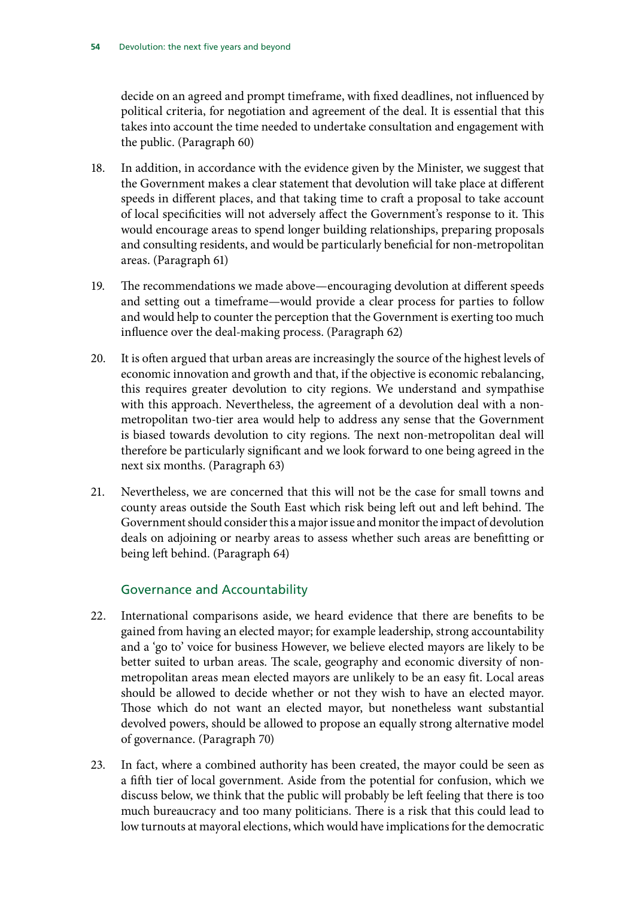decide on an agreed and prompt timeframe, with fixed deadlines, not influenced by political criteria, for negotiation and agreement of the deal. It is essential that this takes into account the time needed to undertake consultation and engagement with the public. (Paragraph 60)

18. In addition, in accordance with the evidence given by the Minister, we suggest that the Government makes a clear statement that devolution will take place at different speeds in different places, and that taking time to craft a proposal to take account of local specificities will not adversely affect the Government's response to it. This would encourage areas to spend longer building relationships, preparing proposals and consulting residents, and would be particularly beneficial for non-metropolitan areas. (Paragraph 61)

19. The recommendations we made above—encouraging devolution at different speeds and setting out a timeframe—would provide a clear process for parties to follow and would help to counter the perception that the Government is exerting too much influence over the deal-making process. (Paragraph 62)

20. It is often argued that urban areas are increasingly the source of the highest levels of economic innovation and growth and that, if the objective is economic rebalancing, this requires greater devolution to city regions. We understand and sympathise with this approach. Nevertheless, the agreement of a devolution deal with a non-metropolitan two-tier area would help to address any sense that the Government is biased towards devolution to city regions. The next non-metropolitan deal will therefore be particularly significant and we look forward to one being agreed in the next six months. (Paragraph 63)

21. Nevertheless, we are concerned that this will not be the case for small towns and county areas outside the South East which risk being left out and left behind. The Government should consider this a major issue and monitor the impact of devolution deals on adjoining or nearby areas to assess whether such areas are benefitting or being left behind. (Paragraph 64)

### Governance and Accountability

22. International comparisons aside, we heard evidence that there are benefits to be gained from having an elected mayor; for example leadership, strong accountability and a 'go to' voice for business However, we believe elected mayors are likely to be better suited to urban areas. The scale, geography and economic diversity of non-metropolitan areas mean elected mayors are unlikely to be an easy fit. Local areas should be allowed to decide whether or not they wish to have an elected mayor. Those which do not want an elected mayor, but nonetheless want substantial devolved powers, should be allowed to propose an equally strong alternative model of governance. (Paragraph 70)

23. In fact, where a combined authority has been created, the mayor could be seen as a fifth tier of local government. Aside from the potential for confusion, which we discuss below, we think that the public will probably be left feeling that there is too much bureaucracy and too many politicians. There is a risk that this could lead to low turnouts at mayoral elections, which would have implications for the democratic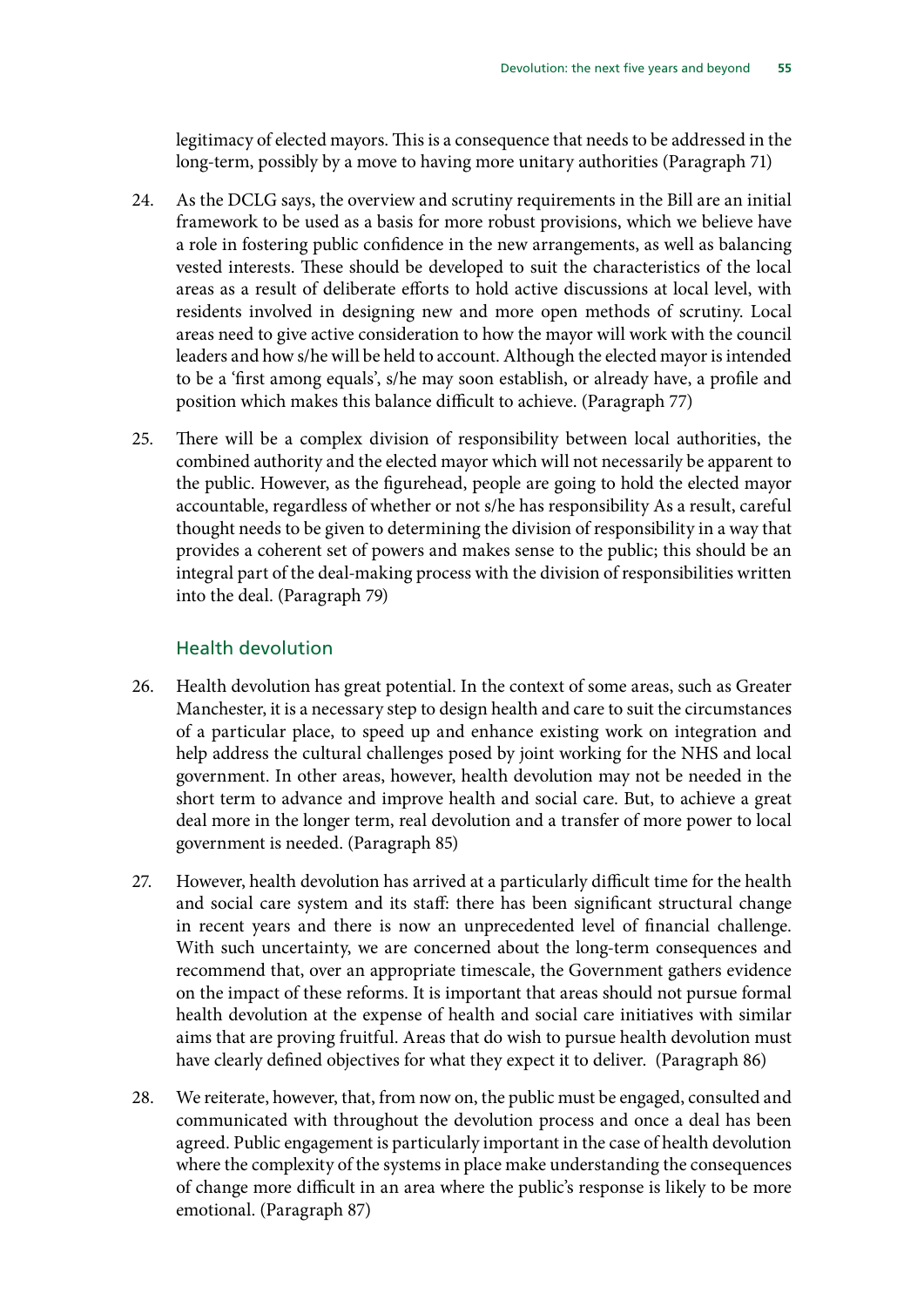legitimacy of elected mayors. This is a consequence that needs to be addressed in the long-term, possibly by a move to having more unitary authorities (Paragraph 71)

24. As the DCLG says, the overview and scrutiny requirements in the Bill are an initial framework to be used as a basis for more robust provisions, which we believe have a role in fostering public confidence in the new arrangements, as well as balancing vested interests. These should be developed to suit the characteristics of the local areas as a result of deliberate efforts to hold active discussions at local level, with residents involved in designing new and more open methods of scrutiny. Local areas need to give active consideration to how the mayor will work with the council leaders and how s/he will be held to account. Although the elected mayor is intended to be a 'first among equals', s/he may soon establish, or already have, a profile and position which makes this balance difficult to achieve. (Paragraph 77)

25. There will be a complex division of responsibility between local authorities, the combined authority and the elected mayor which will not necessarily be apparent to the public. However, as the figurehead, people are going to hold the elected mayor accountable, regardless of whether or not s/he has responsibility As a result, careful thought needs to be given to determining the division of responsibility in a way that provides a coherent set of powers and makes sense to the public; this should be an integral part of the deal-making process with the division of responsibilities written into the deal. (Paragraph 79)

### Health devolution

26. Health devolution has great potential. In the context of some areas, such as Greater Manchester, it is a necessary step to design health and care to suit the circumstances of a particular place, to speed up and enhance existing work on integration and help address the cultural challenges posed by joint working for the NHS and local government. In other areas, however, health devolution may not be needed in the short term to advance and improve health and social care. But, to achieve a great deal more in the longer term, real devolution and a transfer of more power to local government is needed. (Paragraph 85)

27. However, health devolution has arrived at a particularly difficult time for the health and social care system and its staff: there has been significant structural change in recent years and there is now an unprecedented level of financial challenge. With such uncertainty, we are concerned about the long-term consequences and recommend that, over an appropriate timescale, the Government gathers evidence on the impact of these reforms. It is important that areas should not pursue formal health devolution at the expense of health and social care initiatives with similar aims that are proving fruitful. Areas that do wish to pursue health devolution must have clearly defined objectives for what they expect it to deliver. (Paragraph 86)

28. We reiterate, however, that, from now on, the public must be engaged, consulted and communicated with throughout the devolution process and once a deal has been agreed. Public engagement is particularly important in the case of health devolution where the complexity of the systems in place make understanding the consequences of change more difficult in an area where the public's response is likely to be more emotional. (Paragraph 87)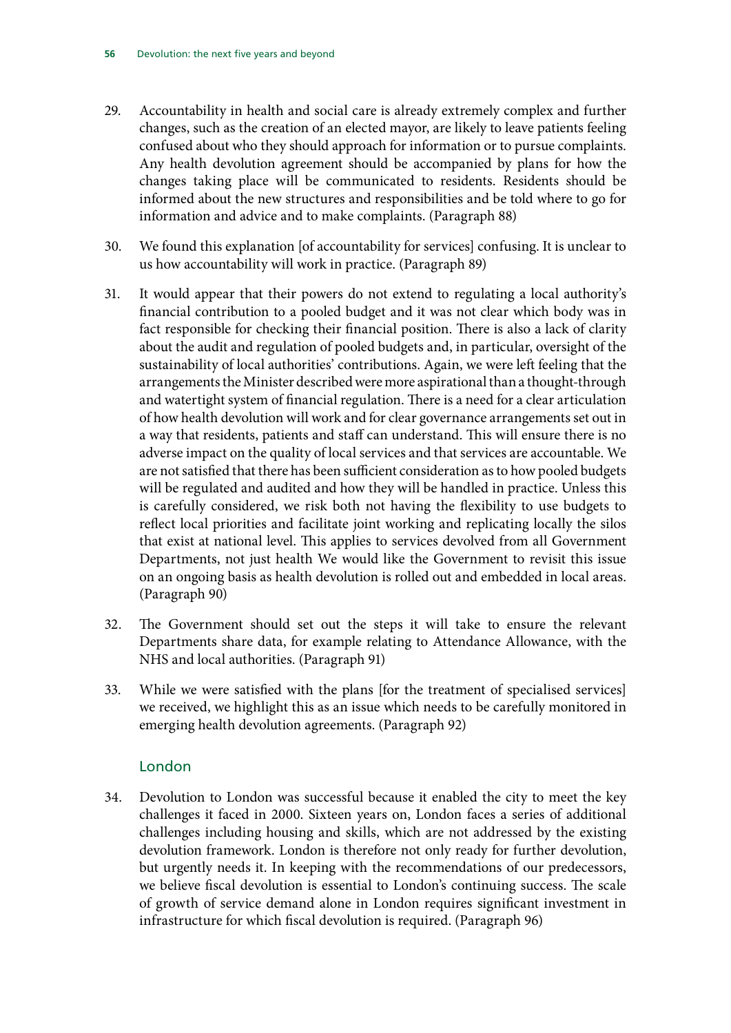29. Accountability in health and social care is already extremely complex and further changes, such as the creation of an elected mayor, are likely to leave patients feeling confused about who they should approach for information or to pursue complaints. Any health devolution agreement should be accompanied by plans for how the changes taking place will be communicated to residents. Residents should be informed about the new structures and responsibilities and be told where to go for information and advice and to make complaints. (Paragraph 88)

30. We found this explanation [of accountability for services] confusing. It is unclear to us how accountability will work in practice. (Paragraph 89)

31. It would appear that their powers do not extend to regulating a local authority's financial contribution to a pooled budget and it was not clear which body was in fact responsible for checking their financial position. There is also a lack of clarity about the audit and regulation of pooled budgets and, in particular, oversight of the sustainability of local authorities' contributions. Again, we were left feeling that the arrangements the Minister described were more aspirational than a thought-through and watertight system of financial regulation. There is a need for a clear articulation of how health devolution will work and for clear governance arrangements set out in a way that residents, patients and staff can understand. This will ensure there is no adverse impact on the quality of local services and that services are accountable. We are not satisfied that there has been sufficient consideration as to how pooled budgets will be regulated and audited and how they will be handled in practice. Unless this is carefully considered, we risk both not having the flexibility to use budgets to reflect local priorities and facilitate joint working and replicating locally the silos that exist at national level. This applies to services devolved from all Government Departments, not just health We would like the Government to revisit this issue on an ongoing basis as health devolution is rolled out and embedded in local areas. (Paragraph 90)

32. The Government should set out the steps it will take to ensure the relevant Departments share data, for example relating to Attendance Allowance, with the NHS and local authorities. (Paragraph 91)

33. While we were satisfied with the plans [for the treatment of specialised services] we received, we highlight this as an issue which needs to be carefully monitored in emerging health devolution agreements. (Paragraph 92)

## London

34. Devolution to London was successful because it enabled the city to meet the key challenges it faced in 2000. Sixteen years on, London faces a series of additional challenges including housing and skills, which are not addressed by the existing devolution framework. London is therefore not only ready for further devolution, but urgently needs it. In keeping with the recommendations of our predecessors, we believe fiscal devolution is essential to London's continuing success. The scale of growth of service demand alone in London requires significant investment in infrastructure for which fiscal devolution is required. (Paragraph 96)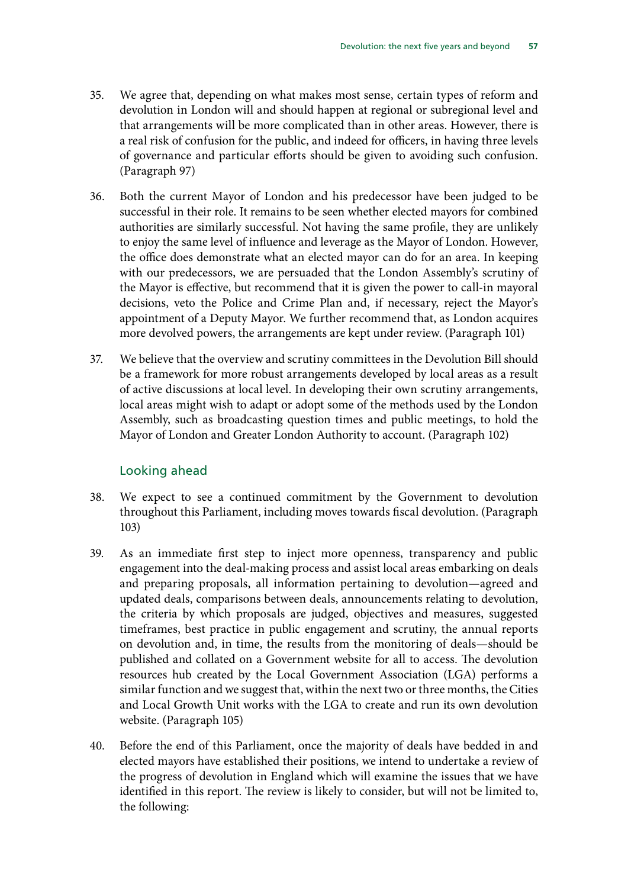35. We agree that, depending on what makes most sense, certain types of reform and devolution in London will and should happen at regional or subregional level and that arrangements will be more complicated than in other areas. However, there is a real risk of confusion for the public, and indeed for officers, in having three levels of governance and particular efforts should be given to avoiding such confusion. (Paragraph 97)

36. Both the current Mayor of London and his predecessor have been judged to be successful in their role. It remains to be seen whether elected mayors for combined authorities are similarly successful. Not having the same profile, they are unlikely to enjoy the same level of influence and leverage as the Mayor of London. However, the office does demonstrate what an elected mayor can do for an area. In keeping with our predecessors, we are persuaded that the London Assembly's scrutiny of the Mayor is effective, but recommend that it is given the power to call-in mayoral decisions, veto the Police and Crime Plan and, if necessary, reject the Mayor's appointment of a Deputy Mayor. We further recommend that, as London acquires more devolved powers, the arrangements are kept under review. (Paragraph 101)

37. We believe that the overview and scrutiny committees in the Devolution Bill should be a framework for more robust arrangements developed by local areas as a result of active discussions at local level. In developing their own scrutiny arrangements, local areas might wish to adapt or adopt some of the methods used by the London Assembly, such as broadcasting question times and public meetings, to hold the Mayor of London and Greater London Authority to account. (Paragraph 102)

## Looking ahead

38. We expect to see a continued commitment by the Government to devolution throughout this Parliament, including moves towards fiscal devolution. (Paragraph 103)

39. As an immediate first step to inject more openness, transparency and public engagement into the deal-making process and assist local areas embarking on deals and preparing proposals, all information pertaining to devolution—agreed and updated deals, comparisons between deals, announcements relating to devolution, the criteria by which proposals are judged, objectives and measures, suggested timeframes, best practice in public engagement and scrutiny, the annual reports on devolution and, in time, the results from the monitoring of deals—should be published and collated on a Government website for all to access. The devolution resources hub created by the Local Government Association (LGA) performs a similar function and we suggest that, within the next two or three months, the Cities and Local Growth Unit works with the LGA to create and run its own devolution website. (Paragraph 105)

40. Before the end of this Parliament, once the majority of deals have bedded in and elected mayors have established their positions, we intend to undertake a review of the progress of devolution in England which will examine the issues that we have identified in this report. The review is likely to consider, but will not be limited to, the following: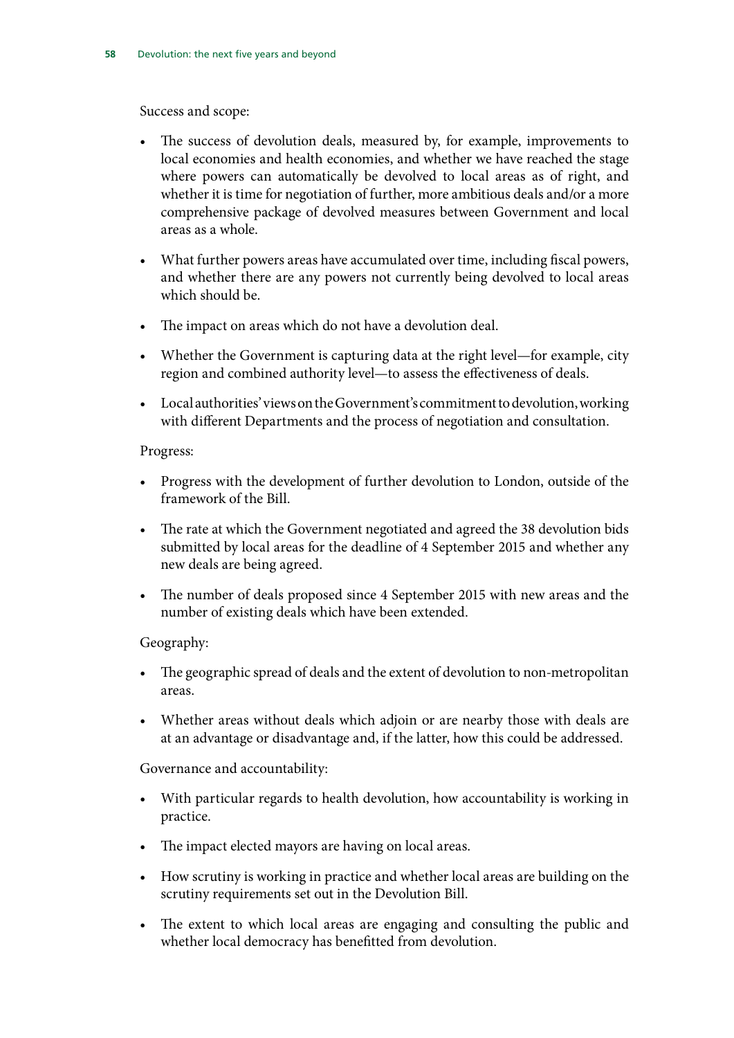Success and scope:

- The success of devolution deals, measured by, for example, improvements to local economies and health economies, and whether we have reached the stage where powers can automatically be devolved to local areas as of right, and whether it is time for negotiation of further, more ambitious deals and/or a more comprehensive package of devolved measures between Government and local areas as a whole.
- What further powers areas have accumulated over time, including fiscal powers, and whether there are any powers not currently being devolved to local areas which should be.
- The impact on areas which do not have a devolution deal.
- Whether the Government is capturing data at the right level—for example, city region and combined authority level—to assess the effectiveness of deals.
- Local authorities' views on the Government's commitment to devolution, working with different Departments and the process of negotiation and consultation.

Progress:

- Progress with the development of further devolution to London, outside of the framework of the Bill.
- The rate at which the Government negotiated and agreed the 38 devolution bids submitted by local areas for the deadline of 4 September 2015 and whether any new deals are being agreed.
- The number of deals proposed since 4 September 2015 with new areas and the number of existing deals which have been extended.

Geography:

- The geographic spread of deals and the extent of devolution to non-metropolitan areas.
- Whether areas without deals which adjoin or are nearby those with deals are at an advantage or disadvantage and, if the latter, how this could be addressed.

Governance and accountability:

- With particular regards to health devolution, how accountability is working in practice.
- The impact elected mayors are having on local areas.
- How scrutiny is working in practice and whether local areas are building on the scrutiny requirements set out in the Devolution Bill.
- The extent to which local areas are engaging and consulting the public and whether local democracy has benefitted from devolution.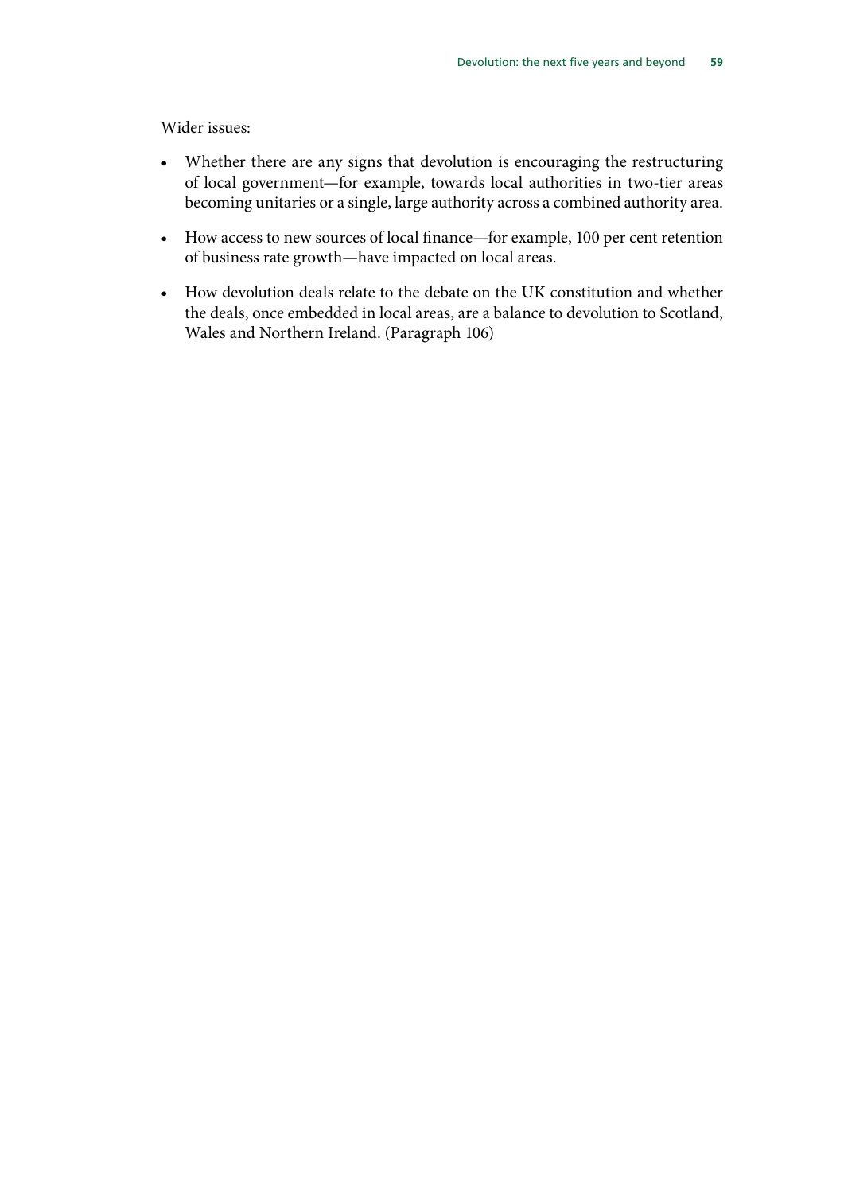Wider issues:

- Whether there are any signs that devolution is encouraging the restructuring of local government—for example, towards local authorities in two-tier areas becoming unitaries or a single, large authority across a combined authority area.
- How access to new sources of local finance—for example, 100 per cent retention of business rate growth—have impacted on local areas.
- How devolution deals relate to the debate on the UK constitution and whether the deals, once embedded in local areas, are a balance to devolution to Scotland, Wales and Northern Ireland. (Paragraph 106)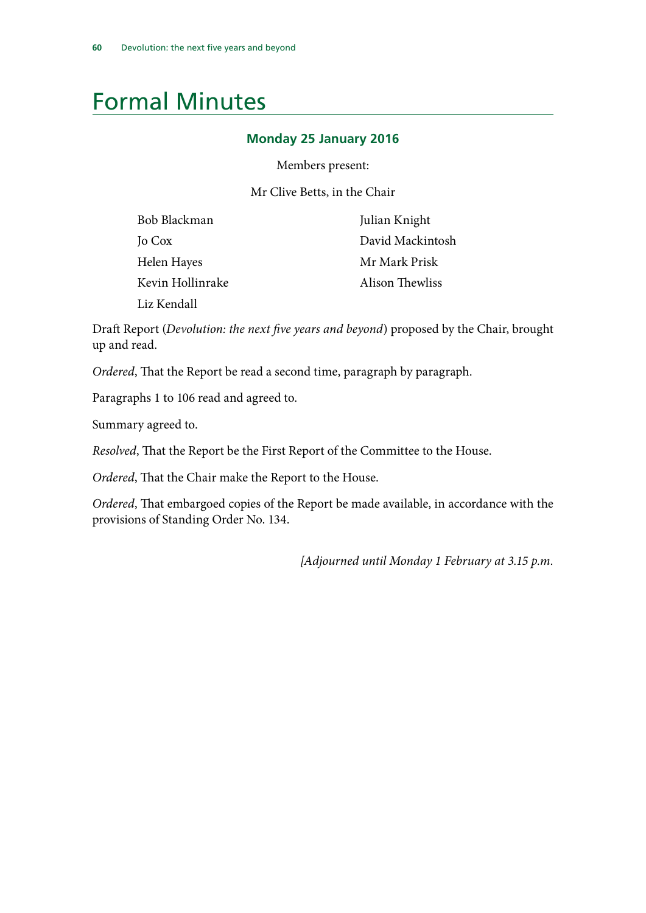# Formal Minutes

### Monday 25 January 2016

Members present:

Mr Clive Betts, in the Chair

Bob Blackman
Jo Cox
Helen Hayes
Kevin Hollinrake
Liz Kendall
Julian Knight
David Mackintosh
Mr Mark Prisk
Alison Thewliss

Draft Report (*Devolution: the next five years and beyond*) proposed by the Chair, brought up and read.

*Ordered*, That the Report be read a second time, paragraph by paragraph.

Paragraphs 1 to 106 read and agreed to.

Summary agreed to.

*Resolved*, That the Report be the First Report of the Committee to the House.

*Ordered*, That the Chair make the Report to the House.

*Ordered*, That embargoed copies of the Report be made available, in accordance with the provisions of Standing Order No. 134.

*[Adjourned until Monday 1 February at 3.15 p.m.*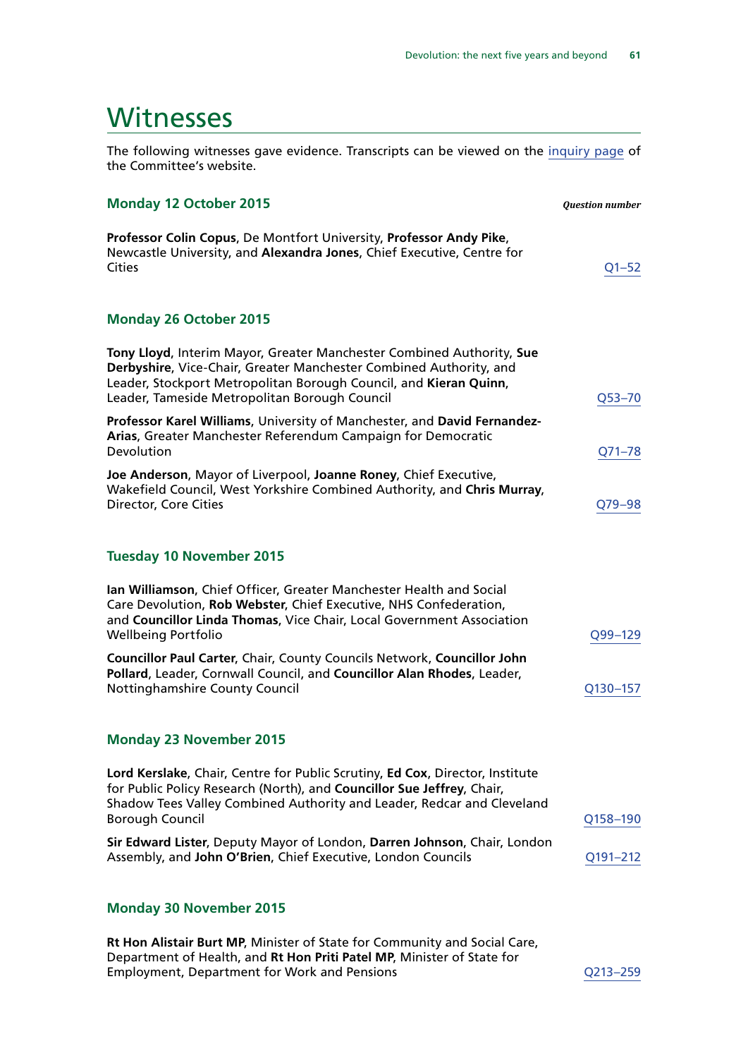# Witnesses

The following witnesses gave evidence. Transcripts can be viewed on the inquiry page of the Committee's website.

### Monday 12 October 2015

*Question number*

**Professor Colin Copus**, De Montfort University, **Professor Andy Pike**, Newcastle University, and **Alexandra Jones**, Chief Executive, Centre for Cities — Q1–52

### Monday 26 October 2015

**Tony Lloyd**, Interim Mayor, Greater Manchester Combined Authority, **Sue Derbyshire**, Vice-Chair, Greater Manchester Combined Authority, and Leader, Stockport Metropolitan Borough Council, and **Kieran Quinn**, Leader, Tameside Metropolitan Borough Council — Q53–70

**Professor Karel Williams**, University of Manchester, and **David Fernandez-Arias**, Greater Manchester Referendum Campaign for Democratic Devolution — Q71–78

**Joe Anderson**, Mayor of Liverpool, **Joanne Roney**, Chief Executive, Wakefield Council, West Yorkshire Combined Authority, and **Chris Murray**, Director, Core Cities — Q79–98

### Tuesday 10 November 2015

**Ian Williamson**, Chief Officer, Greater Manchester Health and Social Care Devolution, **Rob Webster**, Chief Executive, NHS Confederation, and **Councillor Linda Thomas**, Vice Chair, Local Government Association Wellbeing Portfolio — Q99–129

**Councillor Paul Carter**, Chair, County Councils Network, **Councillor John Pollard**, Leader, Cornwall Council, and **Councillor Alan Rhodes**, Leader, Nottinghamshire County Council — Q130–157

### Monday 23 November 2015

**Lord Kerslake**, Chair, Centre for Public Scrutiny, **Ed Cox**, Director, Institute for Public Policy Research (North), and **Councillor Sue Jeffrey**, Chair, Shadow Tees Valley Combined Authority and Leader, Redcar and Cleveland Borough Council — Q158–190

**Sir Edward Lister**, Deputy Mayor of London, **Darren Johnson**, Chair, London Assembly, and **John O'Brien**, Chief Executive, London Councils — Q191–212

### Monday 30 November 2015

**Rt Hon Alistair Burt MP**, Minister of State for Community and Social Care, Department of Health, and **Rt Hon Priti Patel MP**, Minister of State for Employment, Department for Work and Pensions — Q213–259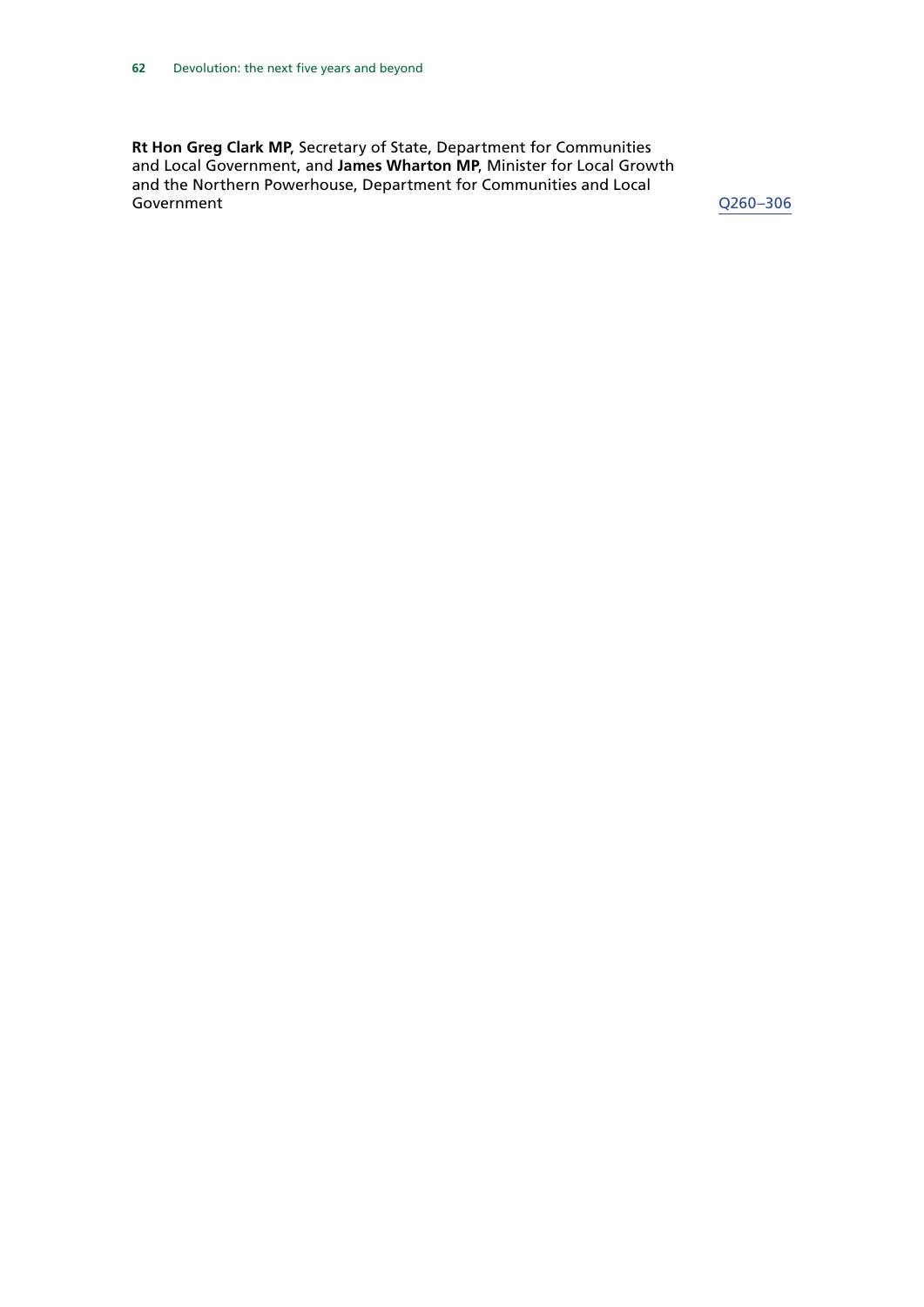**Rt Hon Greg Clark MP**, Secretary of State, Department for Communities and Local Government, and **James Wharton MP**, Minister for Local Growth and the Northern Powerhouse, Department for Communities and Local Government Q260–306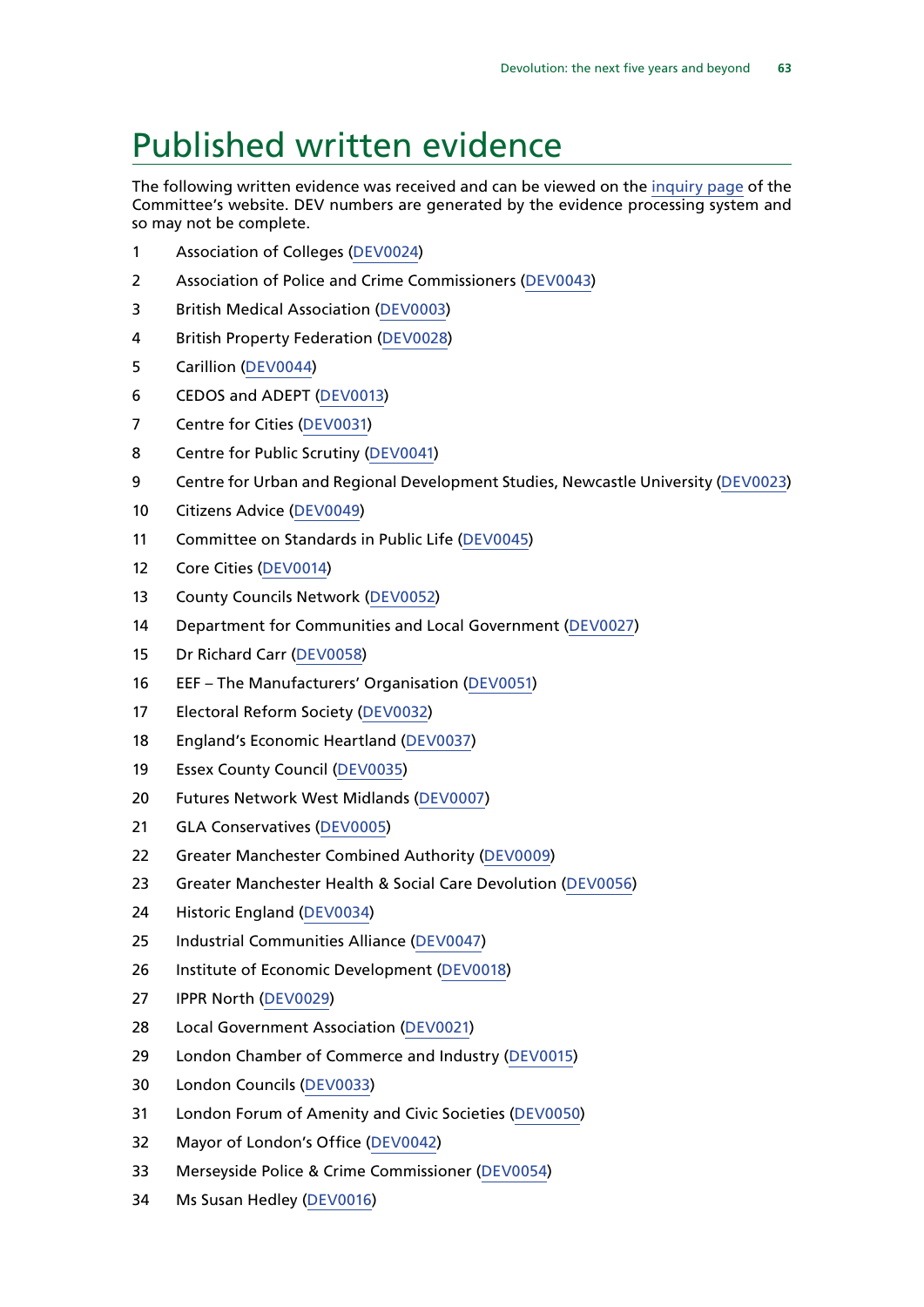# Published written evidence

The following written evidence was received and can be viewed on the inquiry page of the Committee's website. DEV numbers are generated by the evidence processing system and so may not be complete.

1. Association of Colleges (DEV0024)
2. Association of Police and Crime Commissioners (DEV0043)
3. British Medical Association (DEV0003)
4. British Property Federation (DEV0028)
5. Carillion (DEV0044)
6. CEDOS and ADEPT (DEV0013)
7. Centre for Cities (DEV0031)
8. Centre for Public Scrutiny (DEV0041)
9. Centre for Urban and Regional Development Studies, Newcastle University (DEV0023)
10. Citizens Advice (DEV0049)
11. Committee on Standards in Public Life (DEV0045)
12. Core Cities (DEV0014)
13. County Councils Network (DEV0052)
14. Department for Communities and Local Government (DEV0027)
15. Dr Richard Carr (DEV0058)
16. EEF – The Manufacturers' Organisation (DEV0051)
17. Electoral Reform Society (DEV0032)
18. England's Economic Heartland (DEV0037)
19. Essex County Council (DEV0035)
20. Futures Network West Midlands (DEV0007)
21. GLA Conservatives (DEV0005)
22. Greater Manchester Combined Authority (DEV0009)
23. Greater Manchester Health & Social Care Devolution (DEV0056)
24. Historic England (DEV0034)
25. Industrial Communities Alliance (DEV0047)
26. Institute of Economic Development (DEV0018)
27. IPPR North (DEV0029)
28. Local Government Association (DEV0021)
29. London Chamber of Commerce and Industry (DEV0015)
30. London Councils (DEV0033)
31. London Forum of Amenity and Civic Societies (DEV0050)
32. Mayor of London's Office (DEV0042)
33. Merseyside Police & Crime Commissioner (DEV0054)
34. Ms Susan Hedley (DEV0016)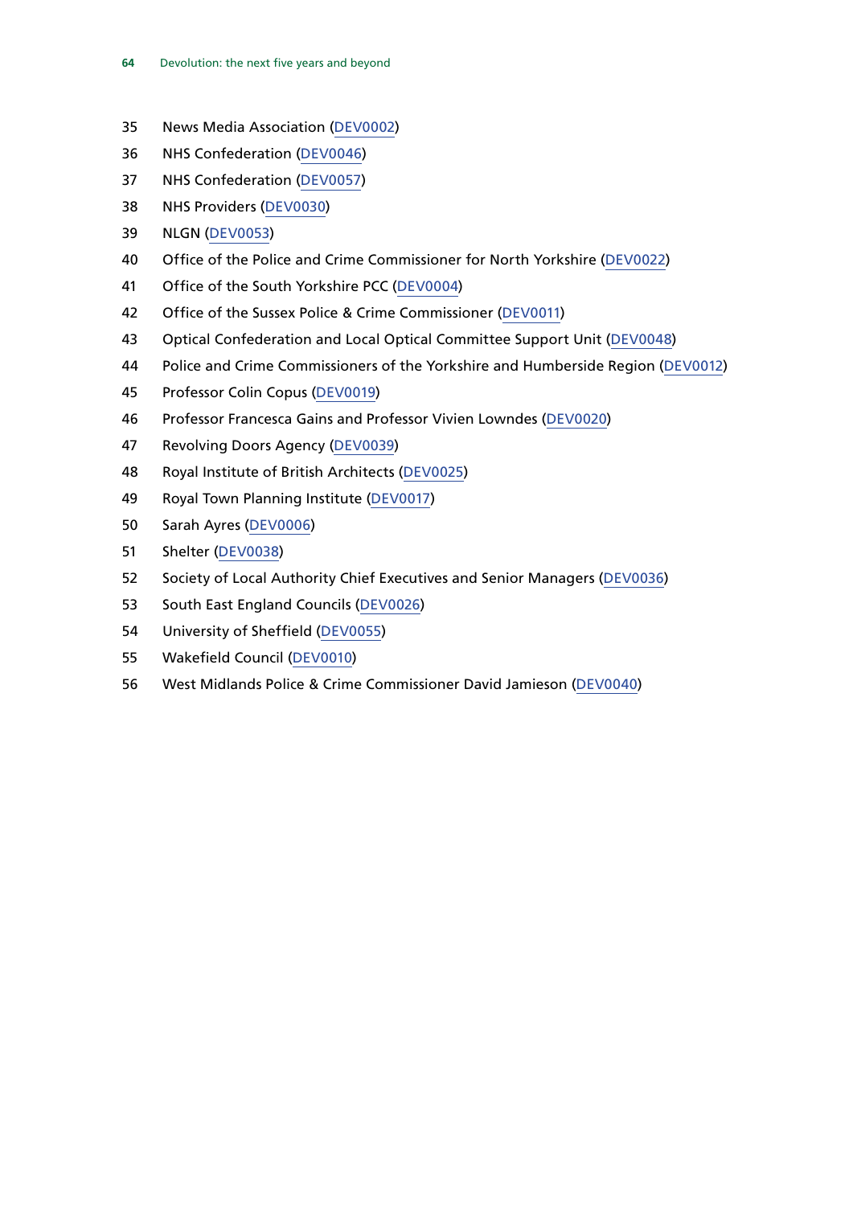35 News Media Association (DEV0002)

36 NHS Confederation (DEV0046)

37 NHS Confederation (DEV0057)

38 NHS Providers (DEV0030)

39 NLGN (DEV0053)

40 Office of the Police and Crime Commissioner for North Yorkshire (DEV0022)

41 Office of the South Yorkshire PCC (DEV0004)

42 Office of the Sussex Police & Crime Commissioner (DEV0011)

43 Optical Confederation and Local Optical Committee Support Unit (DEV0048)

44 Police and Crime Commissioners of the Yorkshire and Humberside Region (DEV0012)

45 Professor Colin Copus (DEV0019)

46 Professor Francesca Gains and Professor Vivien Lowndes (DEV0020)

47 Revolving Doors Agency (DEV0039)

48 Royal Institute of British Architects (DEV0025)

49 Royal Town Planning Institute (DEV0017)

50 Sarah Ayres (DEV0006)

51 Shelter (DEV0038)

52 Society of Local Authority Chief Executives and Senior Managers (DEV0036)

53 South East England Councils (DEV0026)

54 University of Sheffield (DEV0055)

55 Wakefield Council (DEV0010)

56 West Midlands Police & Crime Commissioner David Jamieson (DEV0040)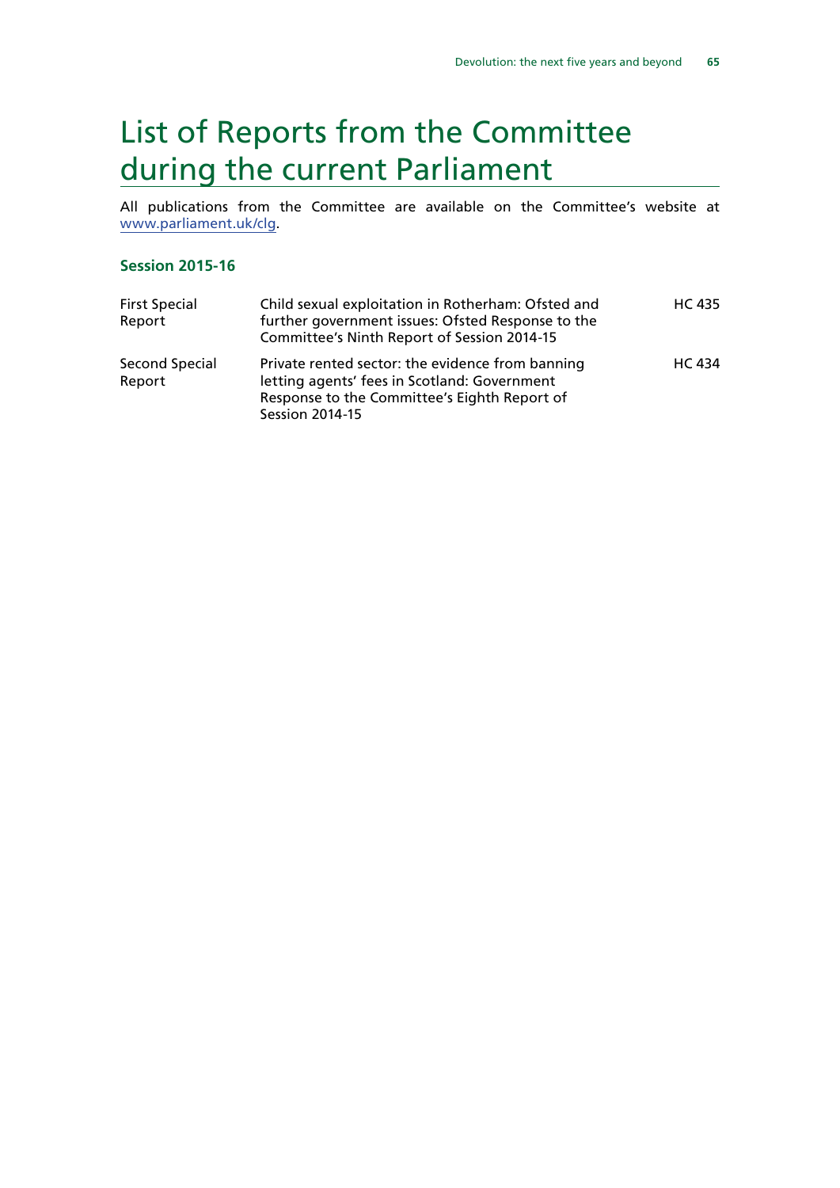# List of Reports from the Committee during the current Parliament

All publications from the Committee are available on the Committee's website at www.parliament.uk/clg.

### Session 2015-16

| | | |
|---|---|---|
| First Special Report | Child sexual exploitation in Rotherham: Ofsted and further government issues: Ofsted Response to the Committee's Ninth Report of Session 2014-15 | HC 435 |
| Second Special Report | Private rented sector: the evidence from banning letting agents' fees in Scotland: Government Response to the Committee's Eighth Report of Session 2014-15 | HC 434 |